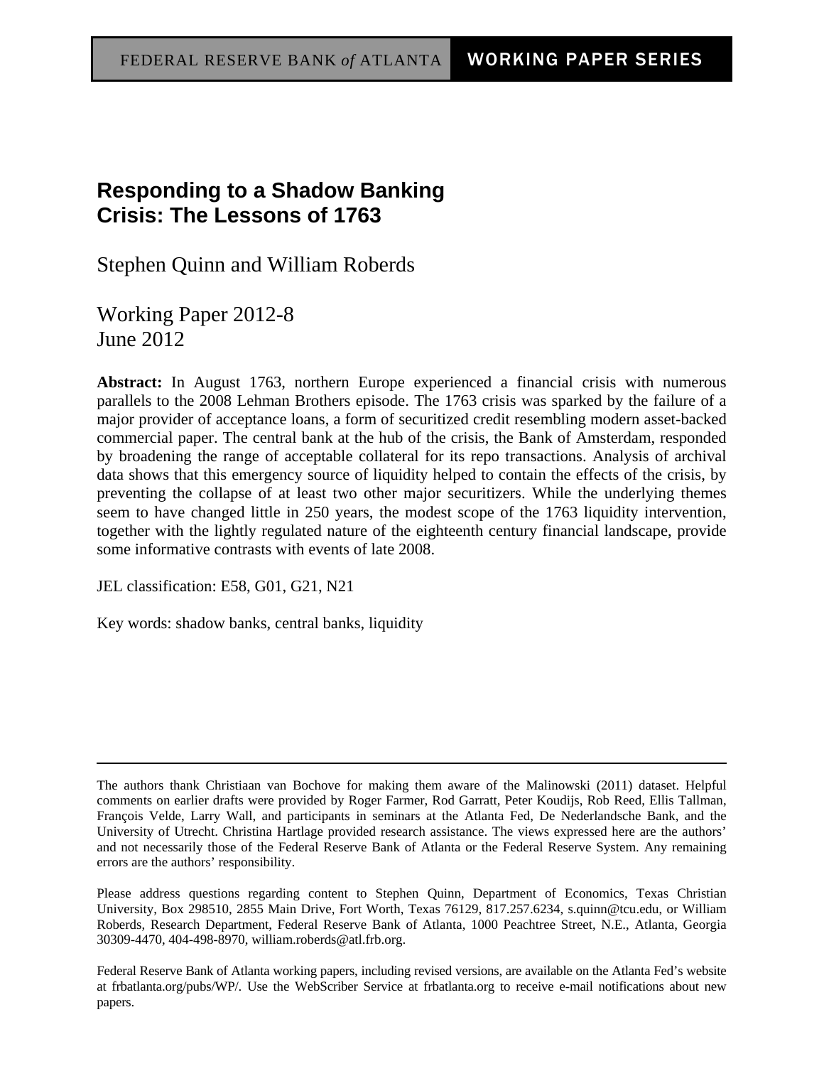FEDERAL RESERVE BANK *of* ATLANTA **WORKING PAPER SERIES**

# Responding to a Shadow Banking Crisis: The Lessons of 1763

Stephen Quinn and William Roberds

Working Paper 2012-8
June 2012

**Abstract:** In August 1763, northern Europe experienced a financial crisis with numerous parallels to the 2008 Lehman Brothers episode. The 1763 crisis was sparked by the failure of a major provider of acceptance loans, a form of securitized credit resembling modern asset-backed commercial paper. The central bank at the hub of the crisis, the Bank of Amsterdam, responded by broadening the range of acceptable collateral for its repo transactions. Analysis of archival data shows that this emergency source of liquidity helped to contain the effects of the crisis, by preventing the collapse of at least two other major securitizers. While the underlying themes seem to have changed little in 250 years, the modest scope of the 1763 liquidity intervention, together with the lightly regulated nature of the eighteenth century financial landscape, provide some informative contrasts with events of late 2008.

JEL classification: E58, G01, G21, N21

Key words: shadow banks, central banks, liquidity

---

The authors thank Christiaan van Bochove for making them aware of the Malinowski (2011) dataset. Helpful comments on earlier drafts were provided by Roger Farmer, Rod Garratt, Peter Koudijs, Rob Reed, Ellis Tallman, François Velde, Larry Wall, and participants in seminars at the Atlanta Fed, De Nederlandsche Bank, and the University of Utrecht. Christina Hartlage provided research assistance. The views expressed here are the authors' and not necessarily those of the Federal Reserve Bank of Atlanta or the Federal Reserve System. Any remaining errors are the authors' responsibility.

Please address questions regarding content to Stephen Quinn, Department of Economics, Texas Christian University, Box 298510, 2855 Main Drive, Fort Worth, Texas 76129, 817.257.6234, s.quinn@tcu.edu, or William Roberds, Research Department, Federal Reserve Bank of Atlanta, 1000 Peachtree Street, N.E., Atlanta, Georgia 30309-4470, 404-498-8970, william.roberds@atl.frb.org.

Federal Reserve Bank of Atlanta working papers, including revised versions, are available on the Atlanta Fed's website at frbatlanta.org/pubs/WP/. Use the WebScriber Service at frbatlanta.org to receive e-mail notifications about new papers.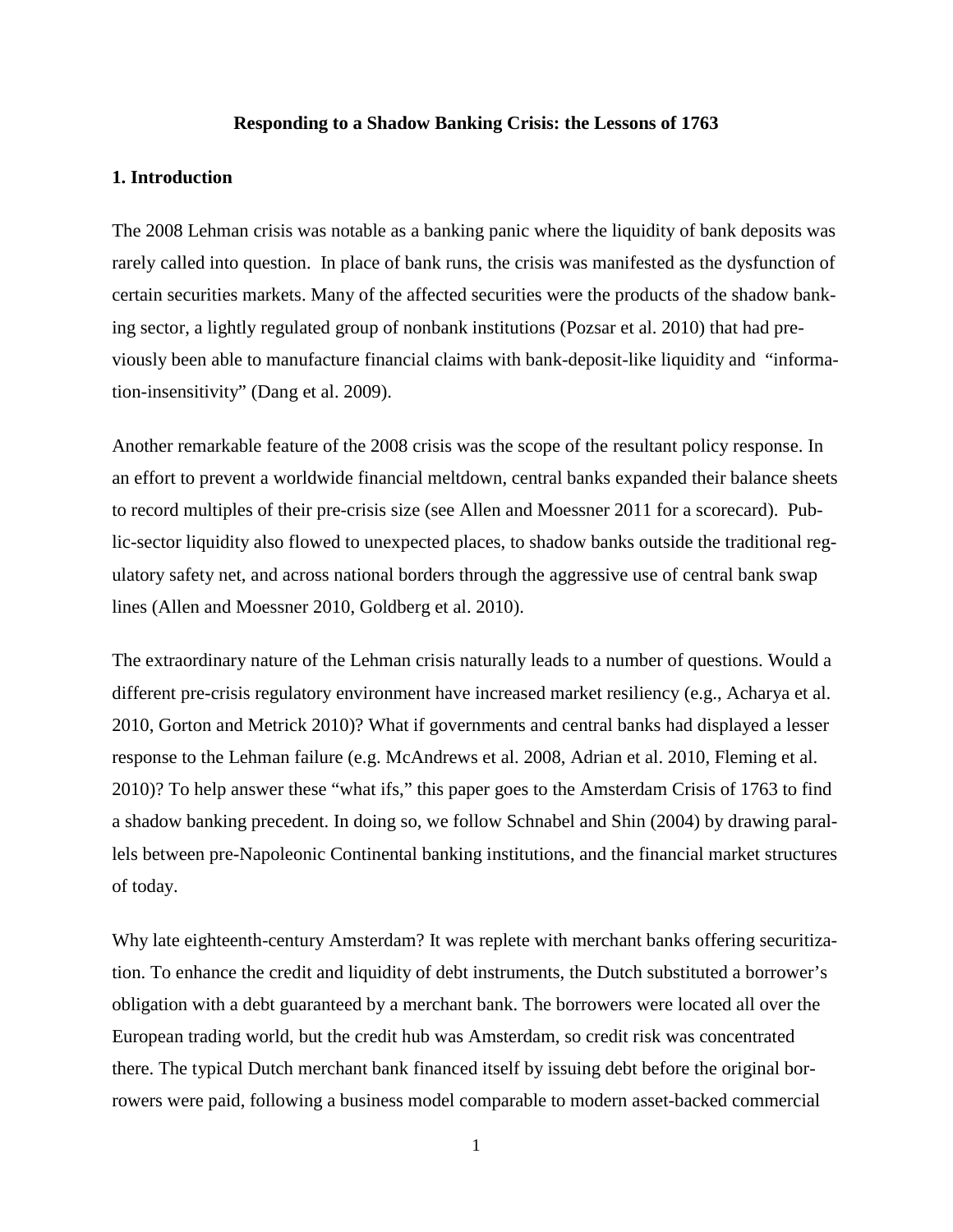**Responding to a Shadow Banking Crisis: the Lessons of 1763**

## 1. Introduction

The 2008 Lehman crisis was notable as a banking panic where the liquidity of bank deposits was rarely called into question. In place of bank runs, the crisis was manifested as the dysfunction of certain securities markets. Many of the affected securities were the products of the shadow banking sector, a lightly regulated group of nonbank institutions (Pozsar et al. 2010) that had previously been able to manufacture financial claims with bank-deposit-like liquidity and "information-insensitivity" (Dang et al. 2009).

Another remarkable feature of the 2008 crisis was the scope of the resultant policy response. In an effort to prevent a worldwide financial meltdown, central banks expanded their balance sheets to record multiples of their pre-crisis size (see Allen and Moessner 2011 for a scorecard). Public-sector liquidity also flowed to unexpected places, to shadow banks outside the traditional regulatory safety net, and across national borders through the aggressive use of central bank swap lines (Allen and Moessner 2010, Goldberg et al. 2010).

The extraordinary nature of the Lehman crisis naturally leads to a number of questions. Would a different pre-crisis regulatory environment have increased market resiliency (e.g., Acharya et al. 2010, Gorton and Metrick 2010)? What if governments and central banks had displayed a lesser response to the Lehman failure (e.g. McAndrews et al. 2008, Adrian et al. 2010, Fleming et al. 2010)? To help answer these "what ifs," this paper goes to the Amsterdam Crisis of 1763 to find a shadow banking precedent. In doing so, we follow Schnabel and Shin (2004) by drawing parallels between pre-Napoleonic Continental banking institutions, and the financial market structures of today.

Why late eighteenth-century Amsterdam? It was replete with merchant banks offering securitization. To enhance the credit and liquidity of debt instruments, the Dutch substituted a borrower's obligation with a debt guaranteed by a merchant bank. The borrowers were located all over the European trading world, but the credit hub was Amsterdam, so credit risk was concentrated there. The typical Dutch merchant bank financed itself by issuing debt before the original borrowers were paid, following a business model comparable to modern asset-backed commercial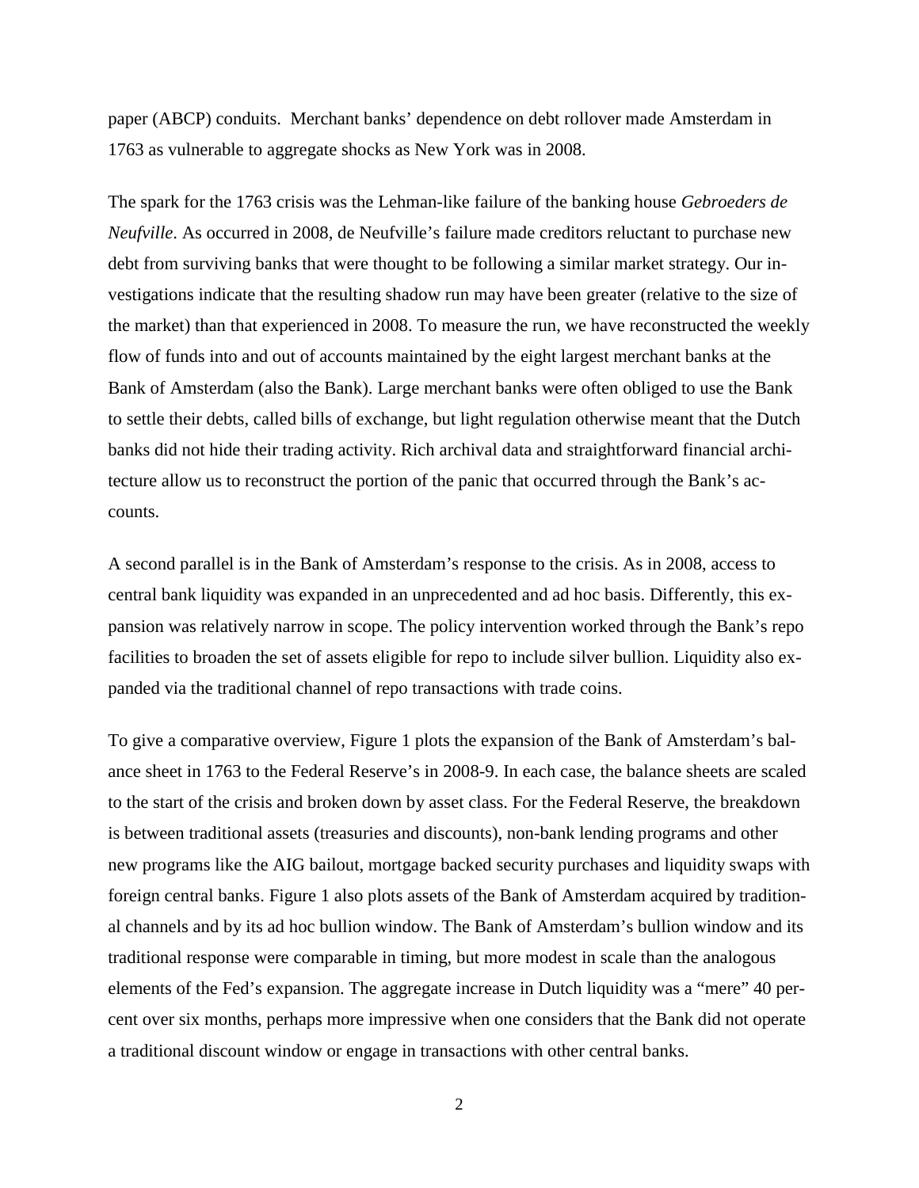paper (ABCP) conduits. Merchant banks' dependence on debt rollover made Amsterdam in 1763 as vulnerable to aggregate shocks as New York was in 2008.

The spark for the 1763 crisis was the Lehman-like failure of the banking house *Gebroeders de Neufville*. As occurred in 2008, de Neufville's failure made creditors reluctant to purchase new debt from surviving banks that were thought to be following a similar market strategy. Our investigations indicate that the resulting shadow run may have been greater (relative to the size of the market) than that experienced in 2008. To measure the run, we have reconstructed the weekly flow of funds into and out of accounts maintained by the eight largest merchant banks at the Bank of Amsterdam (also the Bank). Large merchant banks were often obliged to use the Bank to settle their debts, called bills of exchange, but light regulation otherwise meant that the Dutch banks did not hide their trading activity. Rich archival data and straightforward financial architecture allow us to reconstruct the portion of the panic that occurred through the Bank's accounts.

A second parallel is in the Bank of Amsterdam's response to the crisis. As in 2008, access to central bank liquidity was expanded in an unprecedented and ad hoc basis. Differently, this expansion was relatively narrow in scope. The policy intervention worked through the Bank's repo facilities to broaden the set of assets eligible for repo to include silver bullion. Liquidity also expanded via the traditional channel of repo transactions with trade coins.

To give a comparative overview, Figure 1 plots the expansion of the Bank of Amsterdam's balance sheet in 1763 to the Federal Reserve's in 2008-9. In each case, the balance sheets are scaled to the start of the crisis and broken down by asset class. For the Federal Reserve, the breakdown is between traditional assets (treasuries and discounts), non-bank lending programs and other new programs like the AIG bailout, mortgage backed security purchases and liquidity swaps with foreign central banks. Figure 1 also plots assets of the Bank of Amsterdam acquired by traditional channels and by its ad hoc bullion window. The Bank of Amsterdam's bullion window and its traditional response were comparable in timing, but more modest in scale than the analogous elements of the Fed's expansion. The aggregate increase in Dutch liquidity was a "mere" 40 percent over six months, perhaps more impressive when one considers that the Bank did not operate a traditional discount window or engage in transactions with other central banks.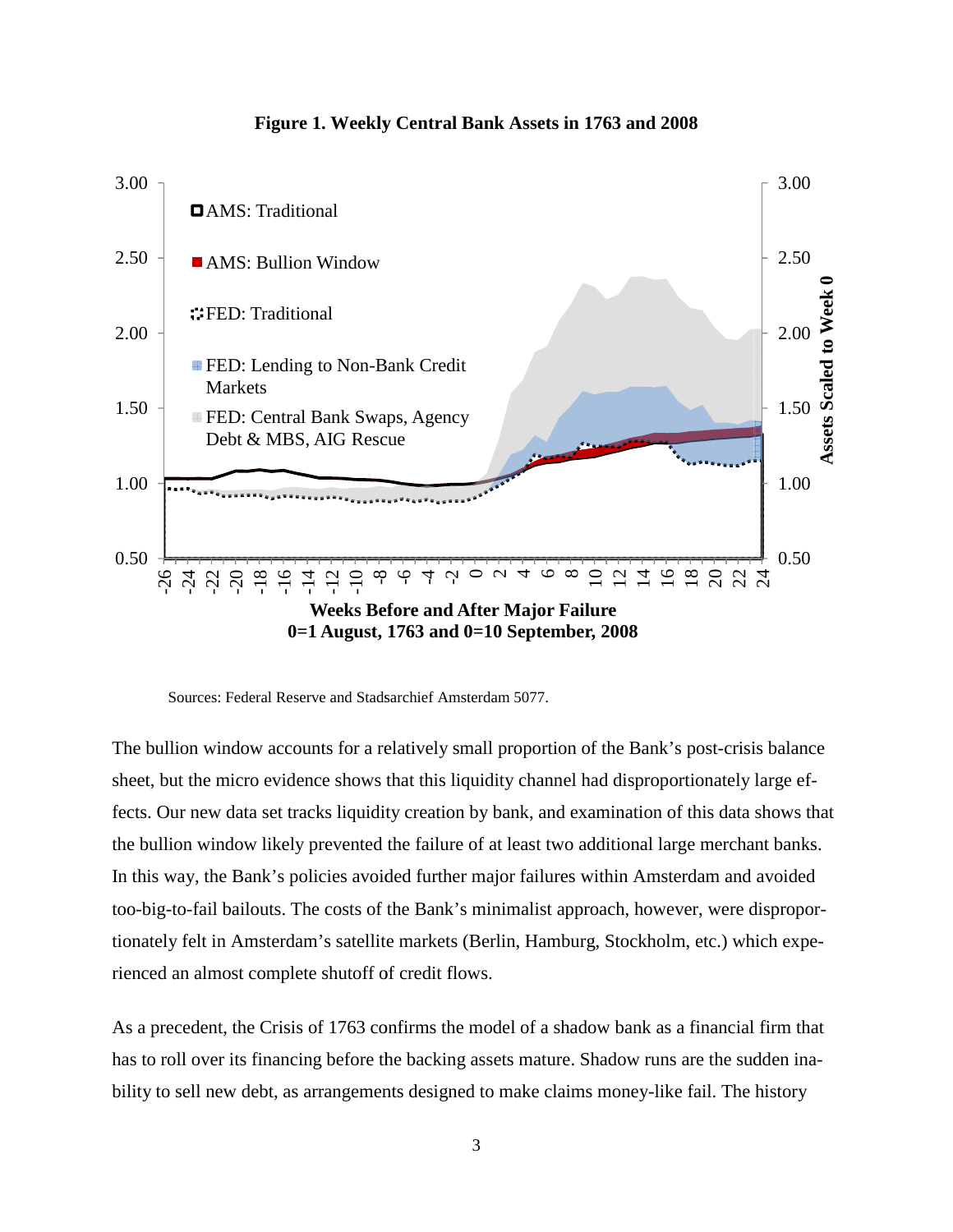**Figure 1. Weekly Central Bank Assets in 1763 and 2008**

Sources: Federal Reserve and Stadsarchief Amsterdam 5077.

The bullion window accounts for a relatively small proportion of the Bank's post-crisis balance sheet, but the micro evidence shows that this liquidity channel had disproportionately large effects. Our new data set tracks liquidity creation by bank, and examination of this data shows that the bullion window likely prevented the failure of at least two additional large merchant banks. In this way, the Bank's policies avoided further major failures within Amsterdam and avoided too-big-to-fail bailouts. The costs of the Bank's minimalist approach, however, were disproportionately felt in Amsterdam's satellite markets (Berlin, Hamburg, Stockholm, etc.) which experienced an almost complete shutoff of credit flows.

As a precedent, the Crisis of 1763 confirms the model of a shadow bank as a financial firm that has to roll over its financing before the backing assets mature. Shadow runs are the sudden inability to sell new debt, as arrangements designed to make claims money-like fail. The history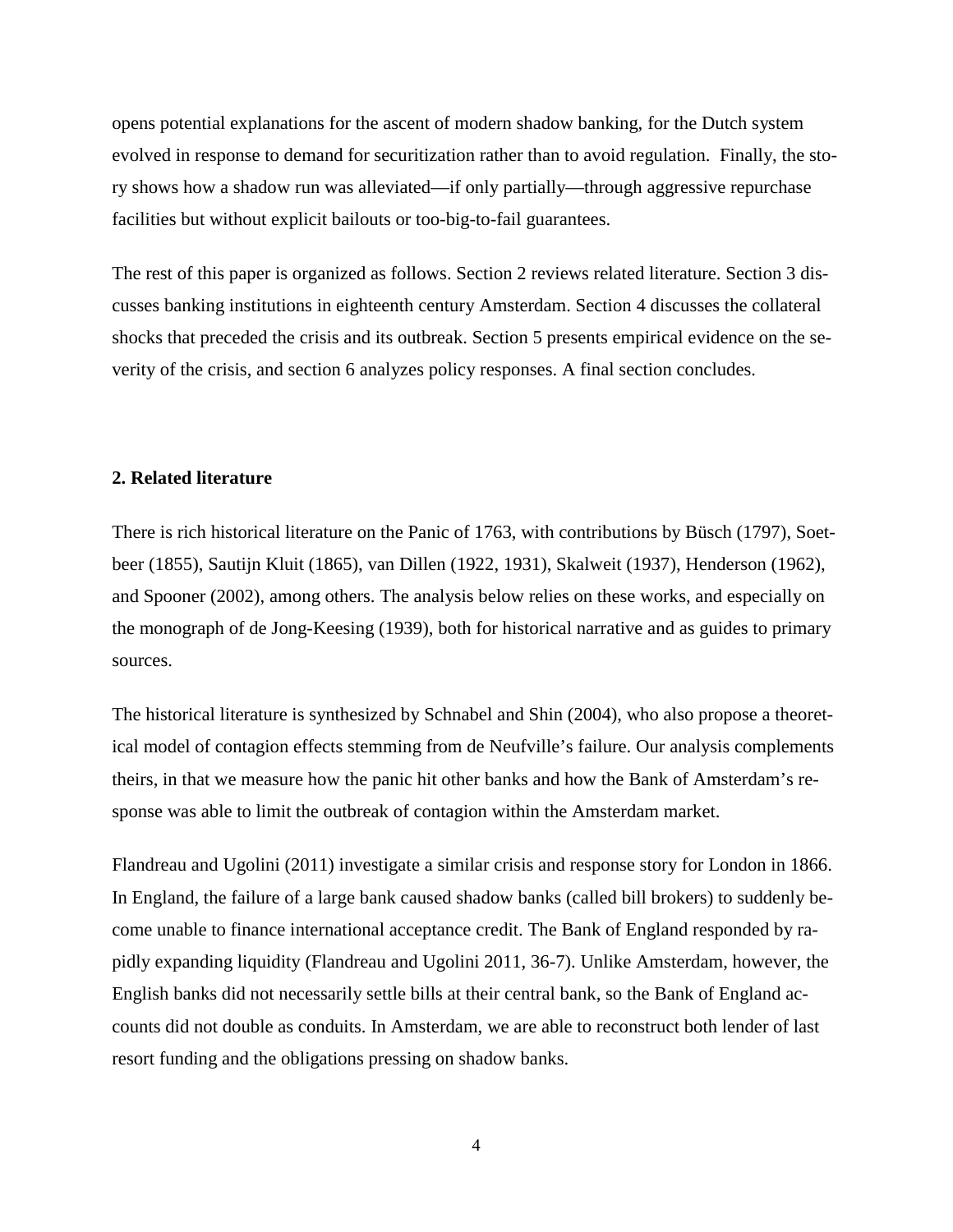opens potential explanations for the ascent of modern shadow banking, for the Dutch system evolved in response to demand for securitization rather than to avoid regulation. Finally, the story shows how a shadow run was alleviated—if only partially—through aggressive repurchase facilities but without explicit bailouts or too-big-to-fail guarantees.

The rest of this paper is organized as follows. Section 2 reviews related literature. Section 3 discusses banking institutions in eighteenth century Amsterdam. Section 4 discusses the collateral shocks that preceded the crisis and its outbreak. Section 5 presents empirical evidence on the severity of the crisis, and section 6 analyzes policy responses. A final section concludes.

## 2. Related literature

There is rich historical literature on the Panic of 1763, with contributions by Büsch (1797), Soetbeer (1855), Sautijn Kluit (1865), van Dillen (1922, 1931), Skalweit (1937), Henderson (1962), and Spooner (2002), among others. The analysis below relies on these works, and especially on the monograph of de Jong-Keesing (1939), both for historical narrative and as guides to primary sources.

The historical literature is synthesized by Schnabel and Shin (2004), who also propose a theoretical model of contagion effects stemming from de Neufville's failure. Our analysis complements theirs, in that we measure how the panic hit other banks and how the Bank of Amsterdam's response was able to limit the outbreak of contagion within the Amsterdam market.

Flandreau and Ugolini (2011) investigate a similar crisis and response story for London in 1866. In England, the failure of a large bank caused shadow banks (called bill brokers) to suddenly become unable to finance international acceptance credit. The Bank of England responded by rapidly expanding liquidity (Flandreau and Ugolini 2011, 36-7). Unlike Amsterdam, however, the English banks did not necessarily settle bills at their central bank, so the Bank of England accounts did not double as conduits. In Amsterdam, we are able to reconstruct both lender of last resort funding and the obligations pressing on shadow banks.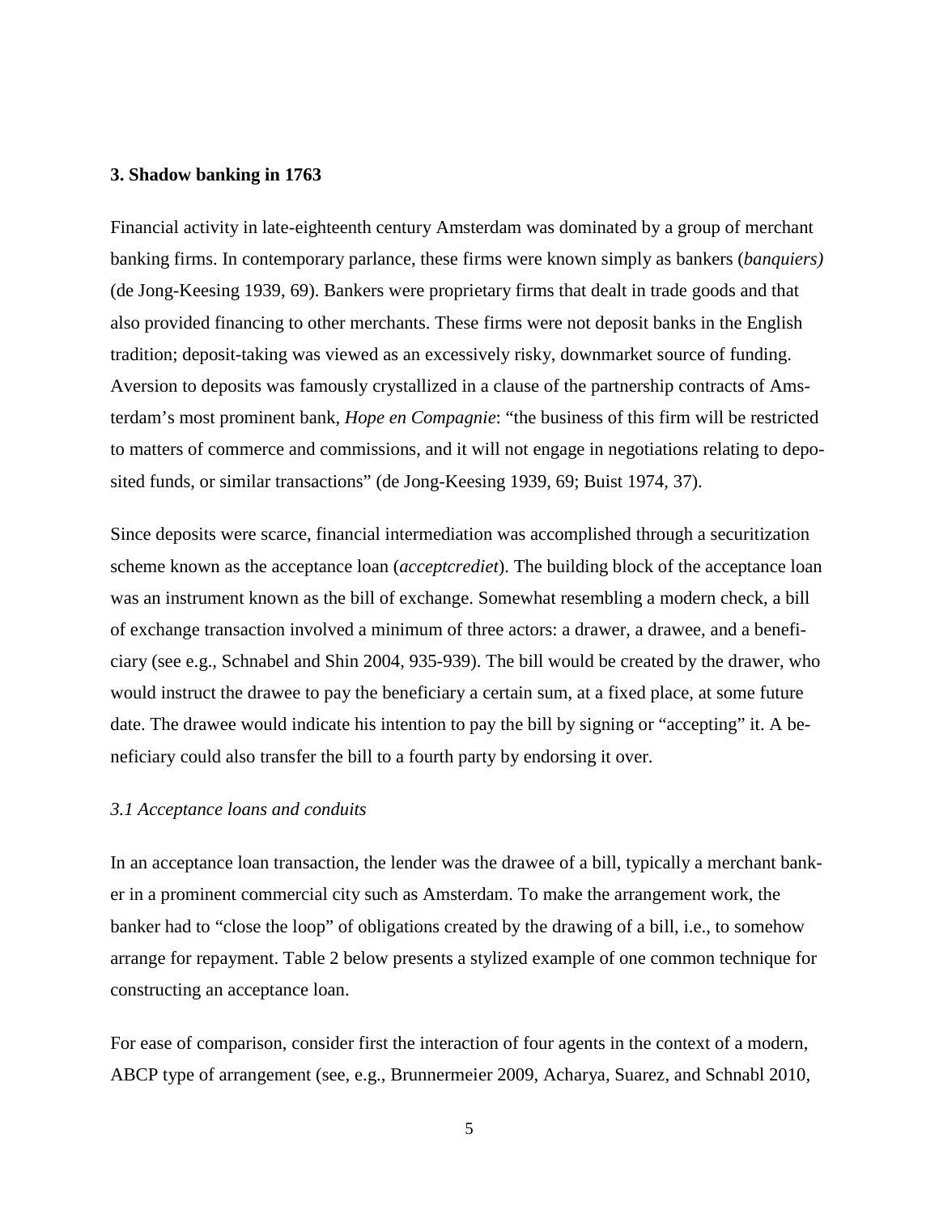## 3. Shadow banking in 1763

Financial activity in late-eighteenth century Amsterdam was dominated by a group of merchant banking firms. In contemporary parlance, these firms were known simply as bankers (*banquiers)* (de Jong-Keesing 1939, 69). Bankers were proprietary firms that dealt in trade goods and that also provided financing to other merchants. These firms were not deposit banks in the English tradition; deposit-taking was viewed as an excessively risky, downmarket source of funding. Aversion to deposits was famously crystallized in a clause of the partnership contracts of Amsterdam's most prominent bank, *Hope en Compagnie*: "the business of this firm will be restricted to matters of commerce and commissions, and it will not engage in negotiations relating to deposited funds, or similar transactions" (de Jong-Keesing 1939, 69; Buist 1974, 37).

Since deposits were scarce, financial intermediation was accomplished through a securitization scheme known as the acceptance loan (*acceptcrediet*). The building block of the acceptance loan was an instrument known as the bill of exchange. Somewhat resembling a modern check, a bill of exchange transaction involved a minimum of three actors: a drawer, a drawee, and a beneficiary (see e.g., Schnabel and Shin 2004, 935-939). The bill would be created by the drawer, who would instruct the drawee to pay the beneficiary a certain sum, at a fixed place, at some future date. The drawee would indicate his intention to pay the bill by signing or "accepting" it. A beneficiary could also transfer the bill to a fourth party by endorsing it over.

### *3.1 Acceptance loans and conduits*

In an acceptance loan transaction, the lender was the drawee of a bill, typically a merchant banker in a prominent commercial city such as Amsterdam. To make the arrangement work, the banker had to "close the loop" of obligations created by the drawing of a bill, i.e., to somehow arrange for repayment. Table 2 below presents a stylized example of one common technique for constructing an acceptance loan.

For ease of comparison, consider first the interaction of four agents in the context of a modern, ABCP type of arrangement (see, e.g., Brunnermeier 2009, Acharya, Suarez, and Schnabl 2010,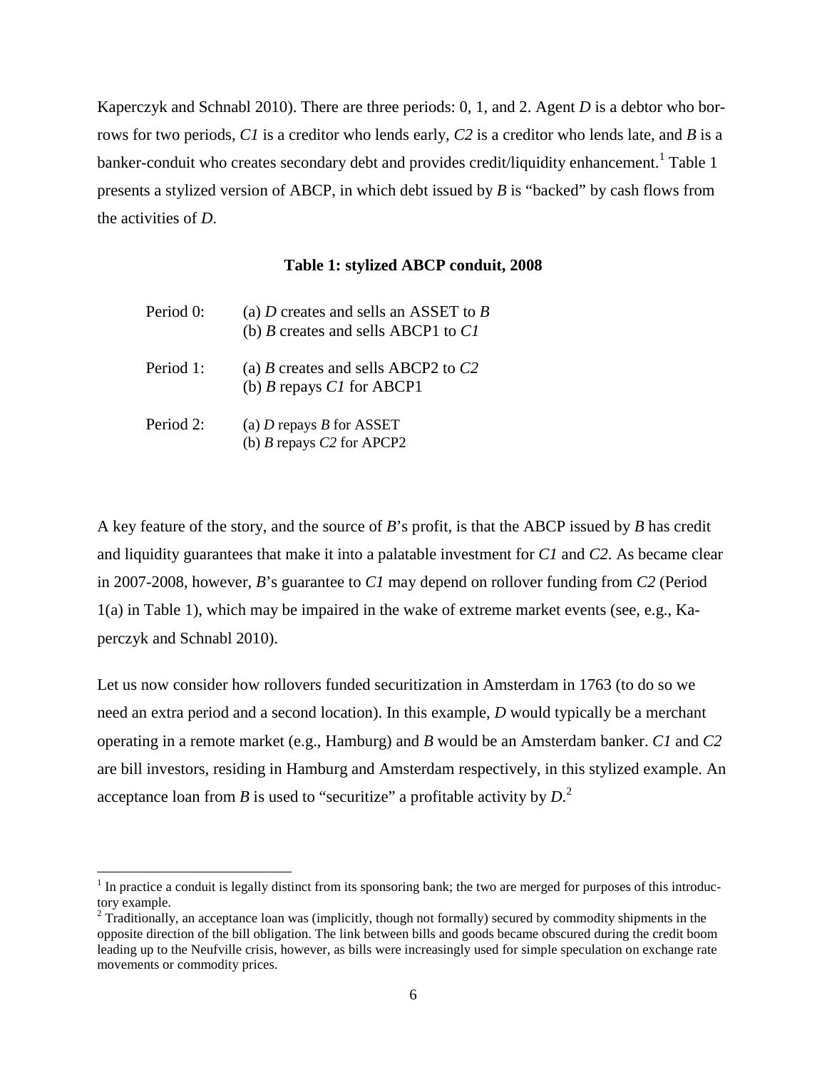Kaperczyk and Schnabl 2010). There are three periods: 0, 1, and 2. Agent *D* is a debtor who borrows for two periods, *C1* is a creditor who lends early, *C2* is a creditor who lends late, and *B* is a banker-conduit who creates secondary debt and provides credit/liquidity enhancement.[1] Table 1 presents a stylized version of ABCP, in which debt issued by *B* is "backed" by cash flows from the activities of *D*.

**Table 1: stylized ABCP conduit, 2008**

| | |
|---|---|
| Period 0: | (a) *D* creates and sells an ASSET to *B*<br>(b) *B* creates and sells ABCP1 to *C1* |
| Period 1: | (a) *B* creates and sells ABCP2 to *C2*<br>(b) *B* repays *C1* for ABCP1 |
| Period 2: | (a) *D* repays *B* for ASSET<br>(b) *B* repays *C2* for APCP2 |

A key feature of the story, and the source of *B*'s profit, is that the ABCP issued by *B* has credit and liquidity guarantees that make it into a palatable investment for *C1* and *C2*. As became clear in 2007-2008, however, *B*'s guarantee to *C1* may depend on rollover funding from *C2* (Period 1(a) in Table 1), which may be impaired in the wake of extreme market events (see, e.g., Kaperczyk and Schnabl 2010).

Let us now consider how rollovers funded securitization in Amsterdam in 1763 (to do so we need an extra period and a second location). In this example, *D* would typically be a merchant operating in a remote market (e.g., Hamburg) and *B* would be an Amsterdam banker. *C1* and *C2* are bill investors, residing in Hamburg and Amsterdam respectively, in this stylized example. An acceptance loan from *B* is used to "securitize" a profitable activity by *D*.[2]

---

[1] In practice a conduit is legally distinct from its sponsoring bank; the two are merged for purposes of this introductory example.

[2] Traditionally, an acceptance loan was (implicitly, though not formally) secured by commodity shipments in the opposite direction of the bill obligation. The link between bills and goods became obscured during the credit boom leading up to the Neufville crisis, however, as bills were increasingly used for simple speculation on exchange rate movements or commodity prices.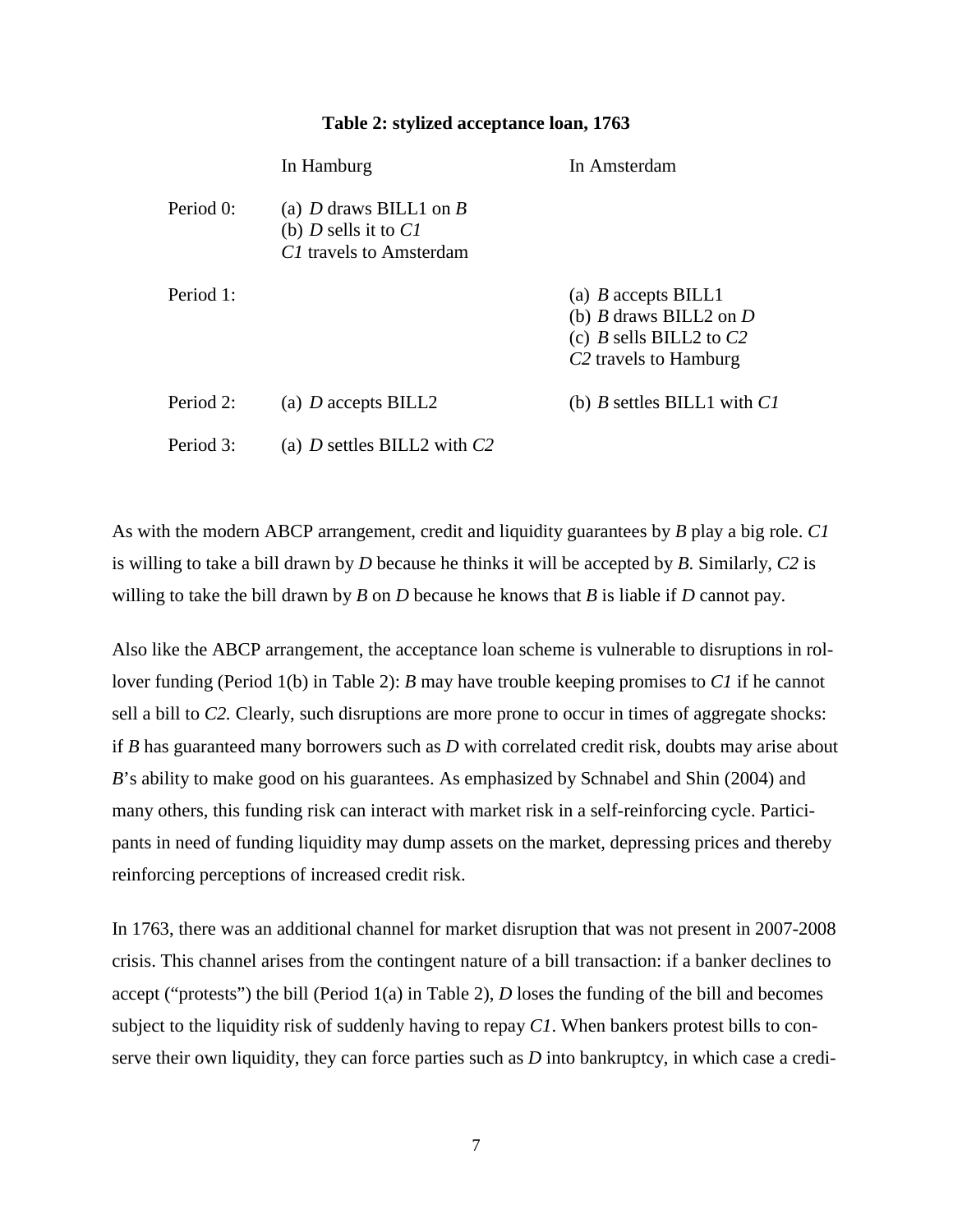**Table 2: stylized acceptance loan, 1763**

| | In Hamburg | In Amsterdam |
|---|---|---|
| Period 0: | (a) *D* draws BILL1 on *B*<br>(b) *D* sells it to *C1*<br>*C1* travels to Amsterdam | |
| Period 1: | | (a) *B* accepts BILL1<br>(b) *B* draws BILL2 on *D*<br>(c) *B* sells BILL2 to *C2*<br>*C2* travels to Hamburg |
| Period 2: | (a) *D* accepts BILL2 | (b) *B* settles BILL1 with *C1* |
| Period 3: | (a) *D* settles BILL2 with *C2* | |

As with the modern ABCP arrangement, credit and liquidity guarantees by *B* play a big role. *C1* is willing to take a bill drawn by *D* because he thinks it will be accepted by *B.* Similarly, *C2* is willing to take the bill drawn by *B* on *D* because he knows that *B* is liable if *D* cannot pay.

Also like the ABCP arrangement, the acceptance loan scheme is vulnerable to disruptions in rollover funding (Period 1(b) in Table 2): *B* may have trouble keeping promises to *C1* if he cannot sell a bill to *C2.* Clearly, such disruptions are more prone to occur in times of aggregate shocks: if *B* has guaranteed many borrowers such as *D* with correlated credit risk, doubts may arise about *B*'s ability to make good on his guarantees. As emphasized by Schnabel and Shin (2004) and many others, this funding risk can interact with market risk in a self-reinforcing cycle. Participants in need of funding liquidity may dump assets on the market, depressing prices and thereby reinforcing perceptions of increased credit risk.

In 1763, there was an additional channel for market disruption that was not present in 2007-2008 crisis. This channel arises from the contingent nature of a bill transaction: if a banker declines to accept ("protests") the bill (Period 1(a) in Table 2), *D* loses the funding of the bill and becomes subject to the liquidity risk of suddenly having to repay *C1*. When bankers protest bills to conserve their own liquidity, they can force parties such as *D* into bankruptcy, in which case a credi-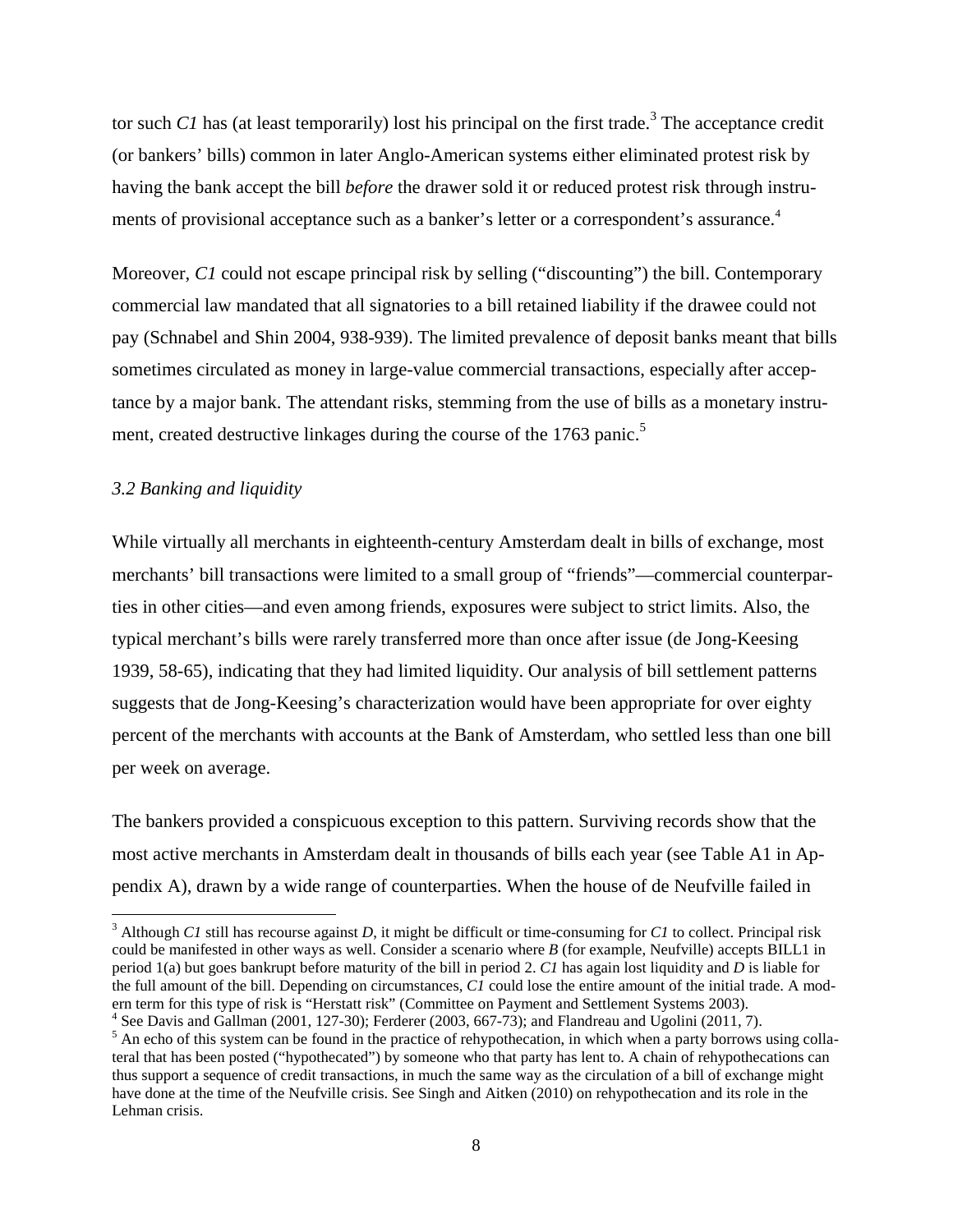tor such *C1* has (at least temporarily) lost his principal on the first trade.[3] The acceptance credit (or bankers' bills) common in later Anglo-American systems either eliminated protest risk by having the bank accept the bill *before* the drawer sold it or reduced protest risk through instruments of provisional acceptance such as a banker's letter or a correspondent's assurance.[4]

Moreover, *C1* could not escape principal risk by selling ("discounting") the bill. Contemporary commercial law mandated that all signatories to a bill retained liability if the drawee could not pay (Schnabel and Shin 2004, 938-939). The limited prevalence of deposit banks meant that bills sometimes circulated as money in large-value commercial transactions, especially after acceptance by a major bank. The attendant risks, stemming from the use of bills as a monetary instrument, created destructive linkages during the course of the 1763 panic.[5]

### *3.2 Banking and liquidity*

While virtually all merchants in eighteenth-century Amsterdam dealt in bills of exchange, most merchants' bill transactions were limited to a small group of "friends"—commercial counterparties in other cities—and even among friends, exposures were subject to strict limits. Also, the typical merchant's bills were rarely transferred more than once after issue (de Jong-Keesing 1939, 58-65), indicating that they had limited liquidity. Our analysis of bill settlement patterns suggests that de Jong-Keesing's characterization would have been appropriate for over eighty percent of the merchants with accounts at the Bank of Amsterdam, who settled less than one bill per week on average.

The bankers provided a conspicuous exception to this pattern. Surviving records show that the most active merchants in Amsterdam dealt in thousands of bills each year (see Table A1 in Appendix A), drawn by a wide range of counterparties. When the house of de Neufville failed in

---

[3] Although *C1* still has recourse against *D*, it might be difficult or time-consuming for *C1* to collect. Principal risk could be manifested in other ways as well. Consider a scenario where *B* (for example, Neufville) accepts BILL1 in period 1(a) but goes bankrupt before maturity of the bill in period 2. *C1* has again lost liquidity and *D* is liable for the full amount of the bill. Depending on circumstances, *C1* could lose the entire amount of the initial trade. A modern term for this type of risk is "Herstatt risk" (Committee on Payment and Settlement Systems 2003).

[4] See Davis and Gallman (2001, 127-30); Ferderer (2003, 667-73); and Flandreau and Ugolini (2011, 7).

[5] An echo of this system can be found in the practice of rehypothecation, in which when a party borrows using collateral that has been posted ("hypothecated") by someone who that party has lent to. A chain of rehypothecations can thus support a sequence of credit transactions, in much the same way as the circulation of a bill of exchange might have done at the time of the Neufville crisis. See Singh and Aitken (2010) on rehypothecation and its role in the Lehman crisis.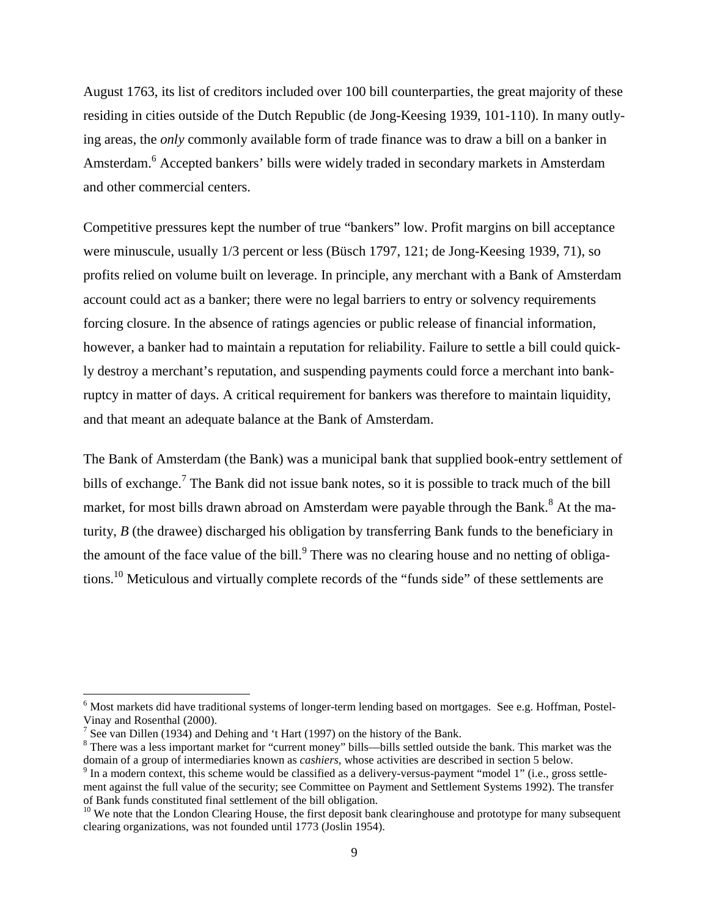August 1763, its list of creditors included over 100 bill counterparties, the great majority of these residing in cities outside of the Dutch Republic (de Jong-Keesing 1939, 101-110). In many outlying areas, the *only* commonly available form of trade finance was to draw a bill on a banker in Amsterdam.[6] Accepted bankers' bills were widely traded in secondary markets in Amsterdam and other commercial centers.

Competitive pressures kept the number of true "bankers" low. Profit margins on bill acceptance were minuscule, usually 1/3 percent or less (Büsch 1797, 121; de Jong-Keesing 1939, 71), so profits relied on volume built on leverage. In principle, any merchant with a Bank of Amsterdam account could act as a banker; there were no legal barriers to entry or solvency requirements forcing closure. In the absence of ratings agencies or public release of financial information, however, a banker had to maintain a reputation for reliability. Failure to settle a bill could quickly destroy a merchant's reputation, and suspending payments could force a merchant into bankruptcy in matter of days. A critical requirement for bankers was therefore to maintain liquidity, and that meant an adequate balance at the Bank of Amsterdam.

The Bank of Amsterdam (the Bank) was a municipal bank that supplied book-entry settlement of bills of exchange.[7] The Bank did not issue bank notes, so it is possible to track much of the bill market, for most bills drawn abroad on Amsterdam were payable through the Bank.[8] At the maturity, *B* (the drawee) discharged his obligation by transferring Bank funds to the beneficiary in the amount of the face value of the bill.[9] There was no clearing house and no netting of obligations.[10] Meticulous and virtually complete records of the "funds side" of these settlements are

---

[6] Most markets did have traditional systems of longer-term lending based on mortgages. See e.g. Hoffman, Postel-Vinay and Rosenthal (2000).

[7] See van Dillen (1934) and Dehing and 't Hart (1997) on the history of the Bank.

[8] There was a less important market for "current money" bills—bills settled outside the bank. This market was the domain of a group of intermediaries known as *cashiers*, whose activities are described in section 5 below.

[9] In a modern context, this scheme would be classified as a delivery-versus-payment "model 1" (i.e., gross settlement against the full value of the security; see Committee on Payment and Settlement Systems 1992). The transfer of Bank funds constituted final settlement of the bill obligation.

[10] We note that the London Clearing House, the first deposit bank clearinghouse and prototype for many subsequent clearing organizations, was not founded until 1773 (Joslin 1954).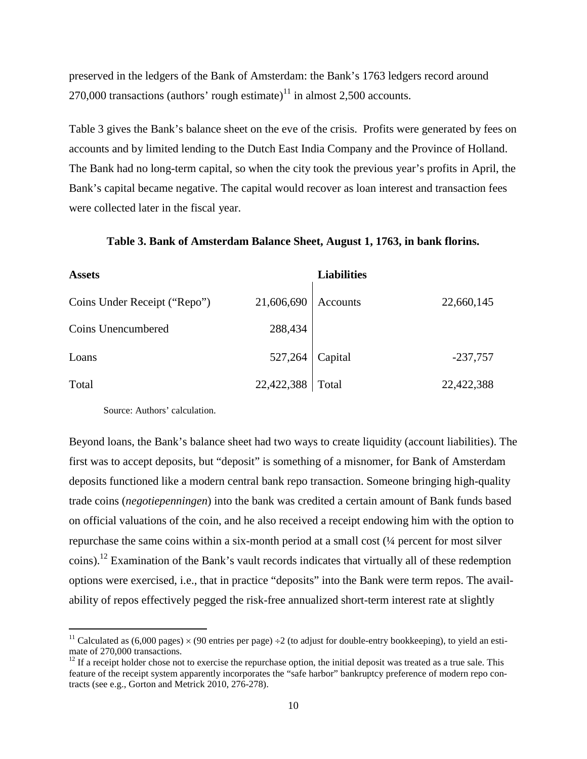preserved in the ledgers of the Bank of Amsterdam: the Bank's 1763 ledgers record around 270,000 transactions (authors' rough estimate)[11] in almost 2,500 accounts.

Table 3 gives the Bank's balance sheet on the eve of the crisis. Profits were generated by fees on accounts and by limited lending to the Dutch East India Company and the Province of Holland. The Bank had no long-term capital, so when the city took the previous year's profits in April, the Bank's capital became negative. The capital would recover as loan interest and transaction fees were collected later in the fiscal year.

**Table 3. Bank of Amsterdam Balance Sheet, August 1, 1763, in bank florins.**

| **Assets** | | **Liabilities** | |
|---|---|---|---|
| Coins Under Receipt ("Repo") | 21,606,690 | Accounts | 22,660,145 |
| Coins Unencumbered | 288,434 | | |
| Loans | 527,264 | Capital | -237,757 |
| Total | 22,422,388 | Total | 22,422,388 |

Source: Authors' calculation.

Beyond loans, the Bank's balance sheet had two ways to create liquidity (account liabilities). The first was to accept deposits, but "deposit" is something of a misnomer, for Bank of Amsterdam deposits functioned like a modern central bank repo transaction. Someone bringing high-quality trade coins (*negotiepenningen*) into the bank was credited a certain amount of Bank funds based on official valuations of the coin, and he also received a receipt endowing him with the option to repurchase the same coins within a six-month period at a small cost (¼ percent for most silver coins).[12] Examination of the Bank's vault records indicates that virtually all of these redemption options were exercised, i.e., that in practice "deposits" into the Bank were term repos. The availability of repos effectively pegged the risk-free annualized short-term interest rate at slightly

[11] Calculated as (6,000 pages) $\times$ (90 entries per page) $\div 2$ (to adjust for double-entry bookkeeping), to yield an estimate of 270,000 transactions.

[12] If a receipt holder chose not to exercise the repurchase option, the initial deposit was treated as a true sale. This feature of the receipt system apparently incorporates the "safe harbor" bankruptcy preference of modern repo contracts (see e.g., Gorton and Metrick 2010, 276-278).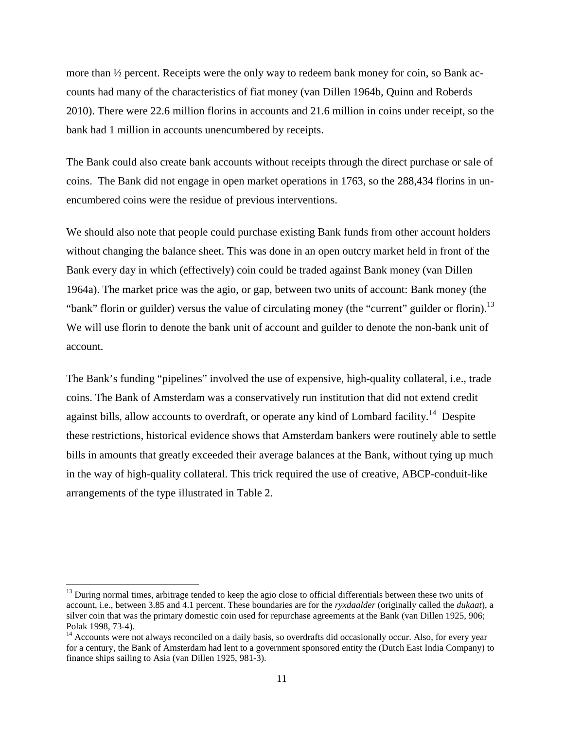more than ½ percent. Receipts were the only way to redeem bank money for coin, so Bank accounts had many of the characteristics of fiat money (van Dillen 1964b, Quinn and Roberds 2010). There were 22.6 million florins in accounts and 21.6 million in coins under receipt, so the bank had 1 million in accounts unencumbered by receipts.

The Bank could also create bank accounts without receipts through the direct purchase or sale of coins. The Bank did not engage in open market operations in 1763, so the 288,434 florins in unencumbered coins were the residue of previous interventions.

We should also note that people could purchase existing Bank funds from other account holders without changing the balance sheet. This was done in an open outcry market held in front of the Bank every day in which (effectively) coin could be traded against Bank money (van Dillen 1964a). The market price was the agio, or gap, between two units of account: Bank money (the "bank" florin or guilder) versus the value of circulating money (the "current" guilder or florin).[13] We will use florin to denote the bank unit of account and guilder to denote the non-bank unit of account.

The Bank's funding "pipelines" involved the use of expensive, high-quality collateral, i.e., trade coins. The Bank of Amsterdam was a conservatively run institution that did not extend credit against bills, allow accounts to overdraft, or operate any kind of Lombard facility.[14] Despite these restrictions, historical evidence shows that Amsterdam bankers were routinely able to settle bills in amounts that greatly exceeded their average balances at the Bank, without tying up much in the way of high-quality collateral. This trick required the use of creative, ABCP-conduit-like arrangements of the type illustrated in Table 2.

---

[13] During normal times, arbitrage tended to keep the agio close to official differentials between these two units of account, i.e., between 3.85 and 4.1 percent. These boundaries are for the *ryxdaalder* (originally called the *dukaat*), a silver coin that was the primary domestic coin used for repurchase agreements at the Bank (van Dillen 1925, 906; Polak 1998, 73-4).

[14] Accounts were not always reconciled on a daily basis, so overdrafts did occasionally occur. Also, for every year for a century, the Bank of Amsterdam had lent to a government sponsored entity the (Dutch East India Company) to finance ships sailing to Asia (van Dillen 1925, 981-3).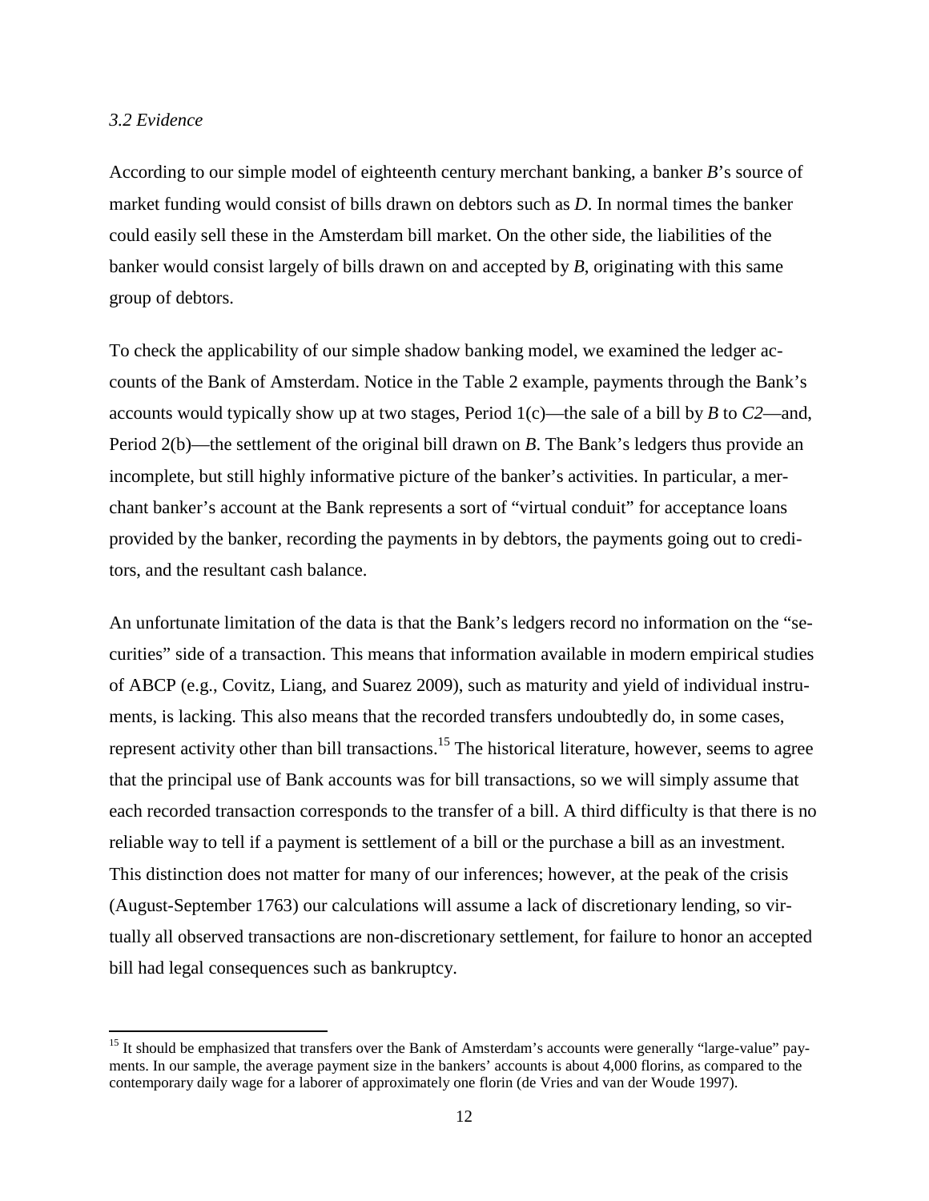### *3.2 Evidence*

According to our simple model of eighteenth century merchant banking, a banker *B*'s source of market funding would consist of bills drawn on debtors such as *D*. In normal times the banker could easily sell these in the Amsterdam bill market. On the other side, the liabilities of the banker would consist largely of bills drawn on and accepted by *B*, originating with this same group of debtors.

To check the applicability of our simple shadow banking model, we examined the ledger accounts of the Bank of Amsterdam. Notice in the Table 2 example, payments through the Bank's accounts would typically show up at two stages, Period 1(c)—the sale of a bill by *B* to *C2*—and, Period 2(b)—the settlement of the original bill drawn on *B*. The Bank's ledgers thus provide an incomplete, but still highly informative picture of the banker's activities. In particular, a merchant banker's account at the Bank represents a sort of "virtual conduit" for acceptance loans provided by the banker, recording the payments in by debtors, the payments going out to creditors, and the resultant cash balance.

An unfortunate limitation of the data is that the Bank's ledgers record no information on the "securities" side of a transaction. This means that information available in modern empirical studies of ABCP (e.g., Covitz, Liang, and Suarez 2009), such as maturity and yield of individual instruments, is lacking. This also means that the recorded transfers undoubtedly do, in some cases, represent activity other than bill transactions.[15] The historical literature, however, seems to agree that the principal use of Bank accounts was for bill transactions, so we will simply assume that each recorded transaction corresponds to the transfer of a bill. A third difficulty is that there is no reliable way to tell if a payment is settlement of a bill or the purchase a bill as an investment. This distinction does not matter for many of our inferences; however, at the peak of the crisis (August-September 1763) our calculations will assume a lack of discretionary lending, so virtually all observed transactions are non-discretionary settlement, for failure to honor an accepted bill had legal consequences such as bankruptcy.

[15] It should be emphasized that transfers over the Bank of Amsterdam's accounts were generally "large-value" payments. In our sample, the average payment size in the bankers' accounts is about 4,000 florins, as compared to the contemporary daily wage for a laborer of approximately one florin (de Vries and van der Woude 1997).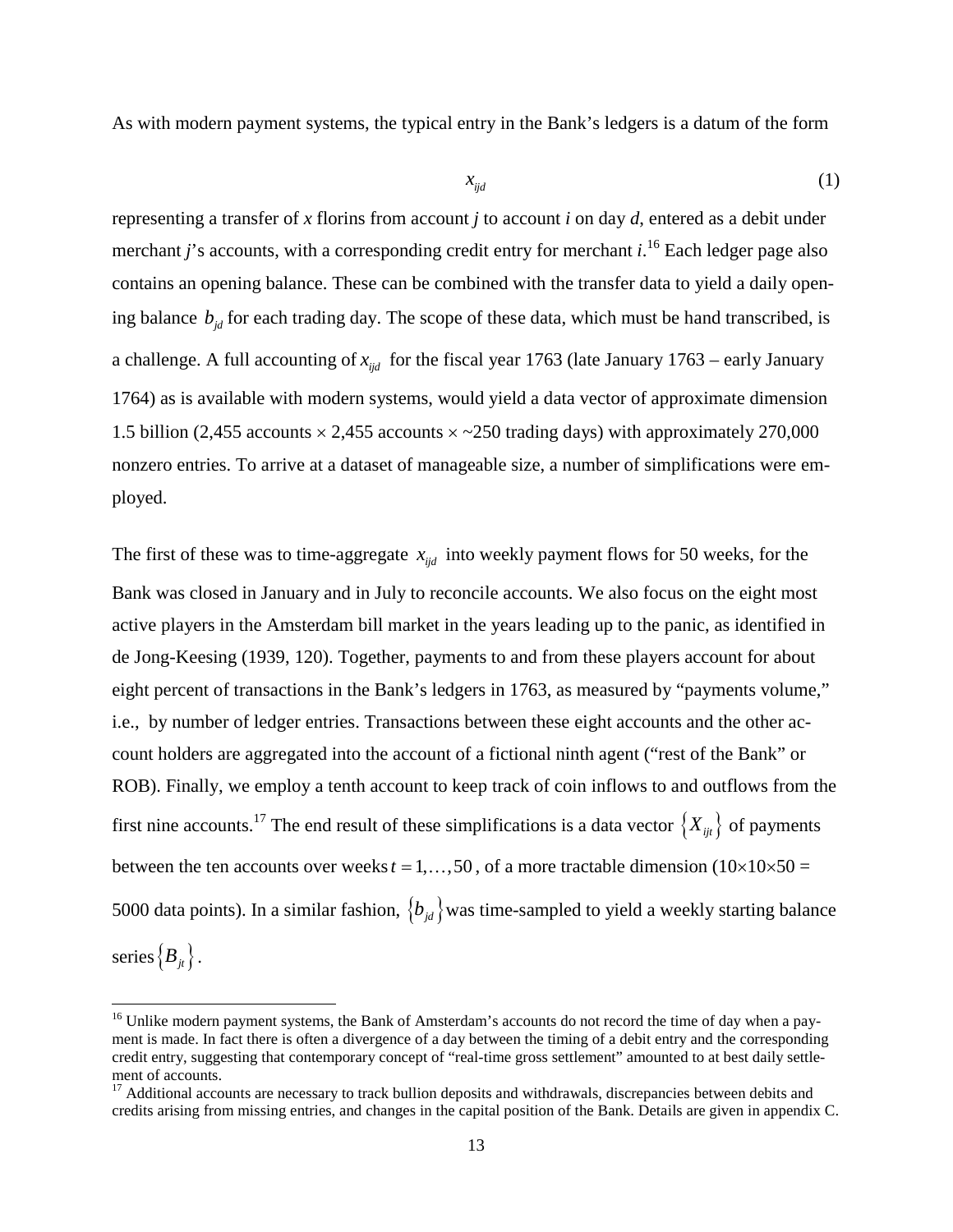As with modern payment systems, the typical entry in the Bank's ledgers is a datum of the form

$$x_{ijd} \tag{1}$$

representing a transfer of $x$ florins from account $j$ to account $i$ on day $d$, entered as a debit under merchant $j$'s accounts, with a corresponding credit entry for merchant $i$.[16] Each ledger page also contains an opening balance. These can be combined with the transfer data to yield a daily opening balance $b_{jd}$ for each trading day. The scope of these data, which must be hand transcribed, is a challenge. A full accounting of $x_{ijd}$ for the fiscal year 1763 (late January 1763 – early January 1764) as is available with modern systems, would yield a data vector of approximate dimension 1.5 billion (2,455 accounts $\times$ 2,455 accounts $\times$ ~250 trading days) with approximately 270,000 nonzero entries. To arrive at a dataset of manageable size, a number of simplifications were employed.

The first of these was to time-aggregate $x_{ijd}$ into weekly payment flows for 50 weeks, for the Bank was closed in January and in July to reconcile accounts. We also focus on the eight most active players in the Amsterdam bill market in the years leading up to the panic, as identified in de Jong-Keesing (1939, 120). Together, payments to and from these players account for about eight percent of transactions in the Bank's ledgers in 1763, as measured by "payments volume," i.e., by number of ledger entries. Transactions between these eight accounts and the other account holders are aggregated into the account of a fictional ninth agent ("rest of the Bank" or ROB). Finally, we employ a tenth account to keep track of coin inflows to and outflows from the first nine accounts.[17] The end result of these simplifications is a data vector $\{X_{ijt}\}$ of payments between the ten accounts over weeks $t = 1,\ldots,50$, of a more tractable dimension ($10\times10\times50$ = 5000 data points). In a similar fashion, $\{b_{jd}\}$ was time-sampled to yield a weekly starting balance series $\{B_{jt}\}$.

[16] Unlike modern payment systems, the Bank of Amsterdam's accounts do not record the time of day when a payment is made. In fact there is often a divergence of a day between the timing of a debit entry and the corresponding credit entry, suggesting that contemporary concept of "real-time gross settlement" amounted to at best daily settlement of accounts.

[17] Additional accounts are necessary to track bullion deposits and withdrawals, discrepancies between debits and credits arising from missing entries, and changes in the capital position of the Bank. Details are given in appendix C.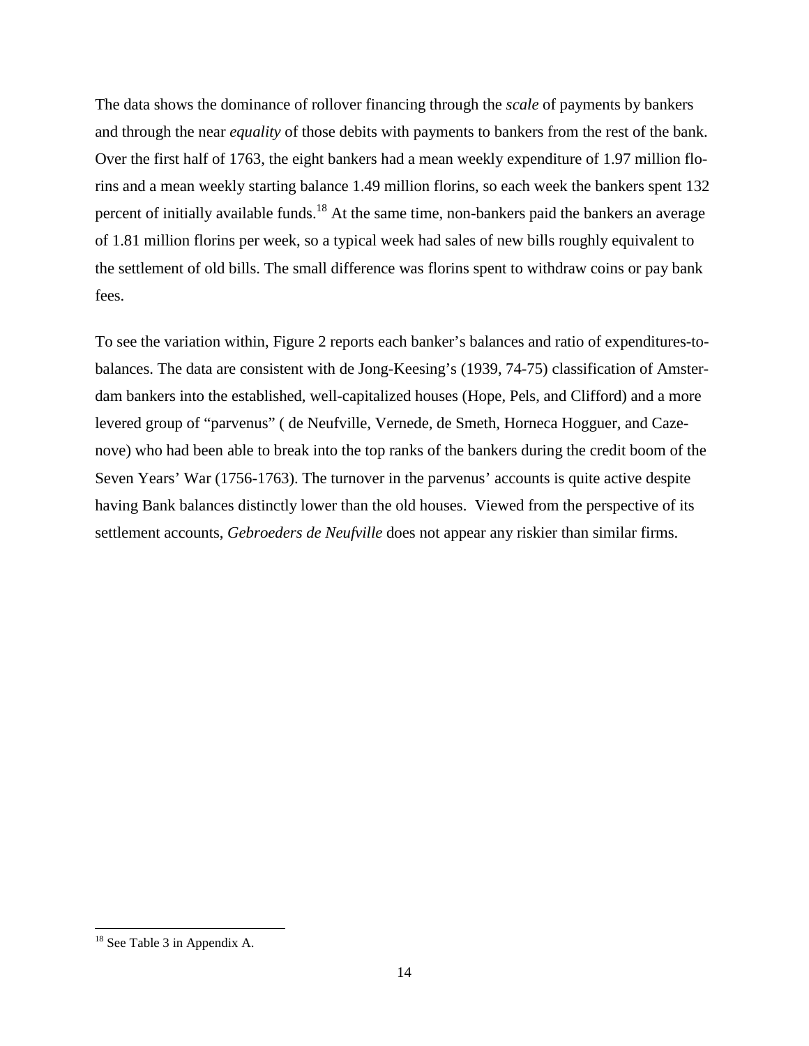The data shows the dominance of rollover financing through the *scale* of payments by bankers and through the near *equality* of those debits with payments to bankers from the rest of the bank. Over the first half of 1763, the eight bankers had a mean weekly expenditure of 1.97 million florins and a mean weekly starting balance 1.49 million florins, so each week the bankers spent 132 percent of initially available funds.[18] At the same time, non-bankers paid the bankers an average of 1.81 million florins per week, so a typical week had sales of new bills roughly equivalent to the settlement of old bills. The small difference was florins spent to withdraw coins or pay bank fees.

To see the variation within, Figure 2 reports each banker's balances and ratio of expenditures-to-balances. The data are consistent with de Jong-Keesing's (1939, 74-75) classification of Amsterdam bankers into the established, well-capitalized houses (Hope, Pels, and Clifford) and a more levered group of "parvenus" ( de Neufville, Vernede, de Smeth, Horneca Hogguer, and Cazenove) who had been able to break into the top ranks of the bankers during the credit boom of the Seven Years' War (1756-1763). The turnover in the parvenus' accounts is quite active despite having Bank balances distinctly lower than the old houses. Viewed from the perspective of its settlement accounts, *Gebroeders de Neufville* does not appear any riskier than similar firms.

[18] See Table 3 in Appendix A.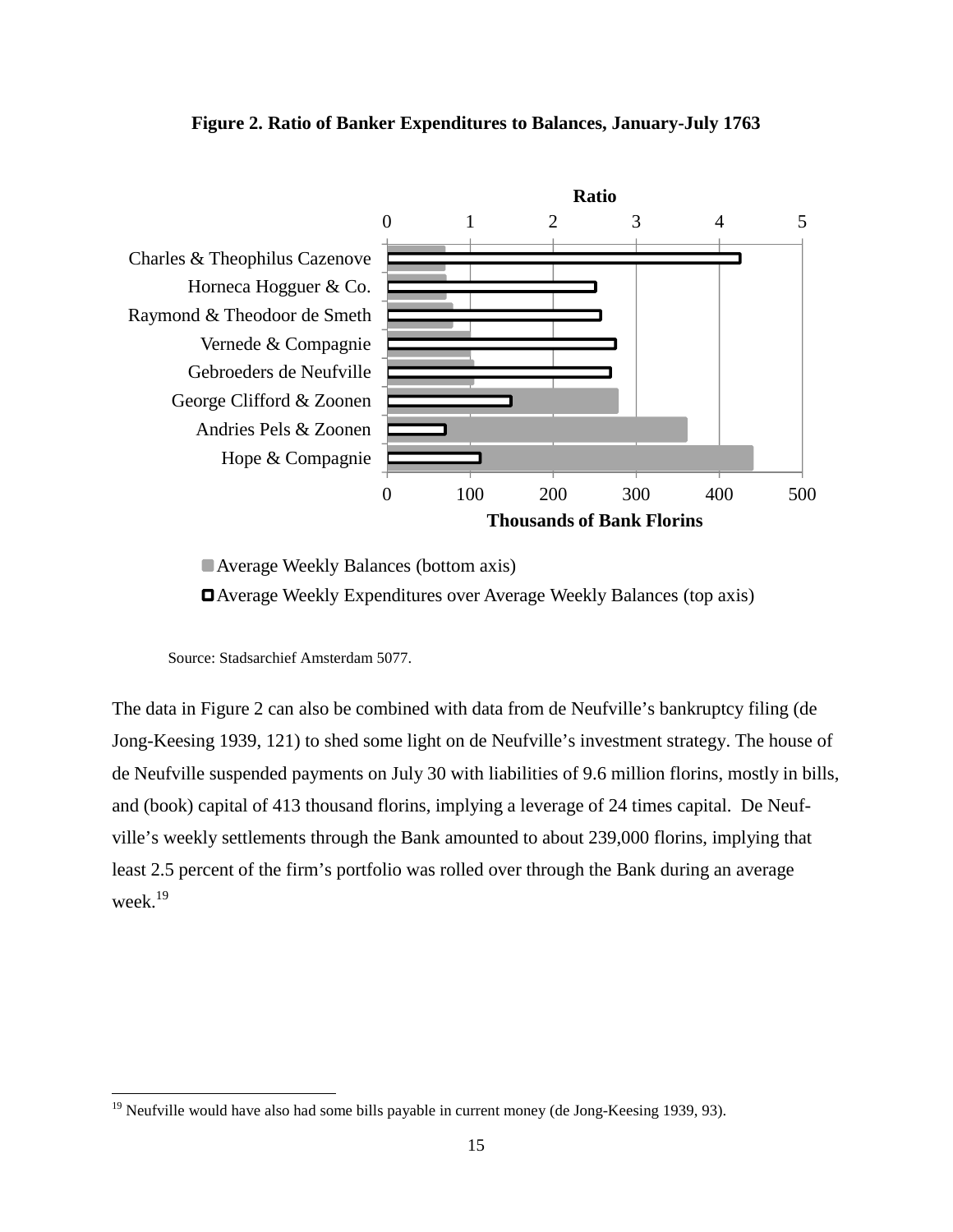**Figure 2. Ratio of Banker Expenditures to Balances, January-July 1763**

Source: Stadsarchief Amsterdam 5077.

The data in Figure 2 can also be combined with data from de Neufville's bankruptcy filing (de Jong-Keesing 1939, 121) to shed some light on de Neufville's investment strategy. The house of de Neufville suspended payments on July 30 with liabilities of 9.6 million florins, mostly in bills, and (book) capital of 413 thousand florins, implying a leverage of 24 times capital. De Neufville's weekly settlements through the Bank amounted to about 239,000 florins, implying that least 2.5 percent of the firm's portfolio was rolled over through the Bank during an average week.[19]

---

[19] Neufville would have also had some bills payable in current money (de Jong-Keesing 1939, 93).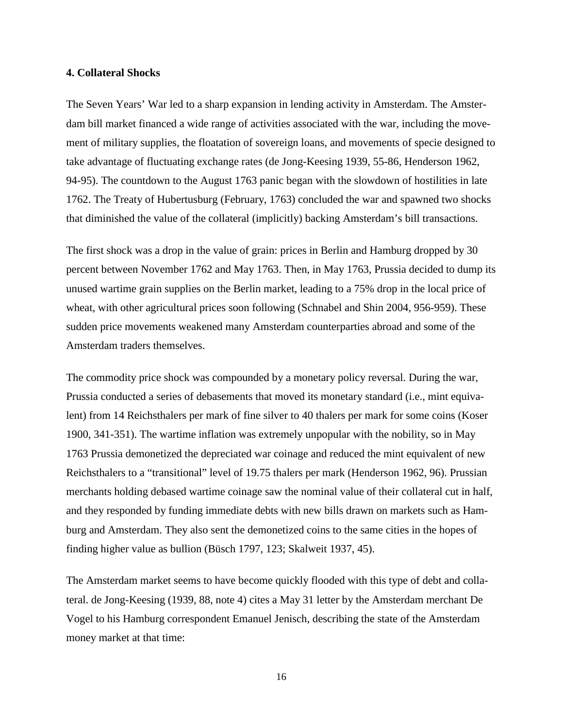### 4. Collateral Shocks

The Seven Years' War led to a sharp expansion in lending activity in Amsterdam. The Amsterdam bill market financed a wide range of activities associated with the war, including the movement of military supplies, the floatation of sovereign loans, and movements of specie designed to take advantage of fluctuating exchange rates (de Jong-Keesing 1939, 55-86, Henderson 1962, 94-95). The countdown to the August 1763 panic began with the slowdown of hostilities in late 1762. The Treaty of Hubertusburg (February, 1763) concluded the war and spawned two shocks that diminished the value of the collateral (implicitly) backing Amsterdam's bill transactions.

The first shock was a drop in the value of grain: prices in Berlin and Hamburg dropped by 30 percent between November 1762 and May 1763. Then, in May 1763, Prussia decided to dump its unused wartime grain supplies on the Berlin market, leading to a 75% drop in the local price of wheat, with other agricultural prices soon following (Schnabel and Shin 2004, 956-959). These sudden price movements weakened many Amsterdam counterparties abroad and some of the Amsterdam traders themselves.

The commodity price shock was compounded by a monetary policy reversal. During the war, Prussia conducted a series of debasements that moved its monetary standard (i.e., mint equivalent) from 14 Reichsthalers per mark of fine silver to 40 thalers per mark for some coins (Koser 1900, 341-351). The wartime inflation was extremely unpopular with the nobility, so in May 1763 Prussia demonetized the depreciated war coinage and reduced the mint equivalent of new Reichsthalers to a "transitional" level of 19.75 thalers per mark (Henderson 1962, 96). Prussian merchants holding debased wartime coinage saw the nominal value of their collateral cut in half, and they responded by funding immediate debts with new bills drawn on markets such as Hamburg and Amsterdam. They also sent the demonetized coins to the same cities in the hopes of finding higher value as bullion (Büsch 1797, 123; Skalweit 1937, 45).

The Amsterdam market seems to have become quickly flooded with this type of debt and collateral. de Jong-Keesing (1939, 88, note 4) cites a May 31 letter by the Amsterdam merchant De Vogel to his Hamburg correspondent Emanuel Jenisch, describing the state of the Amsterdam money market at that time: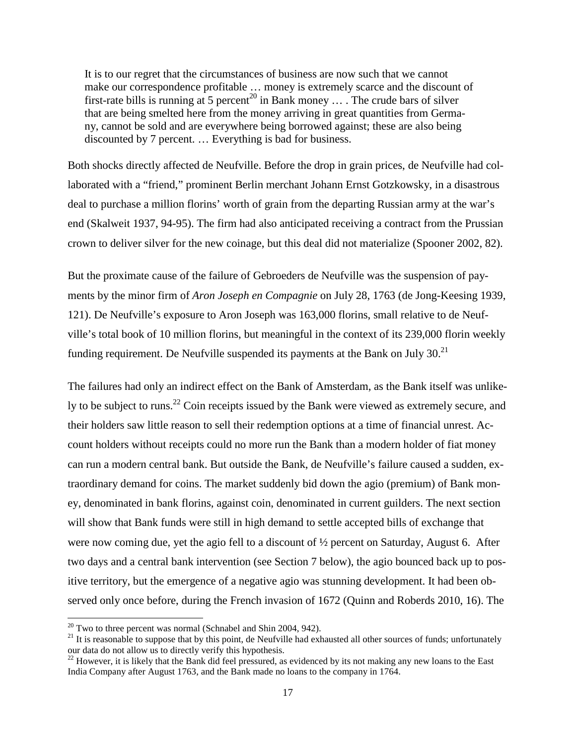> It is to our regret that the circumstances of business are now such that we cannot make our correspondence profitable … money is extremely scarce and the discount of first-rate bills is running at 5 percent[20] in Bank money … . The crude bars of silver that are being smelted here from the money arriving in great quantities from Germany, cannot be sold and are everywhere being borrowed against; these are also being discounted by 7 percent. … Everything is bad for business.

Both shocks directly affected de Neufville. Before the drop in grain prices, de Neufville had collaborated with a "friend," prominent Berlin merchant Johann Ernst Gotzkowsky, in a disastrous deal to purchase a million florins' worth of grain from the departing Russian army at the war's end (Skalweit 1937, 94-95). The firm had also anticipated receiving a contract from the Prussian crown to deliver silver for the new coinage, but this deal did not materialize (Spooner 2002, 82).

But the proximate cause of the failure of Gebroeders de Neufville was the suspension of payments by the minor firm of *Aron Joseph en Compagnie* on July 28, 1763 (de Jong-Keesing 1939, 121). De Neufville's exposure to Aron Joseph was 163,000 florins, small relative to de Neufville's total book of 10 million florins, but meaningful in the context of its 239,000 florin weekly funding requirement. De Neufville suspended its payments at the Bank on July 30.[21]

The failures had only an indirect effect on the Bank of Amsterdam, as the Bank itself was unlikely to be subject to runs.[22] Coin receipts issued by the Bank were viewed as extremely secure, and their holders saw little reason to sell their redemption options at a time of financial unrest. Account holders without receipts could no more run the Bank than a modern holder of fiat money can run a modern central bank. But outside the Bank, de Neufville's failure caused a sudden, extraordinary demand for coins. The market suddenly bid down the agio (premium) of Bank money, denominated in bank florins, against coin, denominated in current guilders. The next section will show that Bank funds were still in high demand to settle accepted bills of exchange that were now coming due, yet the agio fell to a discount of ½ percent on Saturday, August 6. After two days and a central bank intervention (see Section 7 below), the agio bounced back up to positive territory, but the emergence of a negative agio was stunning development. It had been observed only once before, during the French invasion of 1672 (Quinn and Roberds 2010, 16). The

[20] Two to three percent was normal (Schnabel and Shin 2004, 942).

[21] It is reasonable to suppose that by this point, de Neufville had exhausted all other sources of funds; unfortunately our data do not allow us to directly verify this hypothesis.

[22] However, it is likely that the Bank did feel pressured, as evidenced by its not making any new loans to the East India Company after August 1763, and the Bank made no loans to the company in 1764.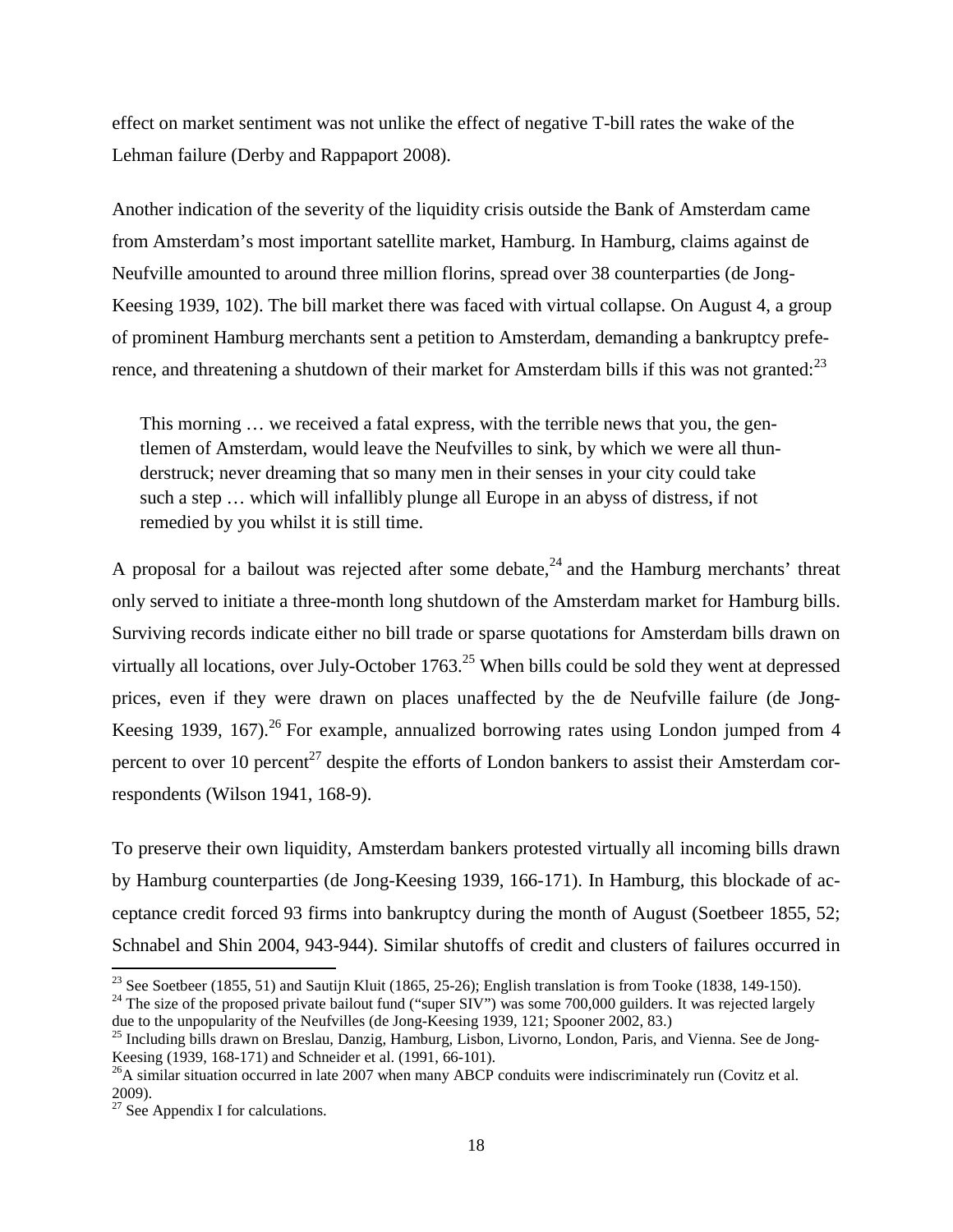effect on market sentiment was not unlike the effect of negative T-bill rates the wake of the Lehman failure (Derby and Rappaport 2008).

Another indication of the severity of the liquidity crisis outside the Bank of Amsterdam came from Amsterdam's most important satellite market, Hamburg. In Hamburg, claims against de Neufville amounted to around three million florins, spread over 38 counterparties (de Jong-Keesing 1939, 102). The bill market there was faced with virtual collapse. On August 4, a group of prominent Hamburg merchants sent a petition to Amsterdam, demanding a bankruptcy preference, and threatening a shutdown of their market for Amsterdam bills if this was not granted:[23]

> This morning … we received a fatal express, with the terrible news that you, the gentlemen of Amsterdam, would leave the Neufvilles to sink, by which we were all thunderstruck; never dreaming that so many men in their senses in your city could take such a step … which will infallibly plunge all Europe in an abyss of distress, if not remedied by you whilst it is still time.

A proposal for a bailout was rejected after some debate,[24] and the Hamburg merchants' threat only served to initiate a three-month long shutdown of the Amsterdam market for Hamburg bills. Surviving records indicate either no bill trade or sparse quotations for Amsterdam bills drawn on virtually all locations, over July-October 1763.[25] When bills could be sold they went at depressed prices, even if they were drawn on places unaffected by the de Neufville failure (de Jong-Keesing 1939, 167).[26] For example, annualized borrowing rates using London jumped from 4 percent to over 10 percent[27] despite the efforts of London bankers to assist their Amsterdam correspondents (Wilson 1941, 168-9).

To preserve their own liquidity, Amsterdam bankers protested virtually all incoming bills drawn by Hamburg counterparties (de Jong-Keesing 1939, 166-171). In Hamburg, this blockade of acceptance credit forced 93 firms into bankruptcy during the month of August (Soetbeer 1855, 52; Schnabel and Shin 2004, 943-944). Similar shutoffs of credit and clusters of failures occurred in

---

[23] See Soetbeer (1855, 51) and Sautijn Kluit (1865, 25-26); English translation is from Tooke (1838, 149-150).

[24] The size of the proposed private bailout fund ("super SIV") was some 700,000 guilders. It was rejected largely due to the unpopularity of the Neufvilles (de Jong-Keesing 1939, 121; Spooner 2002, 83.)

[25] Including bills drawn on Breslau, Danzig, Hamburg, Lisbon, Livorno, London, Paris, and Vienna. See de Jong-Keesing (1939, 168-171) and Schneider et al. (1991, 66-101).

[26] A similar situation occurred in late 2007 when many ABCP conduits were indiscriminately run (Covitz et al. 2009).

[27] See Appendix I for calculations.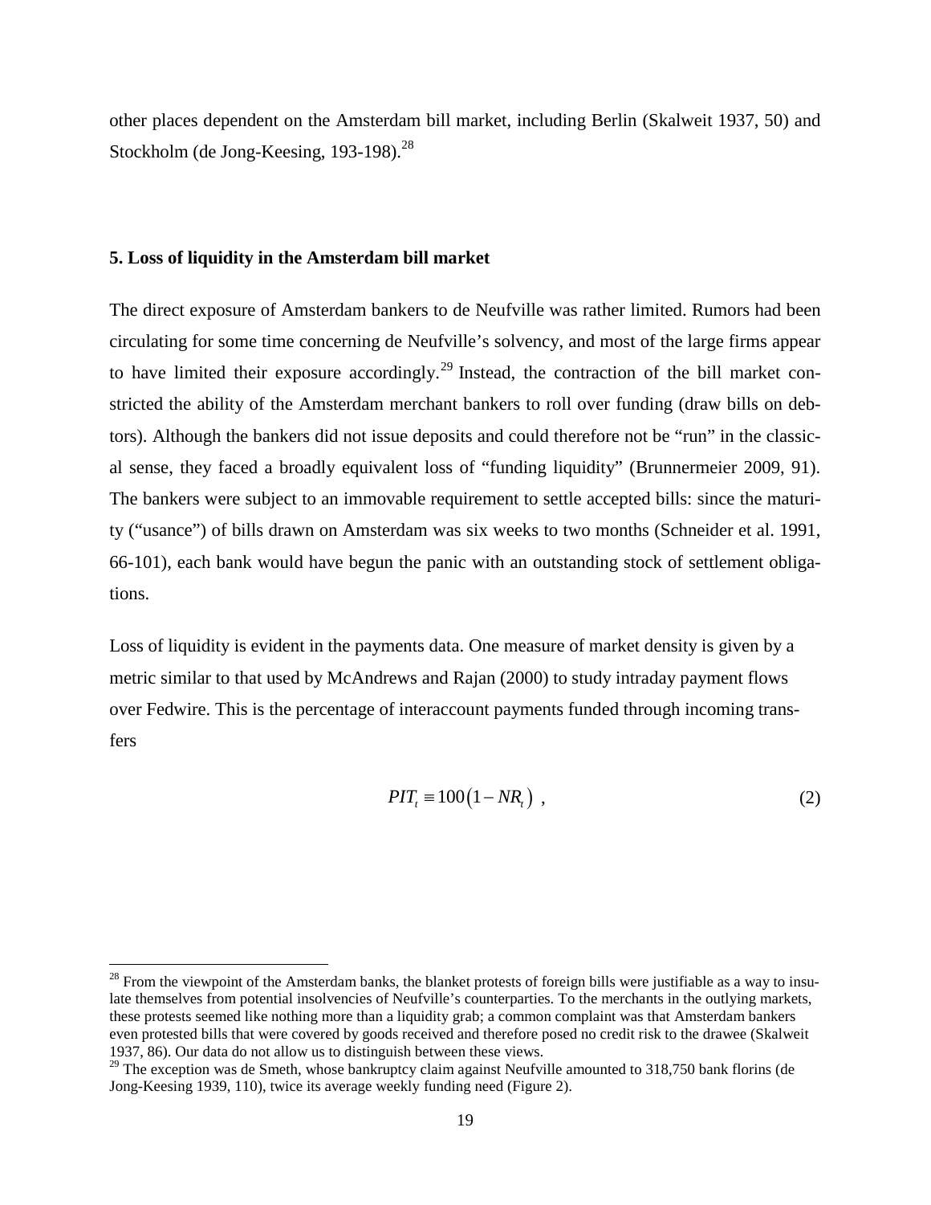other places dependent on the Amsterdam bill market, including Berlin (Skalweit 1937, 50) and Stockholm (de Jong-Keesing, 193-198).[28]

## 5. Loss of liquidity in the Amsterdam bill market

The direct exposure of Amsterdam bankers to de Neufville was rather limited. Rumors had been circulating for some time concerning de Neufville's solvency, and most of the large firms appear to have limited their exposure accordingly.[29] Instead, the contraction of the bill market constricted the ability of the Amsterdam merchant bankers to roll over funding (draw bills on debtors). Although the bankers did not issue deposits and could therefore not be "run" in the classical sense, they faced a broadly equivalent loss of "funding liquidity" (Brunnermeier 2009, 91). The bankers were subject to an immovable requirement to settle accepted bills: since the maturity ("usance") of bills drawn on Amsterdam was six weeks to two months (Schneider et al. 1991, 66-101), each bank would have begun the panic with an outstanding stock of settlement obligations.

Loss of liquidity is evident in the payments data. One measure of market density is given by a metric similar to that used by McAndrews and Rajan (2000) to study intraday payment flows over Fedwire. This is the percentage of interaccount payments funded through incoming transfers

$$PIT_t \equiv 100\left(1 - NR_t\right) \,, \tag{2}$$

[28] From the viewpoint of the Amsterdam banks, the blanket protests of foreign bills were justifiable as a way to insulate themselves from potential insolvencies of Neufville's counterparties. To the merchants in the outlying markets, these protests seemed like nothing more than a liquidity grab; a common complaint was that Amsterdam bankers even protested bills that were covered by goods received and therefore posed no credit risk to the drawee (Skalweit 1937, 86). Our data do not allow us to distinguish between these views.

[29] The exception was de Smeth, whose bankruptcy claim against Neufville amounted to 318,750 bank florins (de Jong-Keesing 1939, 110), twice its average weekly funding need (Figure 2).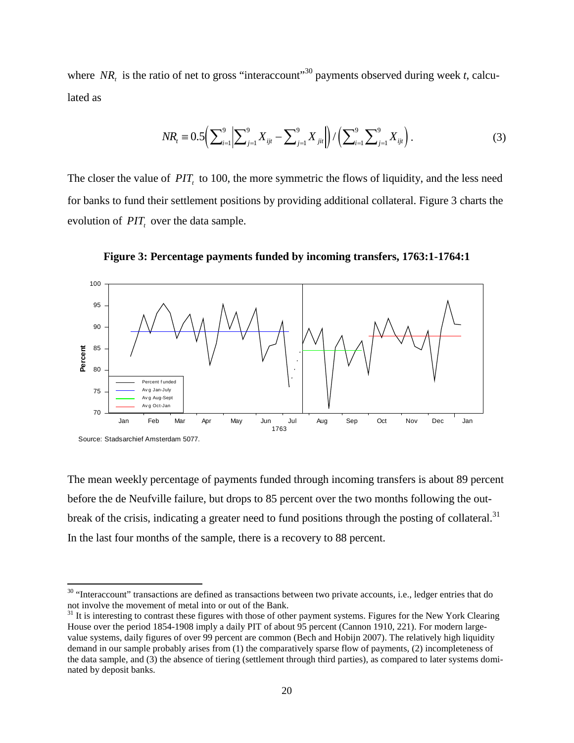where $NR_t$ is the ratio of net to gross "interaccount"[30] payments observed during week $t$, calculated as

$$NR_t \equiv 0.5\left(\sum_{i=1}^{9}\left|\sum_{j=1}^{9} X_{ijt} - \sum_{j=1}^{9} X_{jit}\right|\right) / \left(\sum_{i=1}^{9}\sum_{j=1}^{9} X_{ijt}\right). \tag{3}$$

The closer the value of $PIT_t$ to 100, the more symmetric the flows of liquidity, and the less need for banks to fund their settlement positions by providing additional collateral. Figure 3 charts the evolution of $PIT_t$ over the data sample.

**Figure 3: Percentage payments funded by incoming transfers, 1763:1-1764:1**

Source: Stadsarchief Amsterdam 5077.

The mean weekly percentage of payments funded through incoming transfers is about 89 percent before the de Neufville failure, but drops to 85 percent over the two months following the outbreak of the crisis, indicating a greater need to fund positions through the posting of collateral.[31] In the last four months of the sample, there is a recovery to 88 percent.

[30] "Interaccount" transactions are defined as transactions between two private accounts, i.e., ledger entries that do not involve the movement of metal into or out of the Bank.

[31] It is interesting to contrast these figures with those of other payment systems. Figures for the New York Clearing House over the period 1854-1908 imply a daily PIT of about 95 percent (Cannon 1910, 221). For modern large-value systems, daily figures of over 99 percent are common (Bech and Hobijn 2007). The relatively high liquidity demand in our sample probably arises from (1) the comparatively sparse flow of payments, (2) incompleteness of the data sample, and (3) the absence of tiering (settlement through third parties), as compared to later systems dominated by deposit banks.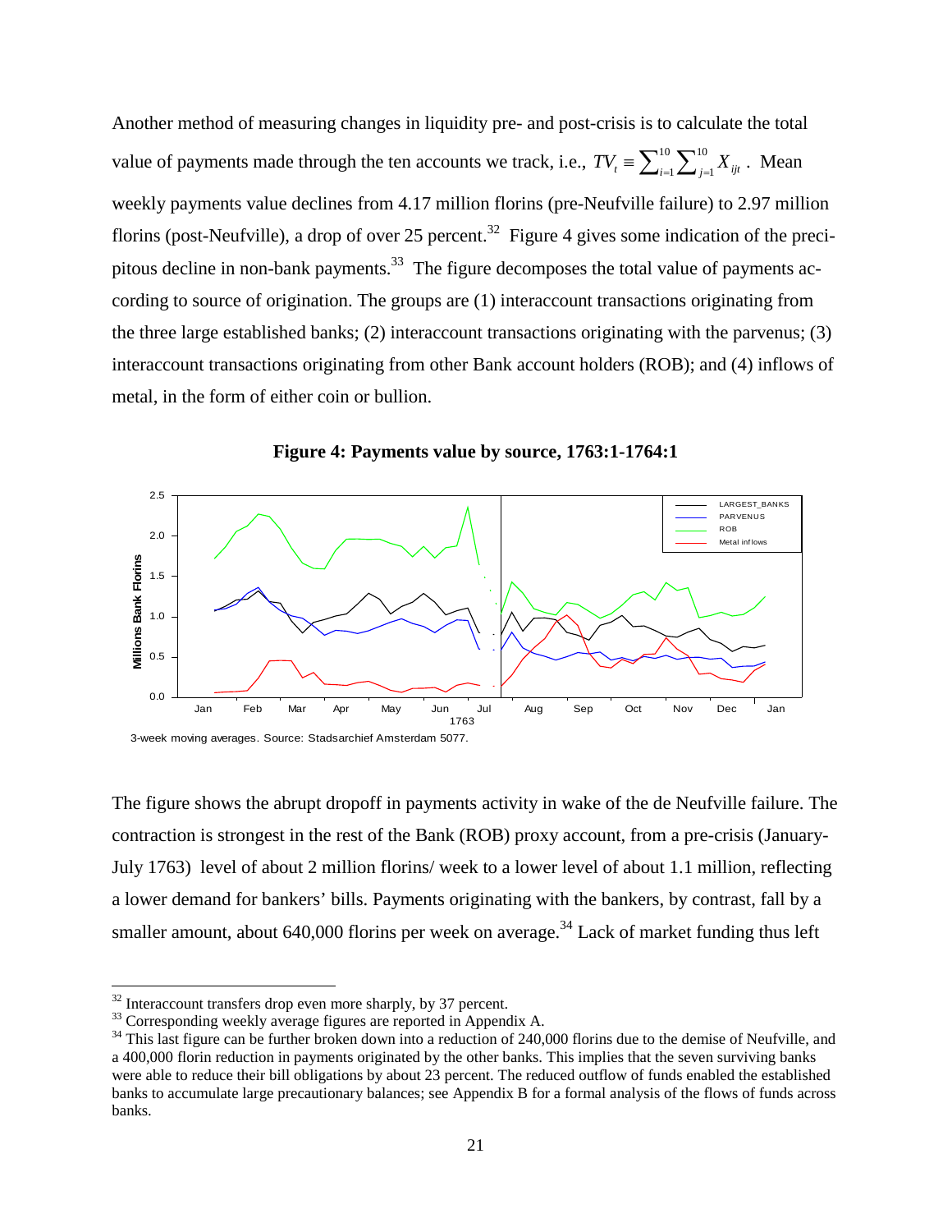Another method of measuring changes in liquidity pre- and post-crisis is to calculate the total value of payments made through the ten accounts we track, i.e., $TV_t \equiv \sum_{i=1}^{10} \sum_{j=1}^{10} X_{ijt}$. Mean weekly payments value declines from 4.17 million florins (pre-Neufville failure) to 2.97 million florins (post-Neufville), a drop of over 25 percent.[32] Figure 4 gives some indication of the precipitous decline in non-bank payments.[33] The figure decomposes the total value of payments according to source of origination. The groups are (1) interaccount transactions originating from the three large established banks; (2) interaccount transactions originating with the parvenus; (3) interaccount transactions originating from other Bank account holders (ROB); and (4) inflows of metal, in the form of either coin or bullion.

**Figure 4: Payments value by source, 1763:1-1764:1**

3-week moving averages. Source: Stadsarchief Amsterdam 5077.

The figure shows the abrupt dropoff in payments activity in wake of the de Neufville failure. The contraction is strongest in the rest of the Bank (ROB) proxy account, from a pre-crisis (January-July 1763) level of about 2 million florins/ week to a lower level of about 1.1 million, reflecting a lower demand for bankers' bills. Payments originating with the bankers, by contrast, fall by a smaller amount, about 640,000 florins per week on average.[34] Lack of market funding thus left

---

[32] Interaccount transfers drop even more sharply, by 37 percent.

[33] Corresponding weekly average figures are reported in Appendix A.

[34] This last figure can be further broken down into a reduction of 240,000 florins due to the demise of Neufville, and a 400,000 florin reduction in payments originated by the other banks. This implies that the seven surviving banks were able to reduce their bill obligations by about 23 percent. The reduced outflow of funds enabled the established banks to accumulate large precautionary balances; see Appendix B for a formal analysis of the flows of funds across banks.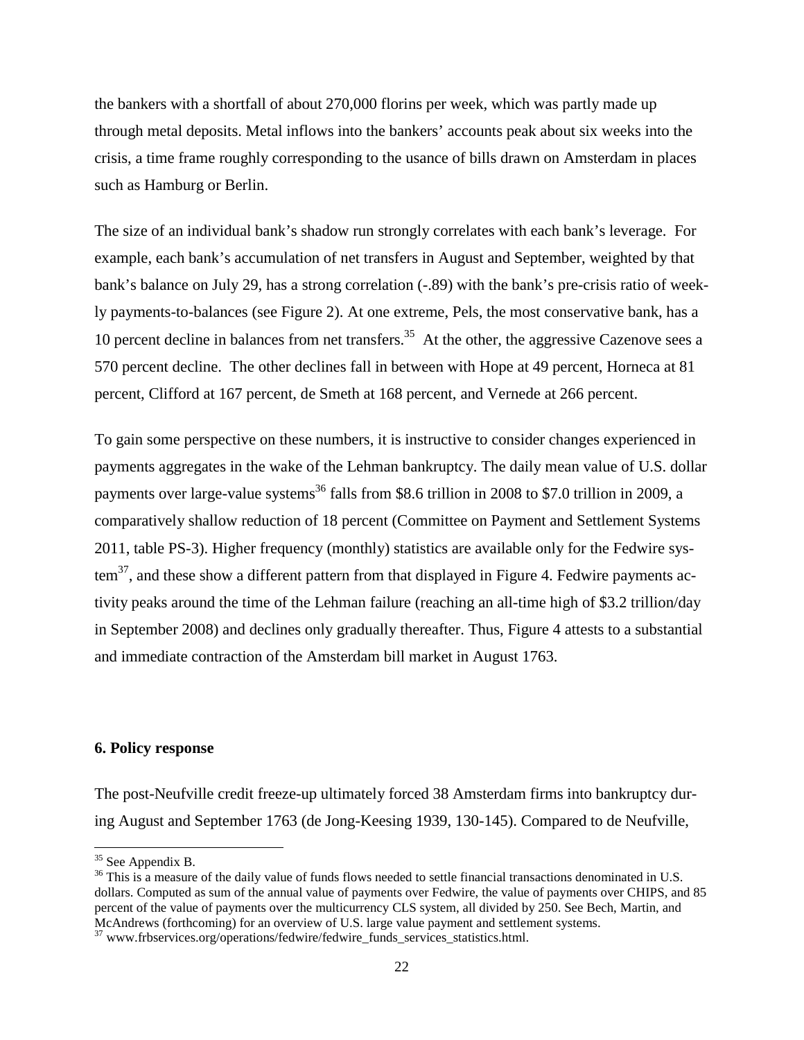the bankers with a shortfall of about 270,000 florins per week, which was partly made up through metal deposits. Metal inflows into the bankers' accounts peak about six weeks into the crisis, a time frame roughly corresponding to the usance of bills drawn on Amsterdam in places such as Hamburg or Berlin.

The size of an individual bank's shadow run strongly correlates with each bank's leverage. For example, each bank's accumulation of net transfers in August and September, weighted by that bank's balance on July 29, has a strong correlation (-.89) with the bank's pre-crisis ratio of weekly payments-to-balances (see Figure 2). At one extreme, Pels, the most conservative bank, has a 10 percent decline in balances from net transfers.[35] At the other, the aggressive Cazenove sees a 570 percent decline. The other declines fall in between with Hope at 49 percent, Horneca at 81 percent, Clifford at 167 percent, de Smeth at 168 percent, and Vernede at 266 percent.

To gain some perspective on these numbers, it is instructive to consider changes experienced in payments aggregates in the wake of the Lehman bankruptcy. The daily mean value of U.S. dollar payments over large-value systems[36] falls from \$8.6 trillion in 2008 to \$7.0 trillion in 2009, a comparatively shallow reduction of 18 percent (Committee on Payment and Settlement Systems 2011, table PS-3). Higher frequency (monthly) statistics are available only for the Fedwire system[37], and these show a different pattern from that displayed in Figure 4. Fedwire payments activity peaks around the time of the Lehman failure (reaching an all-time high of \$3.2 trillion/day in September 2008) and declines only gradually thereafter. Thus, Figure 4 attests to a substantial and immediate contraction of the Amsterdam bill market in August 1763.

## 6. Policy response

The post-Neufville credit freeze-up ultimately forced 38 Amsterdam firms into bankruptcy during August and September 1763 (de Jong-Keesing 1939, 130-145). Compared to de Neufville,

---

[35] See Appendix B.

[36] This is a measure of the daily value of funds flows needed to settle financial transactions denominated in U.S. dollars. Computed as sum of the annual value of payments over Fedwire, the value of payments over CHIPS, and 85 percent of the value of payments over the multicurrency CLS system, all divided by 250. See Bech, Martin, and McAndrews (forthcoming) for an overview of U.S. large value payment and settlement systems.

[37] www.frbservices.org/operations/fedwire/fedwire_funds_services_statistics.html.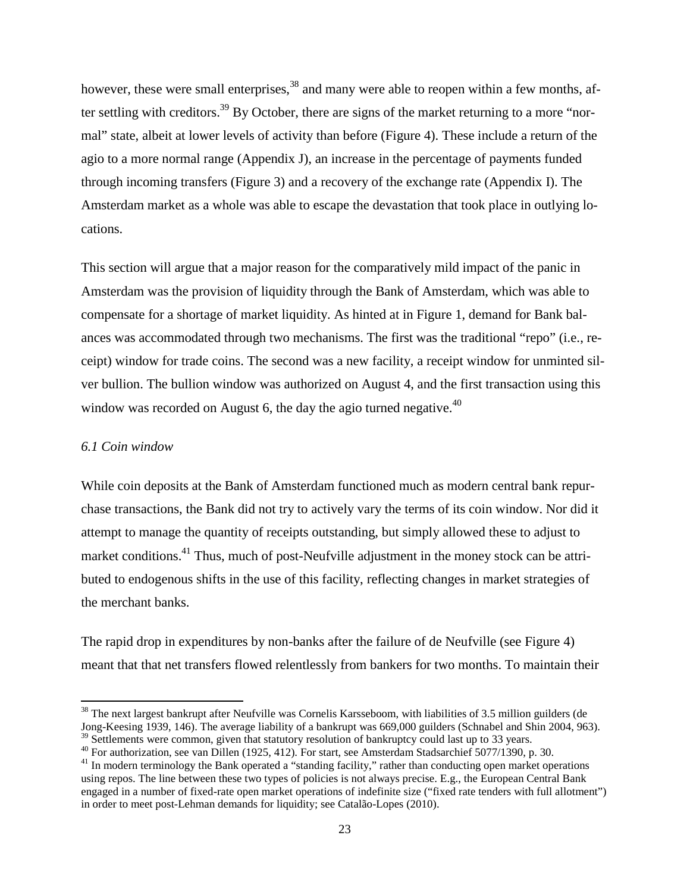however, these were small enterprises,[38] and many were able to reopen within a few months, after settling with creditors.[39] By October, there are signs of the market returning to a more "normal" state, albeit at lower levels of activity than before (Figure 4). These include a return of the agio to a more normal range (Appendix J), an increase in the percentage of payments funded through incoming transfers (Figure 3) and a recovery of the exchange rate (Appendix I). The Amsterdam market as a whole was able to escape the devastation that took place in outlying locations.

This section will argue that a major reason for the comparatively mild impact of the panic in Amsterdam was the provision of liquidity through the Bank of Amsterdam, which was able to compensate for a shortage of market liquidity. As hinted at in Figure 1, demand for Bank balances was accommodated through two mechanisms. The first was the traditional "repo" (i.e., receipt) window for trade coins. The second was a new facility, a receipt window for unminted silver bullion. The bullion window was authorized on August 4, and the first transaction using this window was recorded on August 6, the day the agio turned negative.[40]

*6.1 Coin window*

While coin deposits at the Bank of Amsterdam functioned much as modern central bank repurchase transactions, the Bank did not try to actively vary the terms of its coin window. Nor did it attempt to manage the quantity of receipts outstanding, but simply allowed these to adjust to market conditions.[41] Thus, much of post-Neufville adjustment in the money stock can be attributed to endogenous shifts in the use of this facility, reflecting changes in market strategies of the merchant banks.

The rapid drop in expenditures by non-banks after the failure of de Neufville (see Figure 4) meant that that net transfers flowed relentlessly from bankers for two months. To maintain their

[38] The next largest bankrupt after Neufville was Cornelis Karsseboom, with liabilities of 3.5 million guilders (de Jong-Keesing 1939, 146). The average liability of a bankrupt was 669,000 guilders (Schnabel and Shin 2004, 963).

[39] Settlements were common, given that statutory resolution of bankruptcy could last up to 33 years.

[40] For authorization, see van Dillen (1925, 412). For start, see Amsterdam Stadsarchief 5077/1390, p. 30.

[41] In modern terminology the Bank operated a "standing facility," rather than conducting open market operations using repos. The line between these two types of policies is not always precise. E.g., the European Central Bank engaged in a number of fixed-rate open market operations of indefinite size ("fixed rate tenders with full allotment") in order to meet post-Lehman demands for liquidity; see Catalão-Lopes (2010).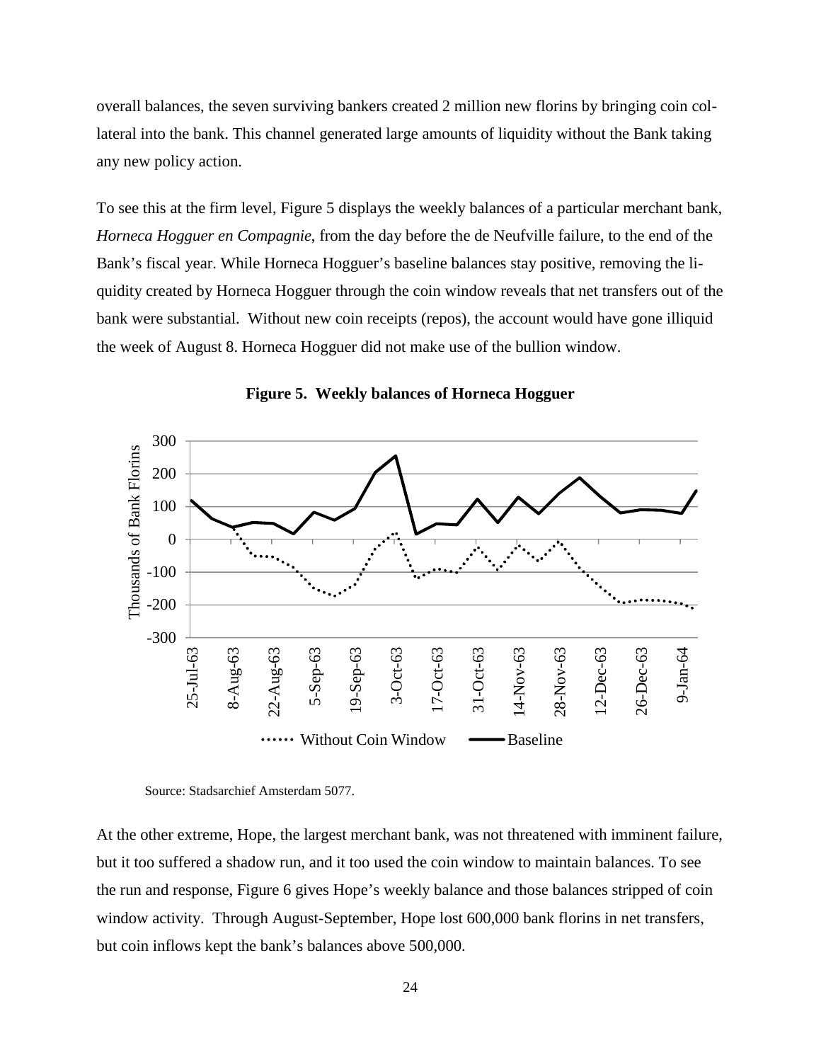overall balances, the seven surviving bankers created 2 million new florins by bringing coin collateral into the bank. This channel generated large amounts of liquidity without the Bank taking any new policy action.

To see this at the firm level, Figure 5 displays the weekly balances of a particular merchant bank, *Horneca Hogguer en Compagnie*, from the day before the de Neufville failure, to the end of the Bank's fiscal year. While Horneca Hogguer's baseline balances stay positive, removing the liquidity created by Horneca Hogguer through the coin window reveals that net transfers out of the bank were substantial. Without new coin receipts (repos), the account would have gone illiquid the week of August 8. Horneca Hogguer did not make use of the bullion window.

**Figure 5. Weekly balances of Horneca Hogguer**

Source: Stadsarchief Amsterdam 5077.

At the other extreme, Hope, the largest merchant bank, was not threatened with imminent failure, but it too suffered a shadow run, and it too used the coin window to maintain balances. To see the run and response, Figure 6 gives Hope's weekly balance and those balances stripped of coin window activity. Through August-September, Hope lost 600,000 bank florins in net transfers, but coin inflows kept the bank's balances above 500,000.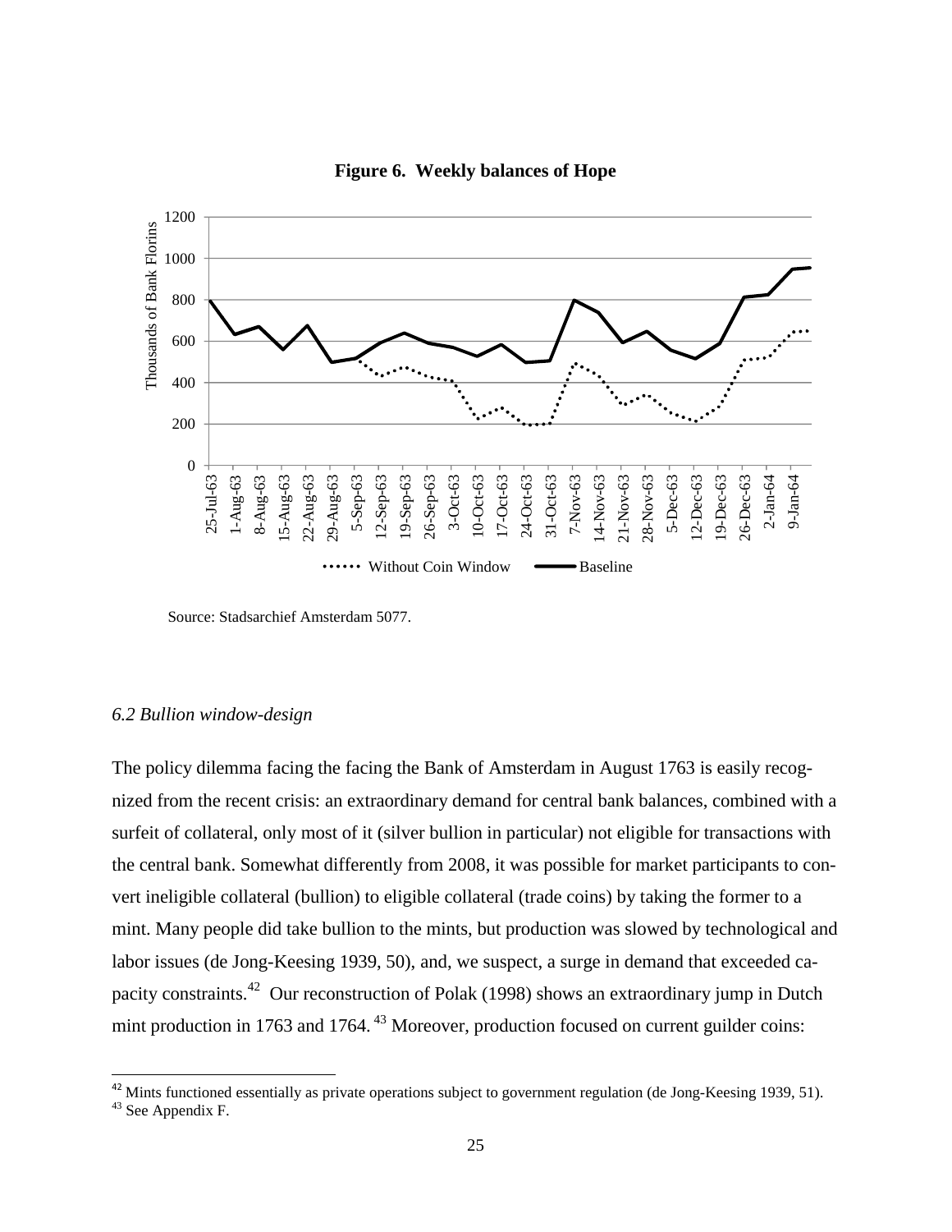**Figure 6. Weekly balances of Hope**

Source: Stadsarchief Amsterdam 5077.

*6.2 Bullion window-design*

The policy dilemma facing the facing the Bank of Amsterdam in August 1763 is easily recognized from the recent crisis: an extraordinary demand for central bank balances, combined with a surfeit of collateral, only most of it (silver bullion in particular) not eligible for transactions with the central bank. Somewhat differently from 2008, it was possible for market participants to convert ineligible collateral (bullion) to eligible collateral (trade coins) by taking the former to a mint. Many people did take bullion to the mints, but production was slowed by technological and labor issues (de Jong-Keesing 1939, 50), and, we suspect, a surge in demand that exceeded capacity constraints.[42] Our reconstruction of Polak (1998) shows an extraordinary jump in Dutch mint production in 1763 and 1764.[43] Moreover, production focused on current guilder coins:

[42] Mints functioned essentially as private operations subject to government regulation (de Jong-Keesing 1939, 51).

[43] See Appendix F.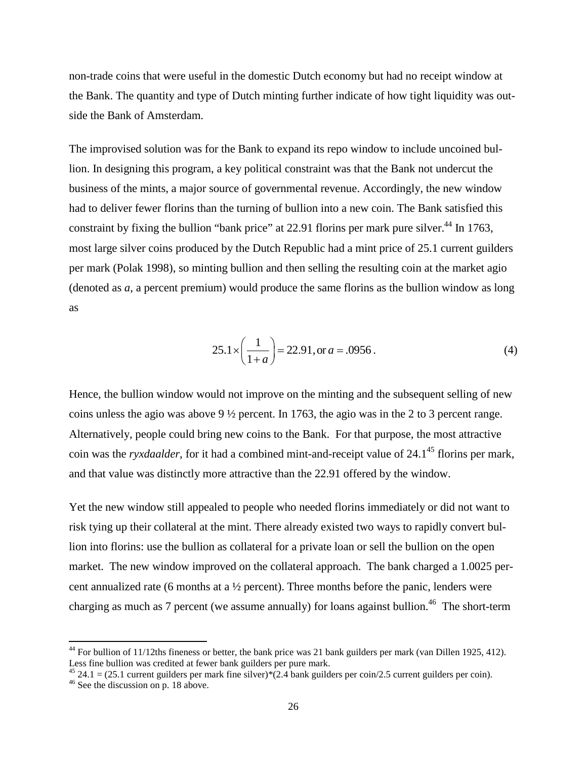non-trade coins that were useful in the domestic Dutch economy but had no receipt window at the Bank. The quantity and type of Dutch minting further indicate of how tight liquidity was outside the Bank of Amsterdam.

The improvised solution was for the Bank to expand its repo window to include uncoined bullion. In designing this program, a key political constraint was that the Bank not undercut the business of the mints, a major source of governmental revenue. Accordingly, the new window had to deliver fewer florins than the turning of bullion into a new coin. The Bank satisfied this constraint by fixing the bullion "bank price" at 22.91 florins per mark pure silver.[44] In 1763, most large silver coins produced by the Dutch Republic had a mint price of 25.1 current guilders per mark (Polak 1998), so minting bullion and then selling the resulting coin at the market agio (denoted as *a*, a percent premium) would produce the same florins as the bullion window as long as

$$25.1 \times \left( \frac{1}{1+a} \right) = 22.91, \text{ or } a = .0956 . \tag{4}$$

Hence, the bullion window would not improve on the minting and the subsequent selling of new coins unless the agio was above 9 ½ percent. In 1763, the agio was in the 2 to 3 percent range. Alternatively, people could bring new coins to the Bank. For that purpose, the most attractive coin was the *ryxdaalder*, for it had a combined mint-and-receipt value of 24.1[45] florins per mark, and that value was distinctly more attractive than the 22.91 offered by the window.

Yet the new window still appealed to people who needed florins immediately or did not want to risk tying up their collateral at the mint. There already existed two ways to rapidly convert bullion into florins: use the bullion as collateral for a private loan or sell the bullion on the open market. The new window improved on the collateral approach. The bank charged a 1.0025 percent annualized rate (6 months at a ½ percent). Three months before the panic, lenders were charging as much as 7 percent (we assume annually) for loans against bullion.[46] The short-term

---

[44] For bullion of 11/12ths fineness or better, the bank price was 21 bank guilders per mark (van Dillen 1925, 412). Less fine bullion was credited at fewer bank guilders per pure mark.

[45] 24.1 = (25.1 current guilders per mark fine silver)*(2.4 bank guilders per coin/2.5 current guilders per coin).

[46] See the discussion on p. 18 above.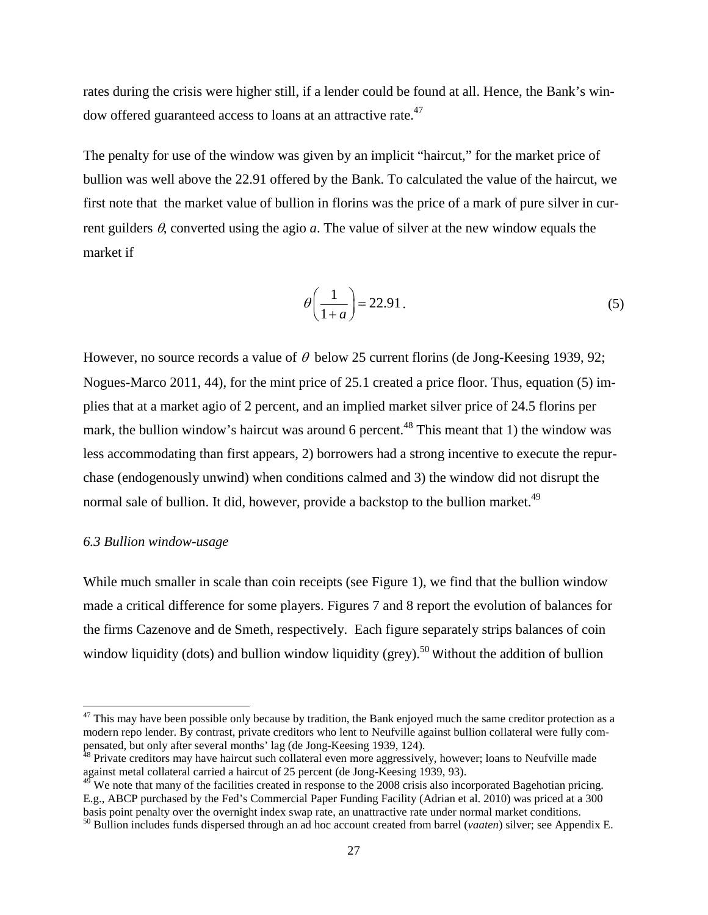rates during the crisis were higher still, if a lender could be found at all. Hence, the Bank's window offered guaranteed access to loans at an attractive rate.[47]

The penalty for use of the window was given by an implicit "haircut," for the market price of bullion was well above the 22.91 offered by the Bank. To calculated the value of the haircut, we first note that the market value of bullion in florins was the price of a mark of pure silver in current guilders $\theta$, converted using the agio $a$. The value of silver at the new window equals the market if

$$\theta\left(\frac{1}{1+a}\right) = 22.91\,. \tag{5}$$

However, no source records a value of $\theta$ below 25 current florins (de Jong-Keesing 1939, 92; Nogues-Marco 2011, 44), for the mint price of 25.1 created a price floor. Thus, equation (5) implies that at a market agio of 2 percent, and an implied market silver price of 24.5 florins per mark, the bullion window's haircut was around 6 percent.[48] This meant that 1) the window was less accommodating than first appears, 2) borrowers had a strong incentive to execute the repurchase (endogenously unwind) when conditions calmed and 3) the window did not disrupt the normal sale of bullion. It did, however, provide a backstop to the bullion market.[49]

### *6.3 Bullion window-usage*

While much smaller in scale than coin receipts (see Figure 1), we find that the bullion window made a critical difference for some players. Figures 7 and 8 report the evolution of balances for the firms Cazenove and de Smeth, respectively. Each figure separately strips balances of coin window liquidity (dots) and bullion window liquidity (grey).[50] Without the addition of bullion

---

[47] This may have been possible only because by tradition, the Bank enjoyed much the same creditor protection as a modern repo lender. By contrast, private creditors who lent to Neufville against bullion collateral were fully compensated, but only after several months' lag (de Jong-Keesing 1939, 124).

[48] Private creditors may have haircut such collateral even more aggressively, however; loans to Neufville made against metal collateral carried a haircut of 25 percent (de Jong-Keesing 1939, 93).

[49] We note that many of the facilities created in response to the 2008 crisis also incorporated Bagehotian pricing. E.g., ABCP purchased by the Fed's Commercial Paper Funding Facility (Adrian et al. 2010) was priced at a 300 basis point penalty over the overnight index swap rate, an unattractive rate under normal market conditions.

[50] Bullion includes funds dispersed through an ad hoc account created from barrel (*vaaten*) silver; see Appendix E.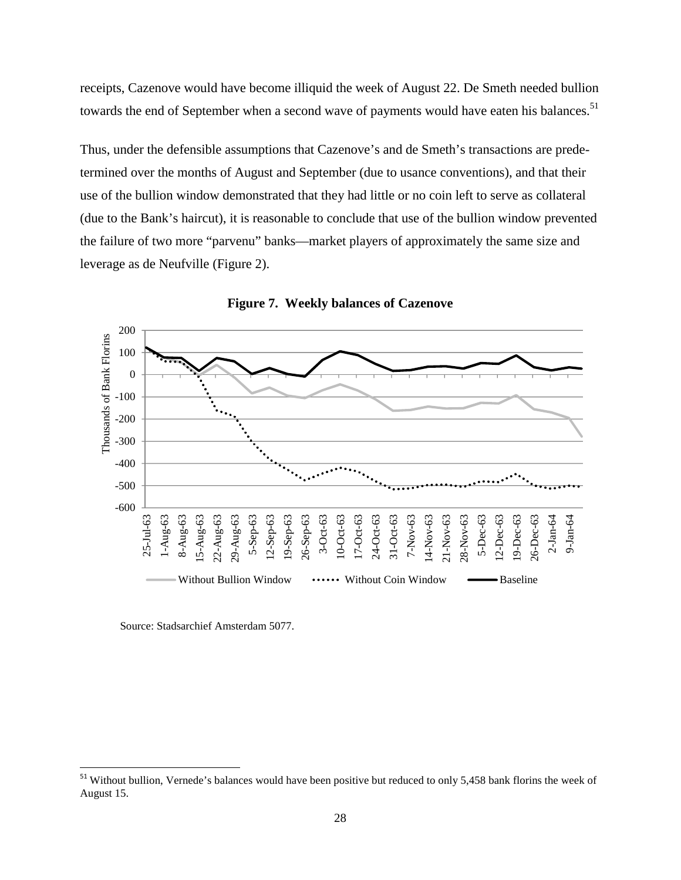receipts, Cazenove would have become illiquid the week of August 22. De Smeth needed bullion towards the end of September when a second wave of payments would have eaten his balances.[51]

Thus, under the defensible assumptions that Cazenove's and de Smeth's transactions are predetermined over the months of August and September (due to usance conventions), and that their use of the bullion window demonstrated that they had little or no coin left to serve as collateral (due to the Bank's haircut), it is reasonable to conclude that use of the bullion window prevented the failure of two more "parvenu" banks—market players of approximately the same size and leverage as de Neufville (Figure 2).

**Figure 7. Weekly balances of Cazenove**

Source: Stadsarchief Amsterdam 5077.

[51] Without bullion, Vernede's balances would have been positive but reduced to only 5,458 bank florins the week of August 15.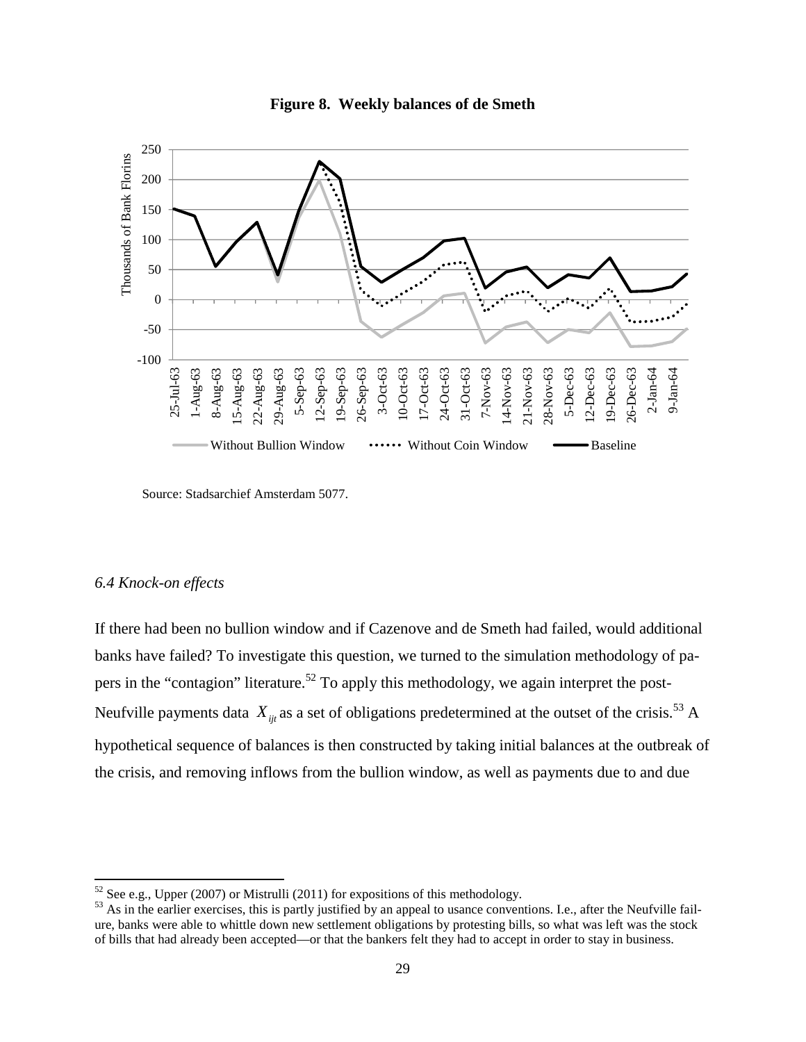**Figure 8. Weekly balances of de Smeth**

Source: Stadsarchief Amsterdam 5077.

*6.4 Knock-on effects*

If there had been no bullion window and if Cazenove and de Smeth had failed, would additional banks have failed? To investigate this question, we turned to the simulation methodology of papers in the "contagion" literature.[52] To apply this methodology, we again interpret the post-Neufville payments data $X_{ijt}$ as a set of obligations predetermined at the outset of the crisis.[53] A hypothetical sequence of balances is then constructed by taking initial balances at the outbreak of the crisis, and removing inflows from the bullion window, as well as payments due to and due

---

[52] See e.g., Upper (2007) or Mistrulli (2011) for expositions of this methodology.

[53] As in the earlier exercises, this is partly justified by an appeal to usance conventions. I.e., after the Neufville failure, banks were able to whittle down new settlement obligations by protesting bills, so what was left was the stock of bills that had already been accepted—or that the bankers felt they had to accept in order to stay in business.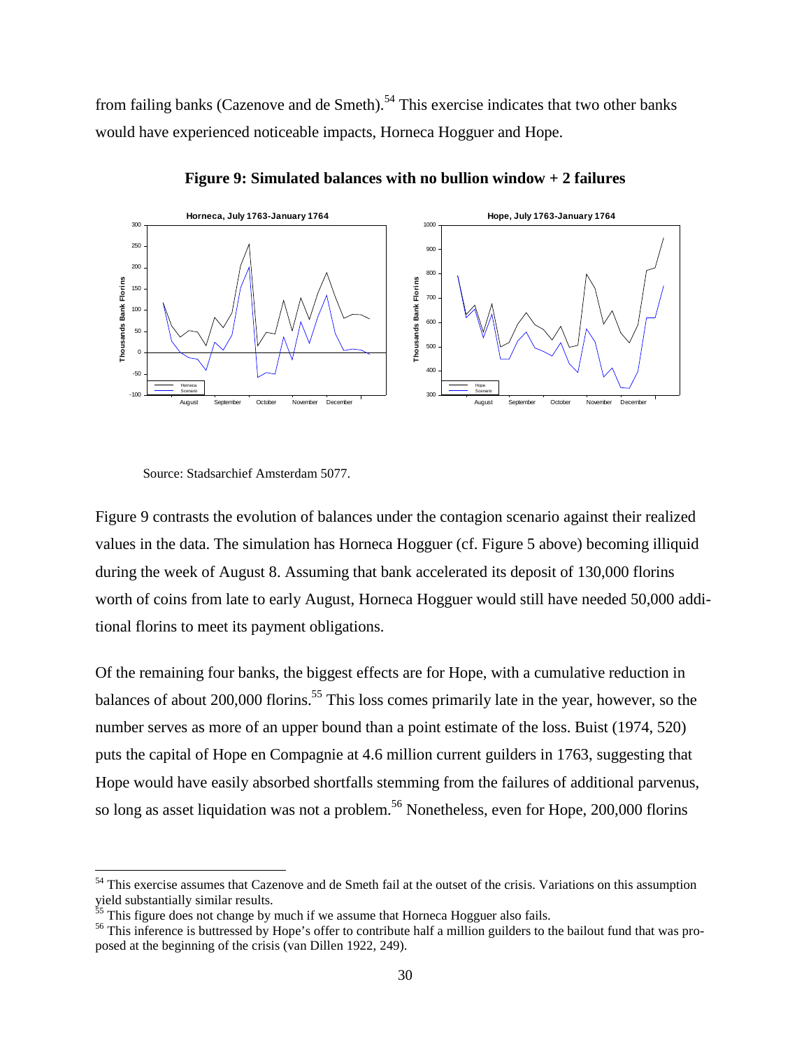from failing banks (Cazenove and de Smeth).[54] This exercise indicates that two other banks would have experienced noticeable impacts, Horneca Hogguer and Hope.

**Figure 9: Simulated balances with no bullion window + 2 failures**

Source: Stadsarchief Amsterdam 5077.

Figure 9 contrasts the evolution of balances under the contagion scenario against their realized values in the data. The simulation has Horneca Hogguer (cf. Figure 5 above) becoming illiquid during the week of August 8. Assuming that bank accelerated its deposit of 130,000 florins worth of coins from late to early August, Horneca Hogguer would still have needed 50,000 additional florins to meet its payment obligations.

Of the remaining four banks, the biggest effects are for Hope, with a cumulative reduction in balances of about 200,000 florins.[55] This loss comes primarily late in the year, however, so the number serves as more of an upper bound than a point estimate of the loss. Buist (1974, 520) puts the capital of Hope en Compagnie at 4.6 million current guilders in 1763, suggesting that Hope would have easily absorbed shortfalls stemming from the failures of additional parvenus, so long as asset liquidation was not a problem.[56] Nonetheless, even for Hope, 200,000 florins

---

[54] This exercise assumes that Cazenove and de Smeth fail at the outset of the crisis. Variations on this assumption yield substantially similar results.

[55] This figure does not change by much if we assume that Horneca Hogguer also fails.

[56] This inference is buttressed by Hope's offer to contribute half a million guilders to the bailout fund that was proposed at the beginning of the crisis (van Dillen 1922, 249).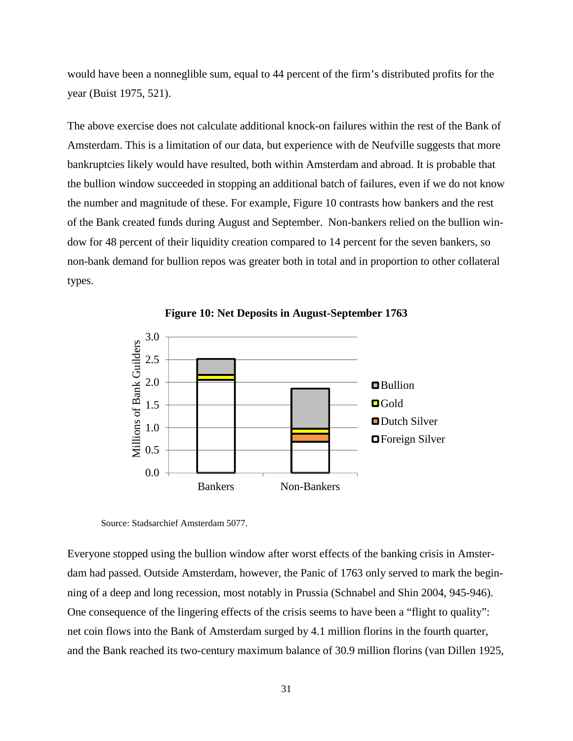would have been a nonneglible sum, equal to 44 percent of the firm's distributed profits for the year (Buist 1975, 521).

The above exercise does not calculate additional knock-on failures within the rest of the Bank of Amsterdam. This is a limitation of our data, but experience with de Neufville suggests that more bankruptcies likely would have resulted, both within Amsterdam and abroad. It is probable that the bullion window succeeded in stopping an additional batch of failures, even if we do not know the number and magnitude of these. For example, Figure 10 contrasts how bankers and the rest of the Bank created funds during August and September. Non-bankers relied on the bullion window for 48 percent of their liquidity creation compared to 14 percent for the seven bankers, so non-bank demand for bullion repos was greater both in total and in proportion to other collateral types.

**Figure 10: Net Deposits in August-September 1763**

Source: Stadsarchief Amsterdam 5077.

Everyone stopped using the bullion window after worst effects of the banking crisis in Amsterdam had passed. Outside Amsterdam, however, the Panic of 1763 only served to mark the beginning of a deep and long recession, most notably in Prussia (Schnabel and Shin 2004, 945-946). One consequence of the lingering effects of the crisis seems to have been a "flight to quality": net coin flows into the Bank of Amsterdam surged by 4.1 million florins in the fourth quarter, and the Bank reached its two-century maximum balance of 30.9 million florins (van Dillen 1925,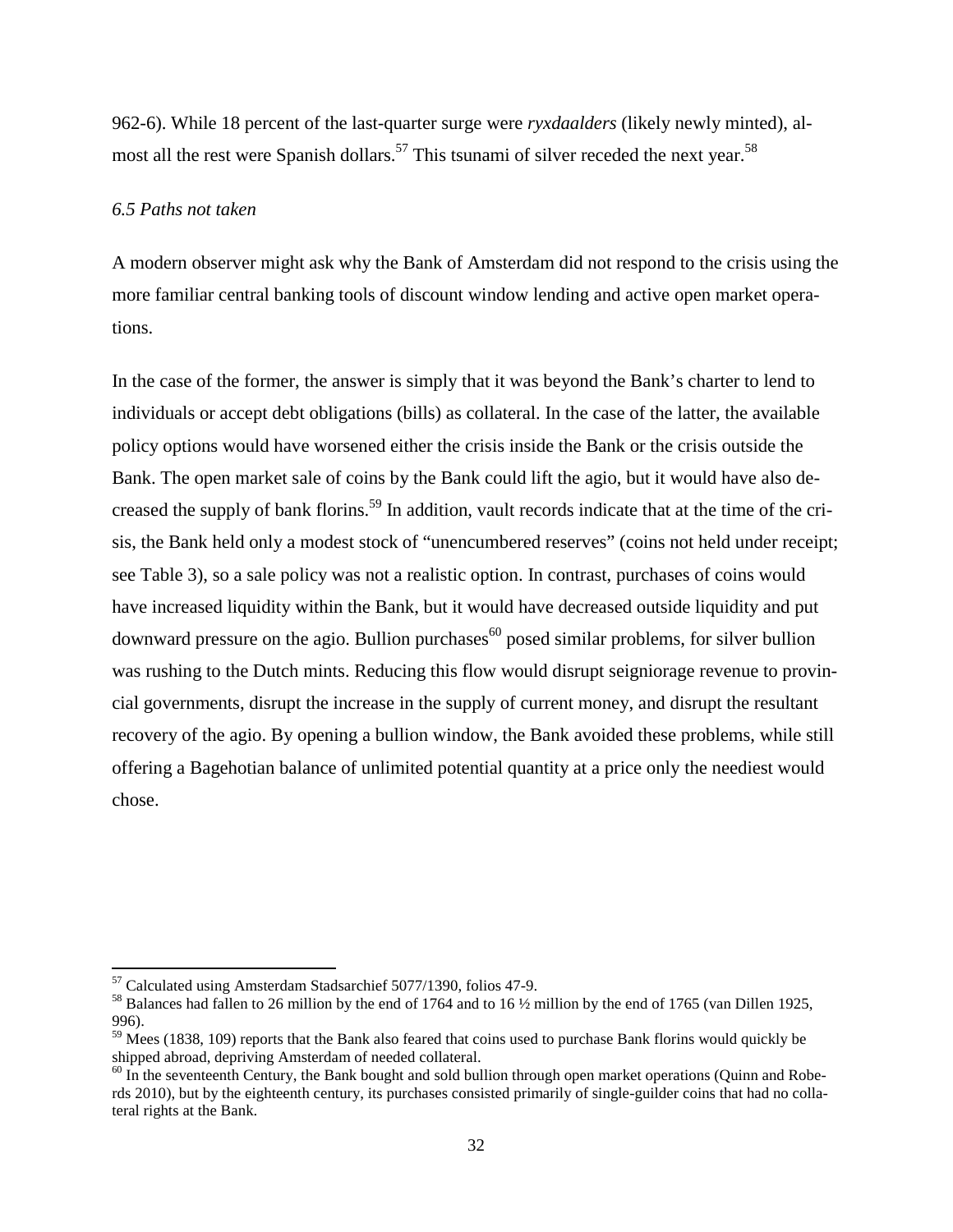962-6). While 18 percent of the last-quarter surge were *ryxdaalders* (likely newly minted), almost all the rest were Spanish dollars.[57] This tsunami of silver receded the next year.[58]

### *6.5 Paths not taken*

A modern observer might ask why the Bank of Amsterdam did not respond to the crisis using the more familiar central banking tools of discount window lending and active open market operations.

In the case of the former, the answer is simply that it was beyond the Bank's charter to lend to individuals or accept debt obligations (bills) as collateral. In the case of the latter, the available policy options would have worsened either the crisis inside the Bank or the crisis outside the Bank. The open market sale of coins by the Bank could lift the agio, but it would have also decreased the supply of bank florins.[59] In addition, vault records indicate that at the time of the crisis, the Bank held only a modest stock of "unencumbered reserves" (coins not held under receipt; see Table 3), so a sale policy was not a realistic option. In contrast, purchases of coins would have increased liquidity within the Bank, but it would have decreased outside liquidity and put downward pressure on the agio. Bullion purchases[60] posed similar problems, for silver bullion was rushing to the Dutch mints. Reducing this flow would disrupt seigniorage revenue to provincial governments, disrupt the increase in the supply of current money, and disrupt the resultant recovery of the agio. By opening a bullion window, the Bank avoided these problems, while still offering a Bagehotian balance of unlimited potential quantity at a price only the neediest would chose.

---

[57] Calculated using Amsterdam Stadsarchief 5077/1390, folios 47-9.

[58] Balances had fallen to 26 million by the end of 1764 and to 16 ½ million by the end of 1765 (van Dillen 1925, 996).

[59] Mees (1838, 109) reports that the Bank also feared that coins used to purchase Bank florins would quickly be shipped abroad, depriving Amsterdam of needed collateral.

[60] In the seventeenth Century, the Bank bought and sold bullion through open market operations (Quinn and Roberds 2010), but by the eighteenth century, its purchases consisted primarily of single-guilder coins that had no collateral rights at the Bank.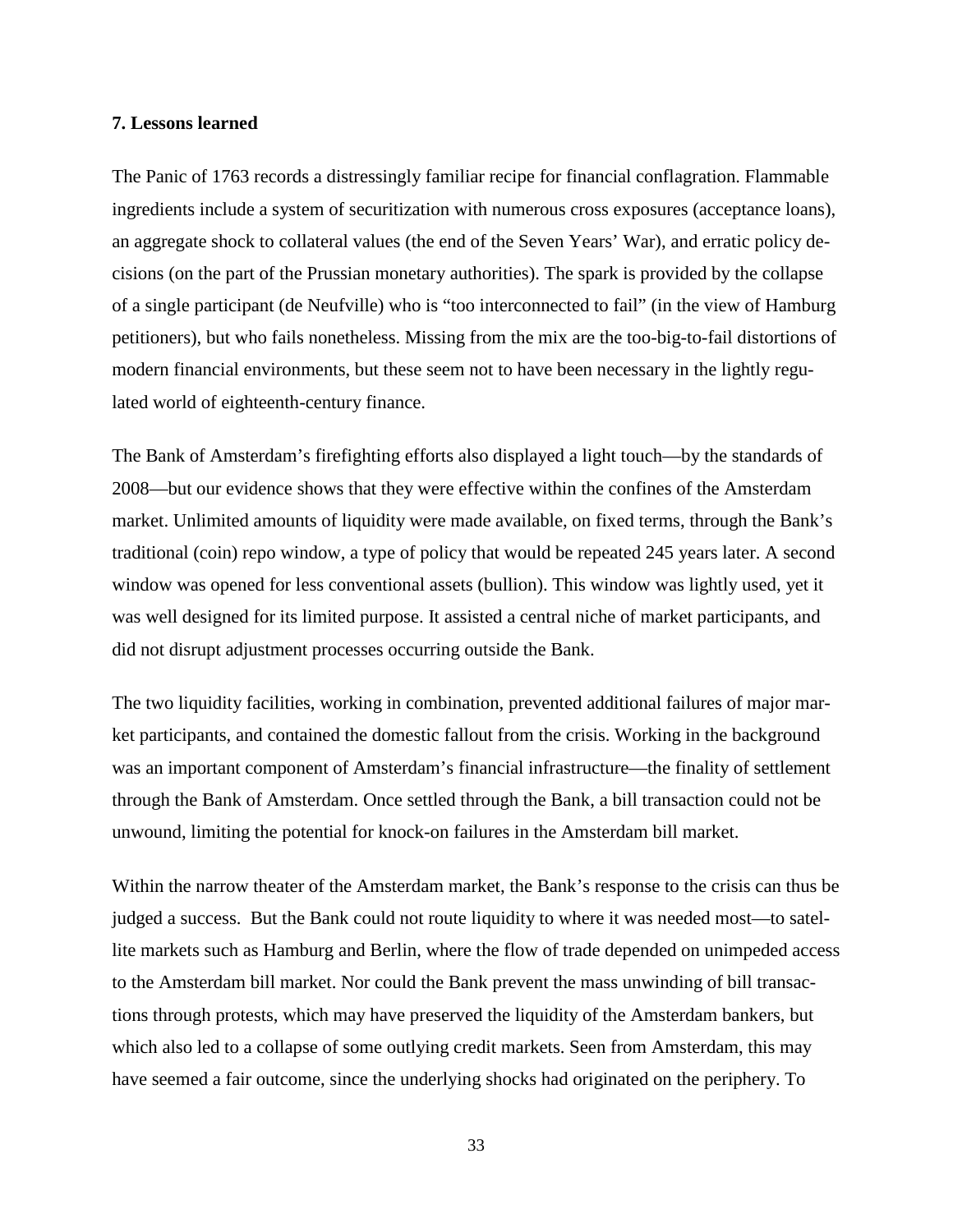**7. Lessons learned**

The Panic of 1763 records a distressingly familiar recipe for financial conflagration. Flammable ingredients include a system of securitization with numerous cross exposures (acceptance loans), an aggregate shock to collateral values (the end of the Seven Years' War), and erratic policy decisions (on the part of the Prussian monetary authorities). The spark is provided by the collapse of a single participant (de Neufville) who is "too interconnected to fail" (in the view of Hamburg petitioners), but who fails nonetheless. Missing from the mix are the too-big-to-fail distortions of modern financial environments, but these seem not to have been necessary in the lightly regulated world of eighteenth-century finance.

The Bank of Amsterdam's firefighting efforts also displayed a light touch—by the standards of 2008—but our evidence shows that they were effective within the confines of the Amsterdam market. Unlimited amounts of liquidity were made available, on fixed terms, through the Bank's traditional (coin) repo window, a type of policy that would be repeated 245 years later. A second window was opened for less conventional assets (bullion). This window was lightly used, yet it was well designed for its limited purpose. It assisted a central niche of market participants, and did not disrupt adjustment processes occurring outside the Bank.

The two liquidity facilities, working in combination, prevented additional failures of major market participants, and contained the domestic fallout from the crisis. Working in the background was an important component of Amsterdam's financial infrastructure—the finality of settlement through the Bank of Amsterdam. Once settled through the Bank, a bill transaction could not be unwound, limiting the potential for knock-on failures in the Amsterdam bill market.

Within the narrow theater of the Amsterdam market, the Bank's response to the crisis can thus be judged a success. But the Bank could not route liquidity to where it was needed most—to satellite markets such as Hamburg and Berlin, where the flow of trade depended on unimpeded access to the Amsterdam bill market. Nor could the Bank prevent the mass unwinding of bill transactions through protests, which may have preserved the liquidity of the Amsterdam bankers, but which also led to a collapse of some outlying credit markets. Seen from Amsterdam, this may have seemed a fair outcome, since the underlying shocks had originated on the periphery. To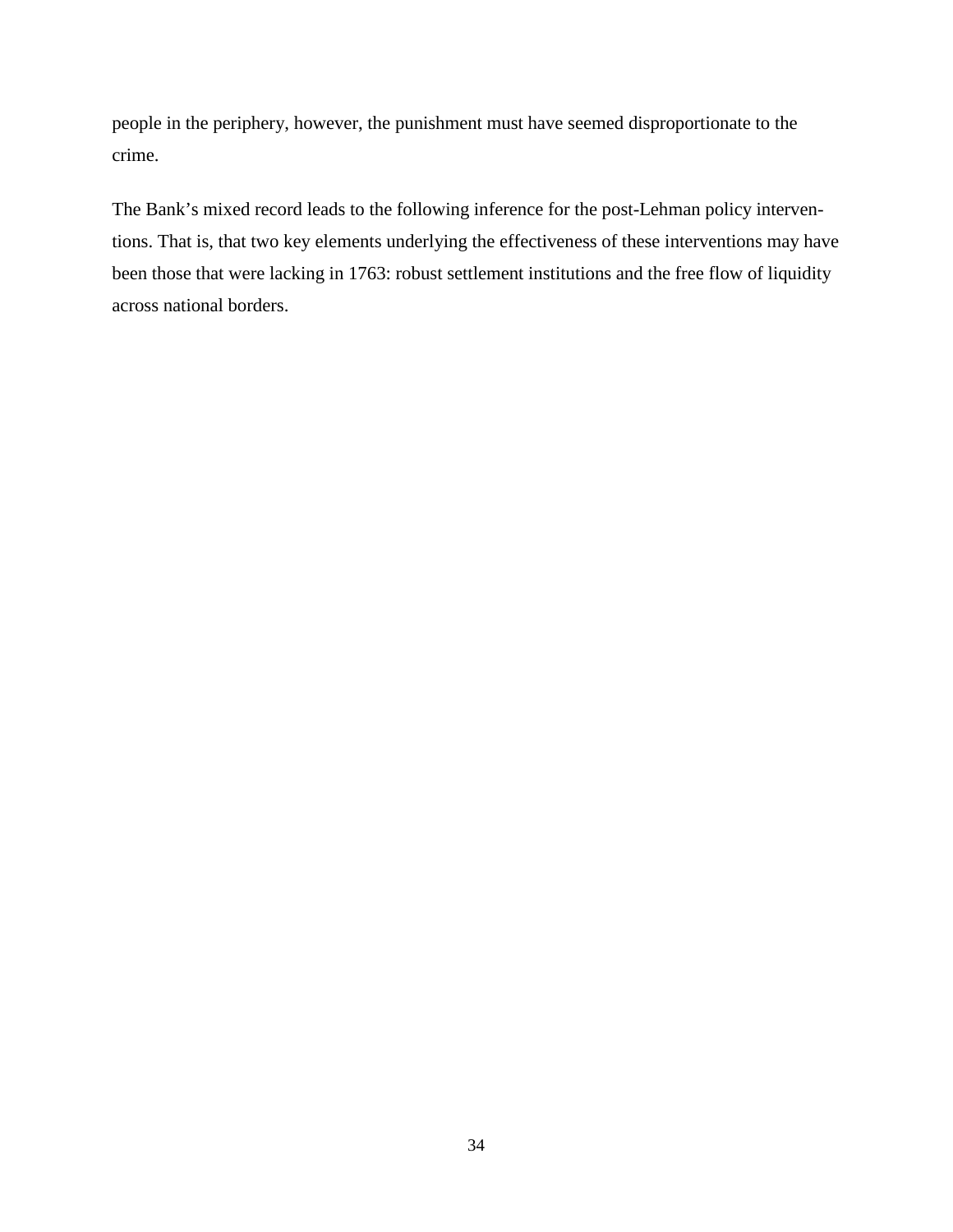people in the periphery, however, the punishment must have seemed disproportionate to the crime.

The Bank's mixed record leads to the following inference for the post-Lehman policy interventions. That is, that two key elements underlying the effectiveness of these interventions may have been those that were lacking in 1763: robust settlement institutions and the free flow of liquidity across national borders.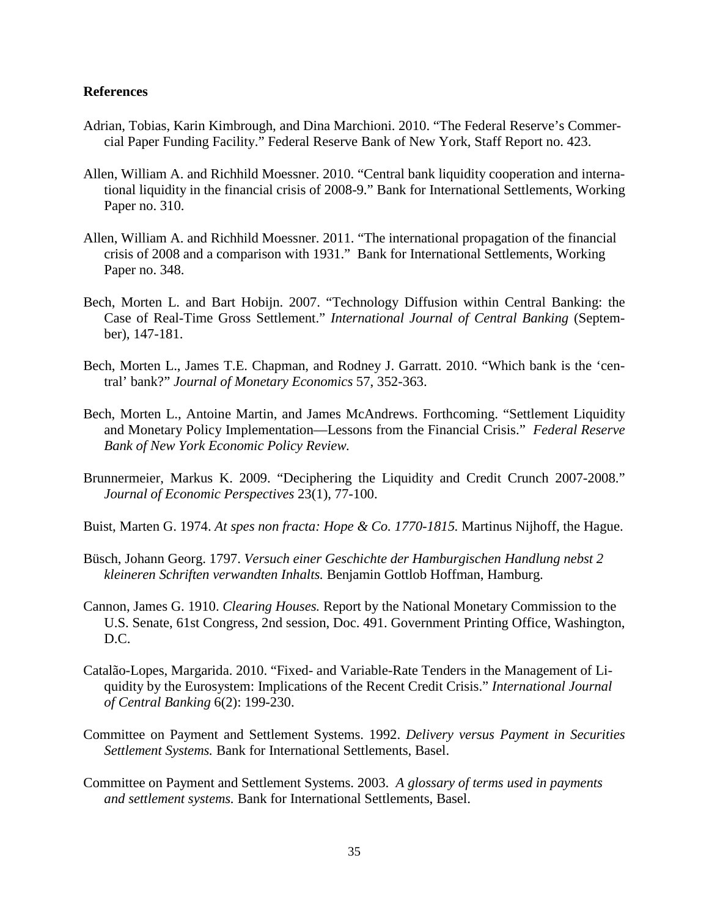**References**

Adrian, Tobias, Karin Kimbrough, and Dina Marchioni. 2010. "The Federal Reserve's Commercial Paper Funding Facility." Federal Reserve Bank of New York, Staff Report no. 423.

Allen, William A. and Richhild Moessner. 2010. "Central bank liquidity cooperation and international liquidity in the financial crisis of 2008-9." Bank for International Settlements, Working Paper no. 310.

Allen, William A. and Richhild Moessner. 2011. "The international propagation of the financial crisis of 2008 and a comparison with 1931." Bank for International Settlements, Working Paper no. 348.

Bech, Morten L. and Bart Hobijn. 2007. "Technology Diffusion within Central Banking: the Case of Real-Time Gross Settlement." *International Journal of Central Banking* (September), 147-181.

Bech, Morten L., James T.E. Chapman, and Rodney J. Garratt. 2010. "Which bank is the 'central' bank?" *Journal of Monetary Economics* 57, 352-363.

Bech, Morten L., Antoine Martin, and James McAndrews. Forthcoming. "Settlement Liquidity and Monetary Policy Implementation—Lessons from the Financial Crisis." *Federal Reserve Bank of New York Economic Policy Review.*

Brunnermeier, Markus K. 2009. "Deciphering the Liquidity and Credit Crunch 2007-2008." *Journal of Economic Perspectives* 23(1), 77-100.

Buist, Marten G. 1974. *At spes non fracta: Hope & Co. 1770-1815.* Martinus Nijhoff, the Hague.

Büsch, Johann Georg. 1797. *Versuch einer Geschichte der Hamburgischen Handlung nebst 2 kleineren Schriften verwandten Inhalts.* Benjamin Gottlob Hoffman, Hamburg.

Cannon, James G. 1910. *Clearing Houses.* Report by the National Monetary Commission to the U.S. Senate, 61st Congress, 2nd session, Doc. 491. Government Printing Office, Washington, D.C.

Catalão-Lopes, Margarida. 2010. "Fixed- and Variable-Rate Tenders in the Management of Liquidity by the Eurosystem: Implications of the Recent Credit Crisis." *International Journal of Central Banking* 6(2): 199-230.

Committee on Payment and Settlement Systems. 1992. *Delivery versus Payment in Securities Settlement Systems.* Bank for International Settlements, Basel.

Committee on Payment and Settlement Systems. 2003. *A glossary of terms used in payments and settlement systems.* Bank for International Settlements, Basel.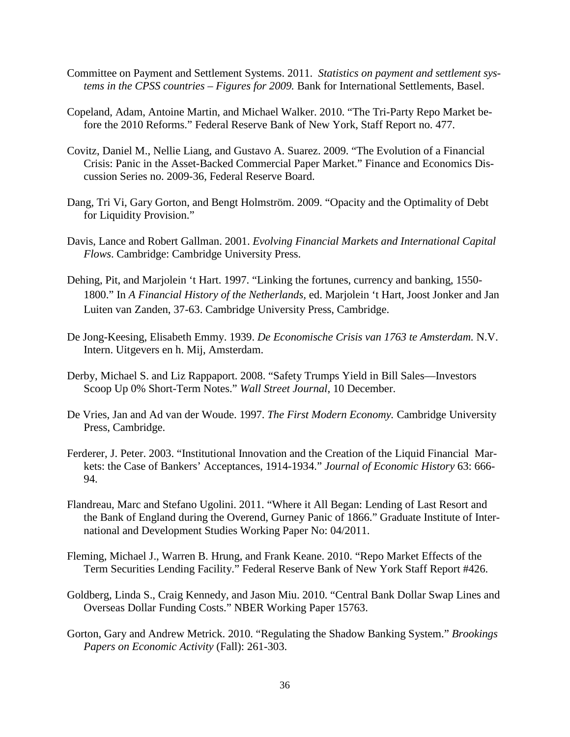Committee on Payment and Settlement Systems. 2011. *Statistics on payment and settlement systems in the CPSS countries – Figures for 2009.* Bank for International Settlements, Basel.

Copeland, Adam, Antoine Martin, and Michael Walker. 2010. "The Tri-Party Repo Market before the 2010 Reforms." Federal Reserve Bank of New York, Staff Report no. 477.

Covitz, Daniel M., Nellie Liang, and Gustavo A. Suarez. 2009. "The Evolution of a Financial Crisis: Panic in the Asset-Backed Commercial Paper Market." Finance and Economics Discussion Series no. 2009-36, Federal Reserve Board.

Dang, Tri Vi, Gary Gorton, and Bengt Holmström. 2009. "Opacity and the Optimality of Debt for Liquidity Provision."

Davis, Lance and Robert Gallman. 2001. *Evolving Financial Markets and International Capital Flows*. Cambridge: Cambridge University Press.

Dehing, Pit, and Marjolein 't Hart. 1997. "Linking the fortunes, currency and banking, 1550-1800." In *A Financial History of the Netherlands,* ed. Marjolein 't Hart, Joost Jonker and Jan Luiten van Zanden, 37-63. Cambridge University Press, Cambridge.

De Jong-Keesing, Elisabeth Emmy. 1939. *De Economische Crisis van 1763 te Amsterdam.* N.V. Intern. Uitgevers en h. Mij, Amsterdam.

Derby, Michael S. and Liz Rappaport. 2008. "Safety Trumps Yield in Bill Sales—Investors Scoop Up 0% Short-Term Notes." *Wall Street Journal*, 10 December.

De Vries, Jan and Ad van der Woude. 1997. *The First Modern Economy.* Cambridge University Press, Cambridge.

Ferderer, J. Peter. 2003. "Institutional Innovation and the Creation of the Liquid Financial Markets: the Case of Bankers' Acceptances, 1914-1934." *Journal of Economic History* 63: 666-94.

Flandreau, Marc and Stefano Ugolini. 2011. "Where it All Began: Lending of Last Resort and the Bank of England during the Overend, Gurney Panic of 1866." Graduate Institute of International and Development Studies Working Paper No: 04/2011.

Fleming, Michael J., Warren B. Hrung, and Frank Keane. 2010. "Repo Market Effects of the Term Securities Lending Facility." Federal Reserve Bank of New York Staff Report #426.

Goldberg, Linda S., Craig Kennedy, and Jason Miu. 2010. "Central Bank Dollar Swap Lines and Overseas Dollar Funding Costs." NBER Working Paper 15763.

Gorton, Gary and Andrew Metrick. 2010. "Regulating the Shadow Banking System." *Brookings Papers on Economic Activity* (Fall): 261-303.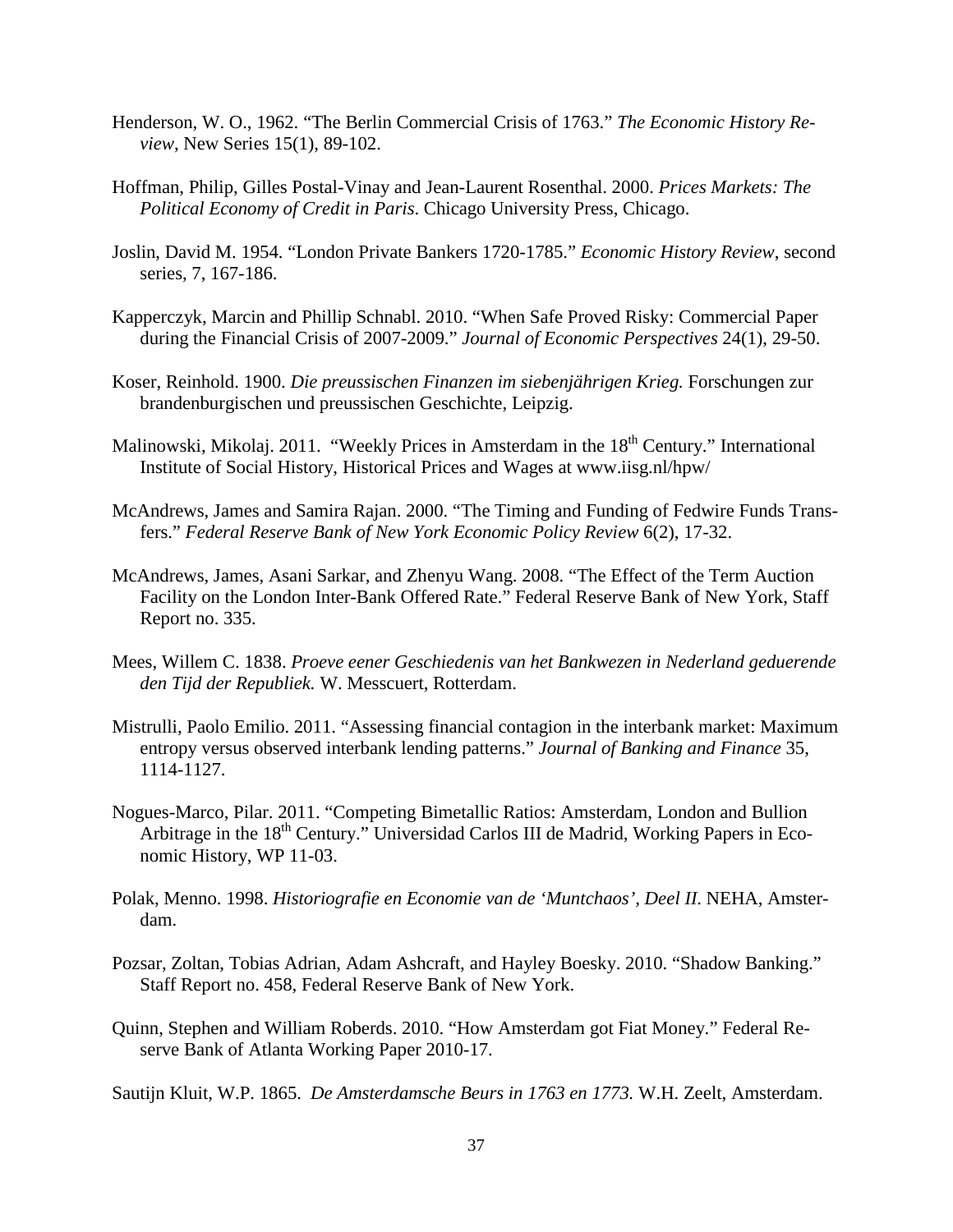Henderson, W. O., 1962. "The Berlin Commercial Crisis of 1763." *The Economic History Review*, New Series 15(1), 89-102.

Hoffman, Philip, Gilles Postal-Vinay and Jean-Laurent Rosenthal. 2000. *Prices Markets: The Political Economy of Credit in Paris*. Chicago University Press, Chicago.

Joslin, David M. 1954. "London Private Bankers 1720-1785." *Economic History Review*, second series, 7, 167-186.

Kapperczyk, Marcin and Phillip Schnabl. 2010. "When Safe Proved Risky: Commercial Paper during the Financial Crisis of 2007-2009." *Journal of Economic Perspectives* 24(1), 29-50.

Koser, Reinhold. 1900. *Die preussischen Finanzen im siebenjährigen Krieg.* Forschungen zur brandenburgischen und preussischen Geschichte, Leipzig.

Malinowski, Mikolaj. 2011. "Weekly Prices in Amsterdam in the 18th Century." International Institute of Social History, Historical Prices and Wages at www.iisg.nl/hpw/

McAndrews, James and Samira Rajan. 2000. "The Timing and Funding of Fedwire Funds Transfers." *Federal Reserve Bank of New York Economic Policy Review* 6(2), 17-32.

McAndrews, James, Asani Sarkar, and Zhenyu Wang. 2008. "The Effect of the Term Auction Facility on the London Inter-Bank Offered Rate." Federal Reserve Bank of New York, Staff Report no. 335.

Mees, Willem C. 1838. *Proeve eener Geschiedenis van het Bankwezen in Nederland geduerende den Tijd der Republiek.* W. Messcuert, Rotterdam.

Mistrulli, Paolo Emilio. 2011. "Assessing financial contagion in the interbank market: Maximum entropy versus observed interbank lending patterns." *Journal of Banking and Finance* 35, 1114-1127.

Nogues-Marco, Pilar. 2011. "Competing Bimetallic Ratios: Amsterdam, London and Bullion Arbitrage in the 18th Century." Universidad Carlos III de Madrid, Working Papers in Economic History, WP 11-03.

Polak, Menno. 1998. *Historiografie en Economie van de 'Muntchaos', Deel II*. NEHA, Amsterdam.

Pozsar, Zoltan, Tobias Adrian, Adam Ashcraft, and Hayley Boesky. 2010. "Shadow Banking." Staff Report no. 458, Federal Reserve Bank of New York.

Quinn, Stephen and William Roberds. 2010. "How Amsterdam got Fiat Money." Federal Reserve Bank of Atlanta Working Paper 2010-17.

Sautijn Kluit, W.P. 1865. *De Amsterdamsche Beurs in 1763 en 1773.* W.H. Zeelt, Amsterdam.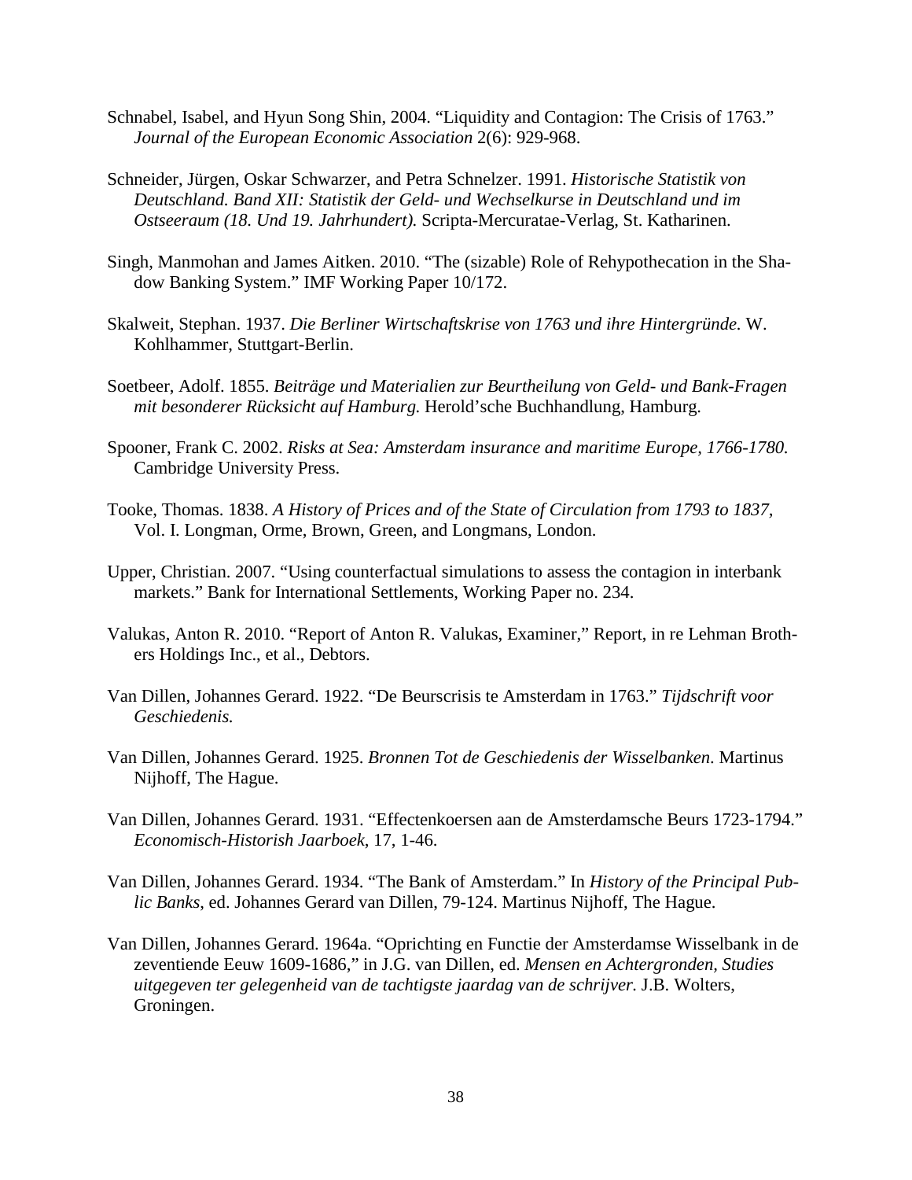Schnabel, Isabel, and Hyun Song Shin, 2004. "Liquidity and Contagion: The Crisis of 1763." *Journal of the European Economic Association* 2(6): 929-968.

Schneider, Jürgen, Oskar Schwarzer, and Petra Schnelzer. 1991. *Historische Statistik von Deutschland. Band XII: Statistik der Geld- und Wechselkurse in Deutschland und im Ostseeraum (18. Und 19. Jahrhundert).* Scripta-Mercuratae-Verlag, St. Katharinen.

Singh, Manmohan and James Aitken. 2010. "The (sizable) Role of Rehypothecation in the Shadow Banking System." IMF Working Paper 10/172.

Skalweit, Stephan. 1937. *Die Berliner Wirtschaftskrise von 1763 und ihre Hintergründe.* W. Kohlhammer, Stuttgart-Berlin.

Soetbeer, Adolf. 1855. *Beiträge und Materialien zur Beurtheilung von Geld- und Bank-Fragen mit besonderer Rücksicht auf Hamburg.* Herold'sche Buchhandlung, Hamburg.

Spooner, Frank C. 2002. *Risks at Sea: Amsterdam insurance and maritime Europe, 1766-1780.* Cambridge University Press.

Tooke, Thomas. 1838. *A History of Prices and of the State of Circulation from 1793 to 1837,* Vol. I. Longman, Orme, Brown, Green, and Longmans, London.

Upper, Christian. 2007. "Using counterfactual simulations to assess the contagion in interbank markets." Bank for International Settlements, Working Paper no. 234.

Valukas, Anton R. 2010. "Report of Anton R. Valukas, Examiner," Report, in re Lehman Brothers Holdings Inc., et al., Debtors.

Van Dillen, Johannes Gerard. 1922. "De Beurscrisis te Amsterdam in 1763." *Tijdschrift voor Geschiedenis.*

Van Dillen, Johannes Gerard. 1925. *Bronnen Tot de Geschiedenis der Wisselbanken*. Martinus Nijhoff, The Hague.

Van Dillen, Johannes Gerard. 1931. "Effectenkoersen aan de Amsterdamsche Beurs 1723-1794." *Economisch-Historish Jaarboek*, 17, 1-46.

Van Dillen, Johannes Gerard. 1934. "The Bank of Amsterdam." In *History of the Principal Public Banks*, ed. Johannes Gerard van Dillen, 79-124. Martinus Nijhoff, The Hague.

Van Dillen, Johannes Gerard. 1964a. "Oprichting en Functie der Amsterdamse Wisselbank in de zeventiende Eeuw 1609-1686," in J.G. van Dillen, ed. *Mensen en Achtergronden, Studies uitgegeven ter gelegenheid van de tachtigste jaardag van de schrijver.* J.B. Wolters, Groningen.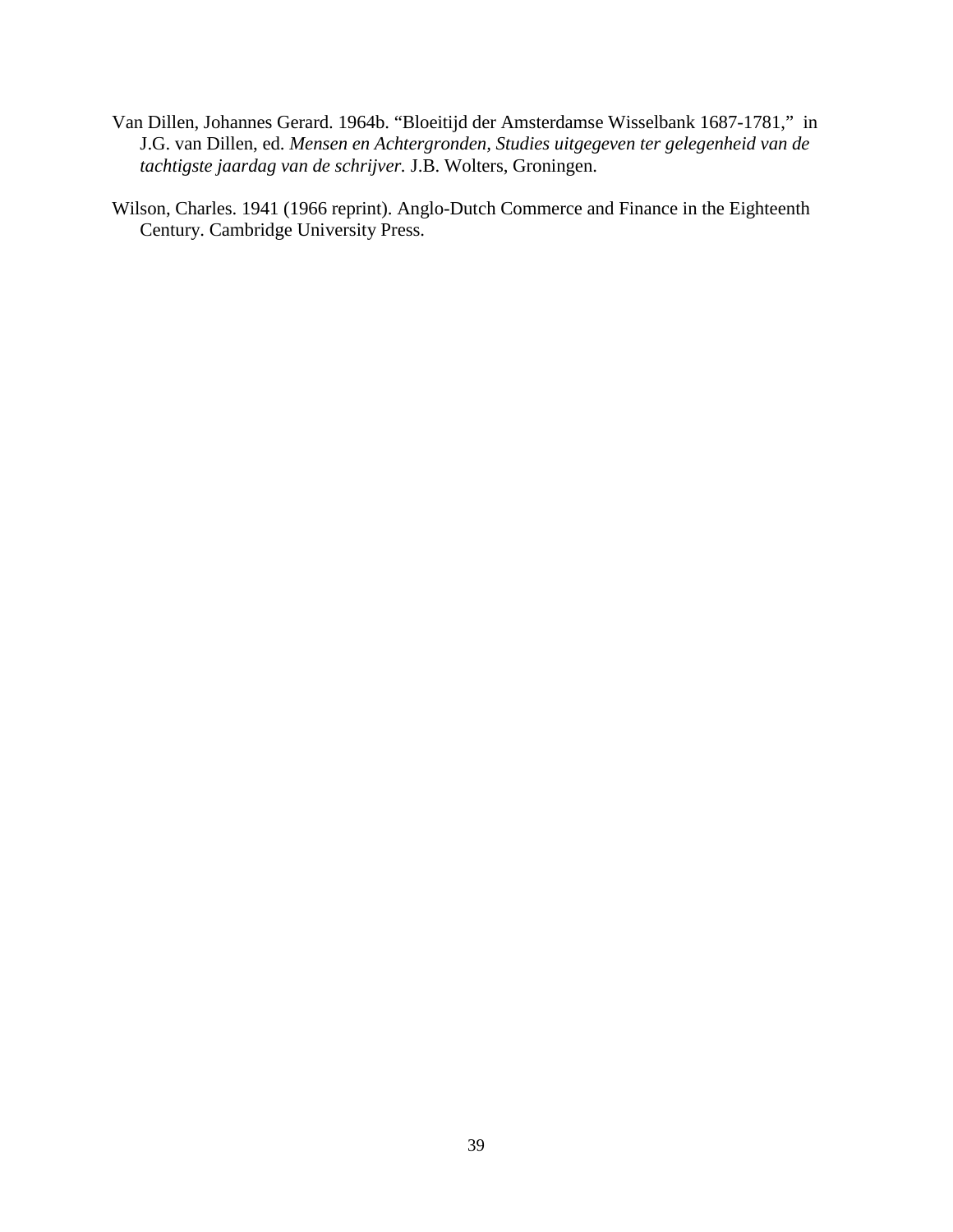Van Dillen, Johannes Gerard. 1964b. "Bloeitijd der Amsterdamse Wisselbank 1687-1781," in J.G. van Dillen, ed. *Mensen en Achtergronden, Studies uitgegeven ter gelegenheid van de tachtigste jaardag van de schrijver.* J.B. Wolters, Groningen.

Wilson, Charles. 1941 (1966 reprint). Anglo-Dutch Commerce and Finance in the Eighteenth Century. Cambridge University Press.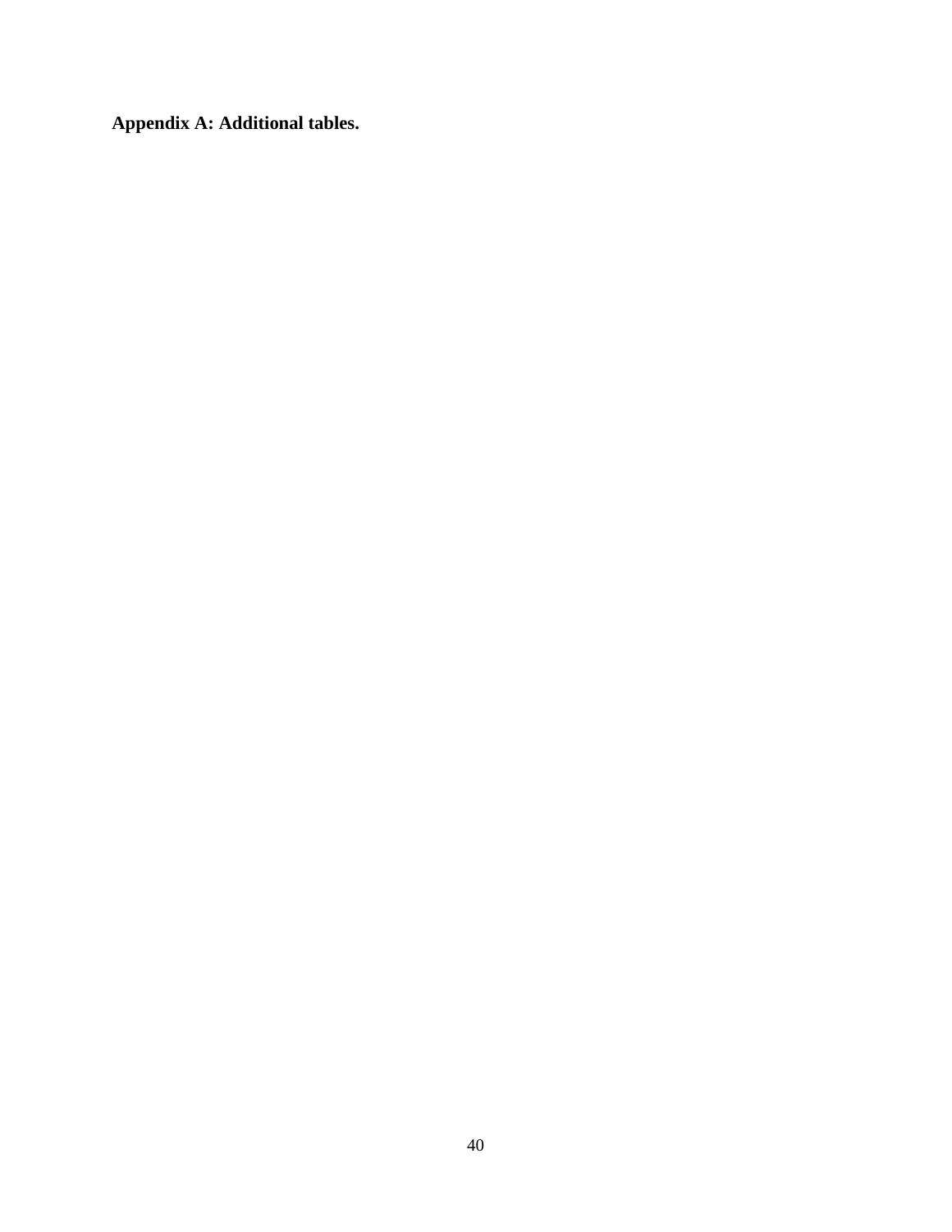**Appendix A: Additional tables.**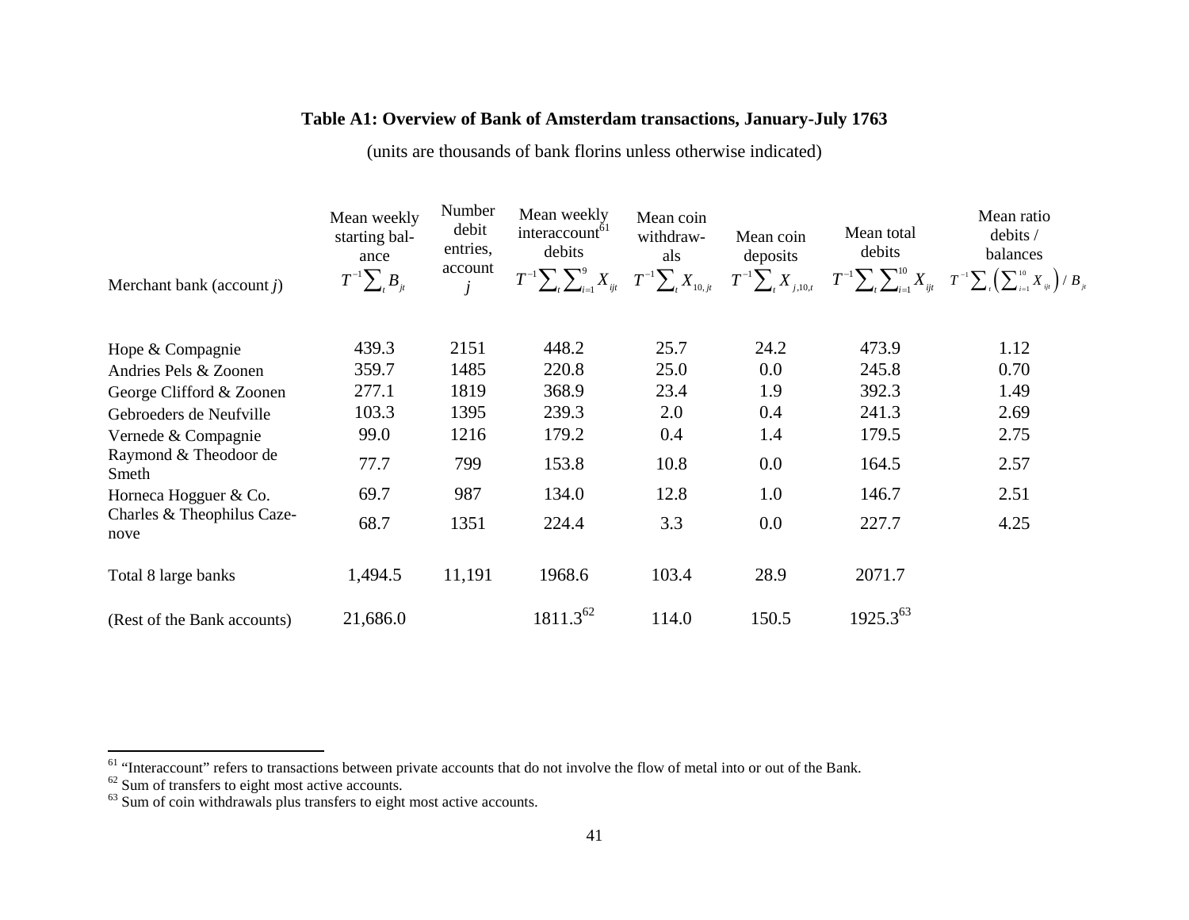**Table A1: Overview of Bank of Amsterdam transactions, January-July 1763**

(units are thousands of bank florins unless otherwise indicated)

| Merchant bank (account $j$) | Mean weekly starting balance $T^{-1}\sum_t B_{jt}$ | Number debit entries, account $j$ | Mean weekly interaccount[61] debits $T^{-1}\sum_t \sum_{i=1}^{9} X_{ijt}$ | Mean coin withdrawals $T^{-1}\sum_t X_{10,jt}$ | Mean coin deposits $T^{-1}\sum_t X_{j,10,t}$ | Mean total debits $T^{-1}\sum_t \sum_{i=1}^{10} X_{ijt}$ | Mean ratio debits / balances $T^{-1}\sum_t \left(\sum_{i=1}^{10} X_{ijt}\right) / B_{jt}$ |
|---|---|---|---|---|---|---|---|
| Hope & Compagnie | 439.3 | 2151 | 448.2 | 25.7 | 24.2 | 473.9 | 1.12 |
| Andries Pels & Zoonen | 359.7 | 1485 | 220.8 | 25.0 | 0.0 | 245.8 | 0.70 |
| George Clifford & Zoonen | 277.1 | 1819 | 368.9 | 23.4 | 1.9 | 392.3 | 1.49 |
| Gebroeders de Neufville | 103.3 | 1395 | 239.3 | 2.0 | 0.4 | 241.3 | 2.69 |
| Vernede & Compagnie | 99.0 | 1216 | 179.2 | 0.4 | 1.4 | 179.5 | 2.75 |
| Raymond & Theodoor de Smeth | 77.7 | 799 | 153.8 | 10.8 | 0.0 | 164.5 | 2.57 |
| Horneca Hogguer & Co. | 69.7 | 987 | 134.0 | 12.8 | 1.0 | 146.7 | 2.51 |
| Charles & Theophilus Cazenove | 68.7 | 1351 | 224.4 | 3.3 | 0.0 | 227.7 | 4.25 |
| Total 8 large banks | 1,494.5 | 11,191 | 1968.6 | 103.4 | 28.9 | 2071.7 | |
| (Rest of the Bank accounts) | 21,686.0 | | 1811.3[62] | 114.0 | 150.5 | 1925.3[63] | |

[61] "Interaccount" refers to transactions between private accounts that do not involve the flow of metal into or out of the Bank.
[62] Sum of transfers to eight most active accounts.
[63] Sum of coin withdrawals plus transfers to eight most active accounts.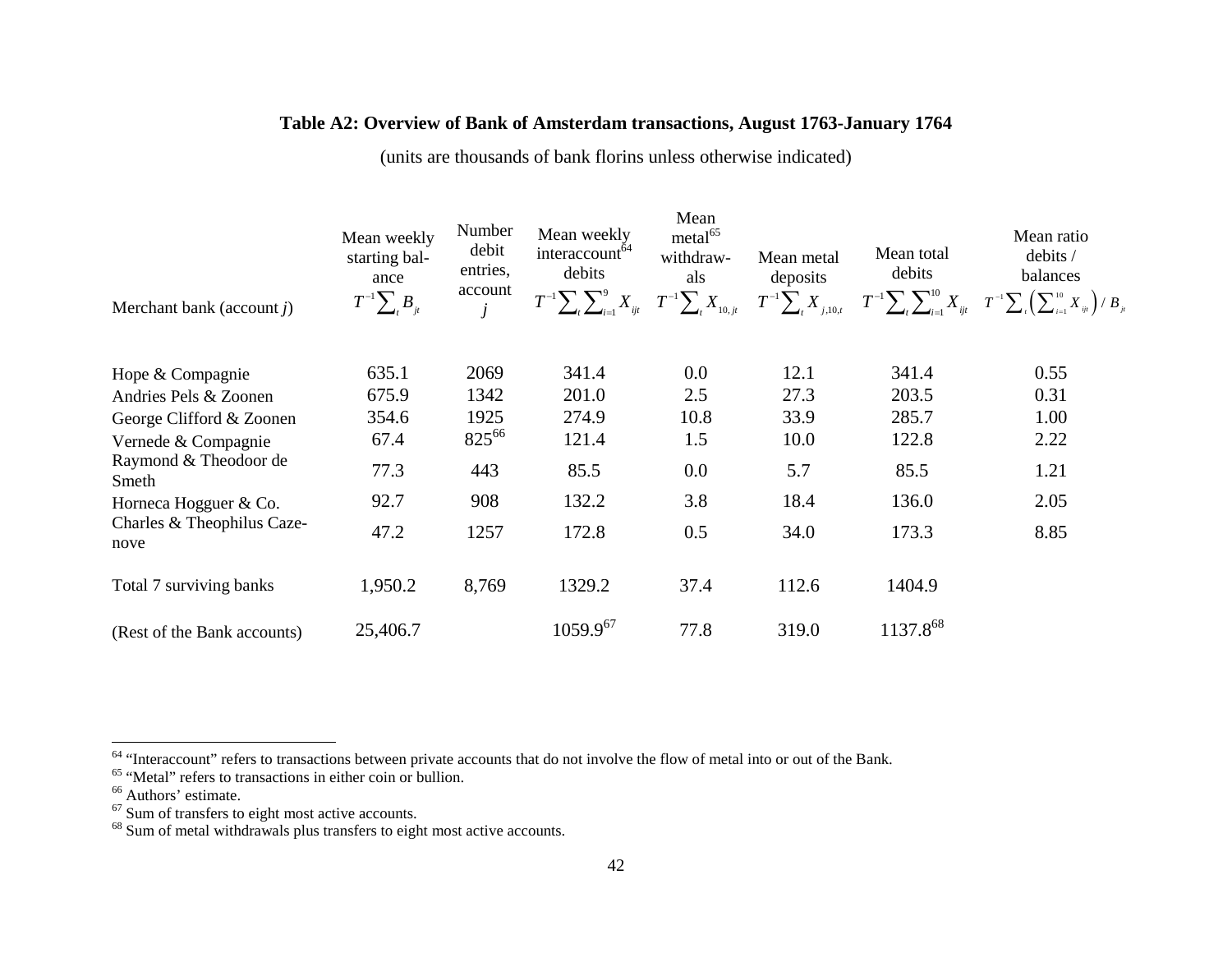**Table A2: Overview of Bank of Amsterdam transactions, August 1763-January 1764**

(units are thousands of bank florins unless otherwise indicated)

| Merchant bank (account $j$) | Mean weekly starting balance $T^{-1}\sum_t B_{jt}$ | Number debit entries, account $j$ | Mean weekly interaccount[64] debits $T^{-1}\sum_t \sum_{i=1}^{9} X_{ijt}$ | Mean metal[65] withdrawals $T^{-1}\sum_t X_{10,jt}$ | Mean metal deposits $T^{-1}\sum_t X_{j,10,t}$ | Mean total debits $T^{-1}\sum_t \sum_{i=1}^{10} X_{ijt}$ | Mean ratio debits / balances $T^{-1}\sum_t \left(\sum_{i=1}^{10} X_{ijt}\right) / B_{jt}$ |
|---|---|---|---|---|---|---|---|
| Hope & Compagnie | 635.1 | 2069 | 341.4 | 0.0 | 12.1 | 341.4 | 0.55 |
| Andries Pels & Zoonen | 675.9 | 1342 | 201.0 | 2.5 | 27.3 | 203.5 | 0.31 |
| George Clifford & Zoonen | 354.6 | 1925 | 274.9 | 10.8 | 33.9 | 285.7 | 1.00 |
| Vernede & Compagnie | 67.4 | 825[66] | 121.4 | 1.5 | 10.0 | 122.8 | 2.22 |
| Raymond & Theodoor de Smeth | 77.3 | 443 | 85.5 | 0.0 | 5.7 | 85.5 | 1.21 |
| Horneca Hogguer & Co. | 92.7 | 908 | 132.2 | 3.8 | 18.4 | 136.0 | 2.05 |
| Charles & Theophilus Cazenove | 47.2 | 1257 | 172.8 | 0.5 | 34.0 | 173.3 | 8.85 |
| Total 7 surviving banks | 1,950.2 | 8,769 | 1329.2 | 37.4 | 112.6 | 1404.9 | |
| (Rest of the Bank accounts) | 25,406.7 | | 1059.9[67] | 77.8 | 319.0 | 1137.8[68] | |

[64] "Interaccount" refers to transactions between private accounts that do not involve the flow of metal into or out of the Bank.

[65] "Metal" refers to transactions in either coin or bullion.

[66] Authors' estimate.

[67] Sum of transfers to eight most active accounts.

[68] Sum of metal withdrawals plus transfers to eight most active accounts.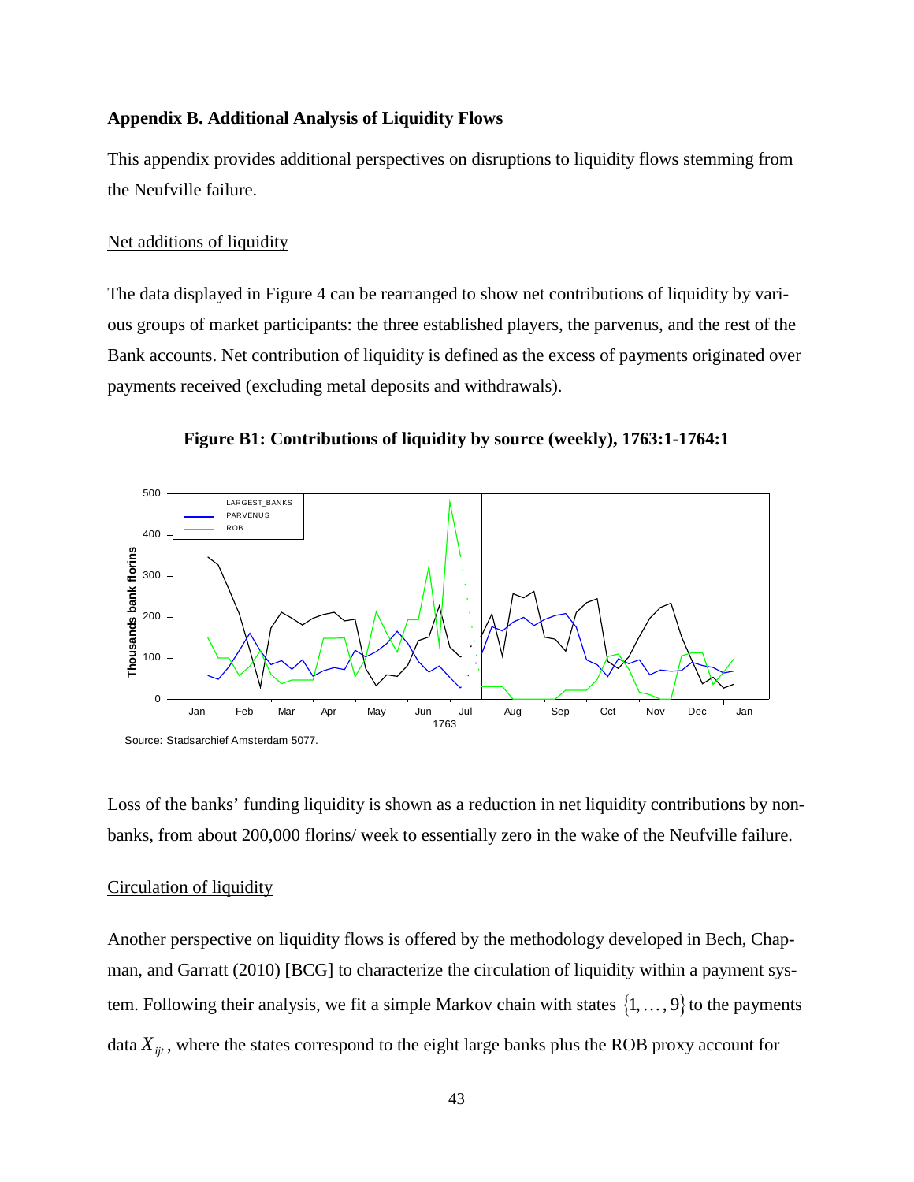**Appendix B. Additional Analysis of Liquidity Flows**

This appendix provides additional perspectives on disruptions to liquidity flows stemming from the Neufville failure.

Net additions of liquidity

The data displayed in Figure 4 can be rearranged to show net contributions of liquidity by various groups of market participants: the three established players, the parvenus, and the rest of the Bank accounts. Net contribution of liquidity is defined as the excess of payments originated over payments received (excluding metal deposits and withdrawals).

**Figure B1: Contributions of liquidity by source (weekly), 1763:1-1764:1**

Source: Stadsarchief Amsterdam 5077.

Loss of the banks' funding liquidity is shown as a reduction in net liquidity contributions by non-banks, from about 200,000 florins/ week to essentially zero in the wake of the Neufville failure.

Circulation of liquidity

Another perspective on liquidity flows is offered by the methodology developed in Bech, Chapman, and Garratt (2010) [BCG] to characterize the circulation of liquidity within a payment system. Following their analysis, we fit a simple Markov chain with states $\{1, \dots, 9\}$ to the payments data $X_{ijt}$, where the states correspond to the eight large banks plus the ROB proxy account for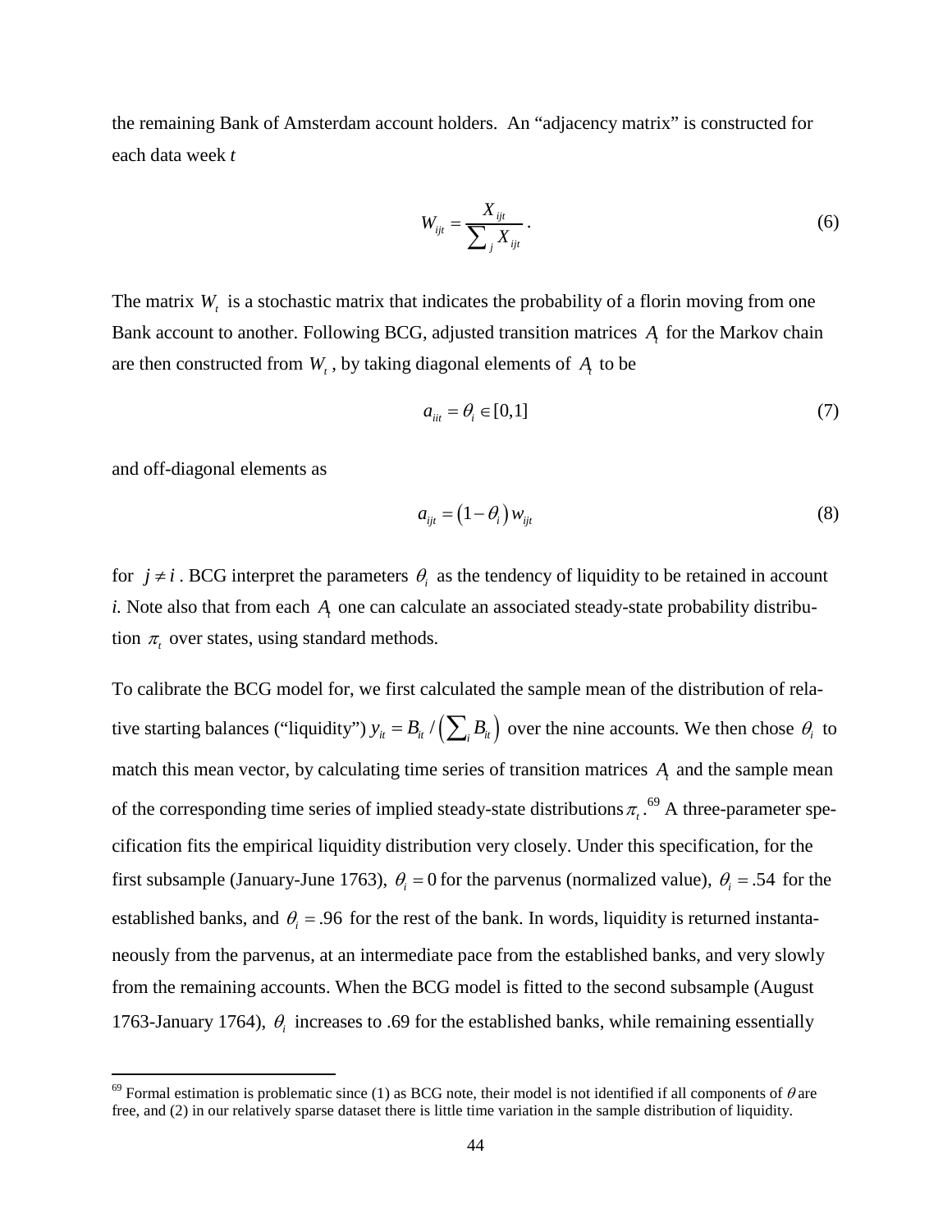the remaining Bank of Amsterdam account holders. An "adjacency matrix" is constructed for each data week $t$

$$W_{ijt} = \frac{X_{ijt}}{\sum_j X_{ijt}}. \tag{6}$$

The matrix $W_t$ is a stochastic matrix that indicates the probability of a florin moving from one Bank account to another. Following BCG, adjusted transition matrices $A_t$ for the Markov chain are then constructed from $W_t$, by taking diagonal elements of $A_t$ to be

$$a_{iit} = \theta_i \in [0,1] \tag{7}$$

and off-diagonal elements as

$$a_{ijt} = (1-\theta_i)\, w_{ijt} \tag{8}$$

for $j \neq i$. BCG interpret the parameters $\theta_i$ as the tendency of liquidity to be retained in account $i$. Note also that from each $A_t$ one can calculate an associated steady-state probability distribution $\pi_t$ over states, using standard methods.

To calibrate the BCG model for, we first calculated the sample mean of the distribution of relative starting balances ("liquidity") $y_{it} = B_{it} / \left(\sum_i B_{it}\right)$ over the nine accounts. We then chose $\theta_i$ to match this mean vector, by calculating time series of transition matrices $A_t$ and the sample mean of the corresponding time series of implied steady-state distributions $\pi_t$.[69] A three-parameter specification fits the empirical liquidity distribution very closely. Under this specification, for the first subsample (January-June 1763), $\theta_i = 0$ for the parvenus (normalized value), $\theta_i = .54$ for the established banks, and $\theta_i = .96$ for the rest of the bank. In words, liquidity is returned instantaneously from the parvenus, at an intermediate pace from the established banks, and very slowly from the remaining accounts. When the BCG model is fitted to the second subsample (August 1763-January 1764), $\theta_i$ increases to .69 for the established banks, while remaining essentially

[69] Formal estimation is problematic since (1) as BCG note, their model is not identified if all components of $\theta$ are free, and (2) in our relatively sparse dataset there is little time variation in the sample distribution of liquidity.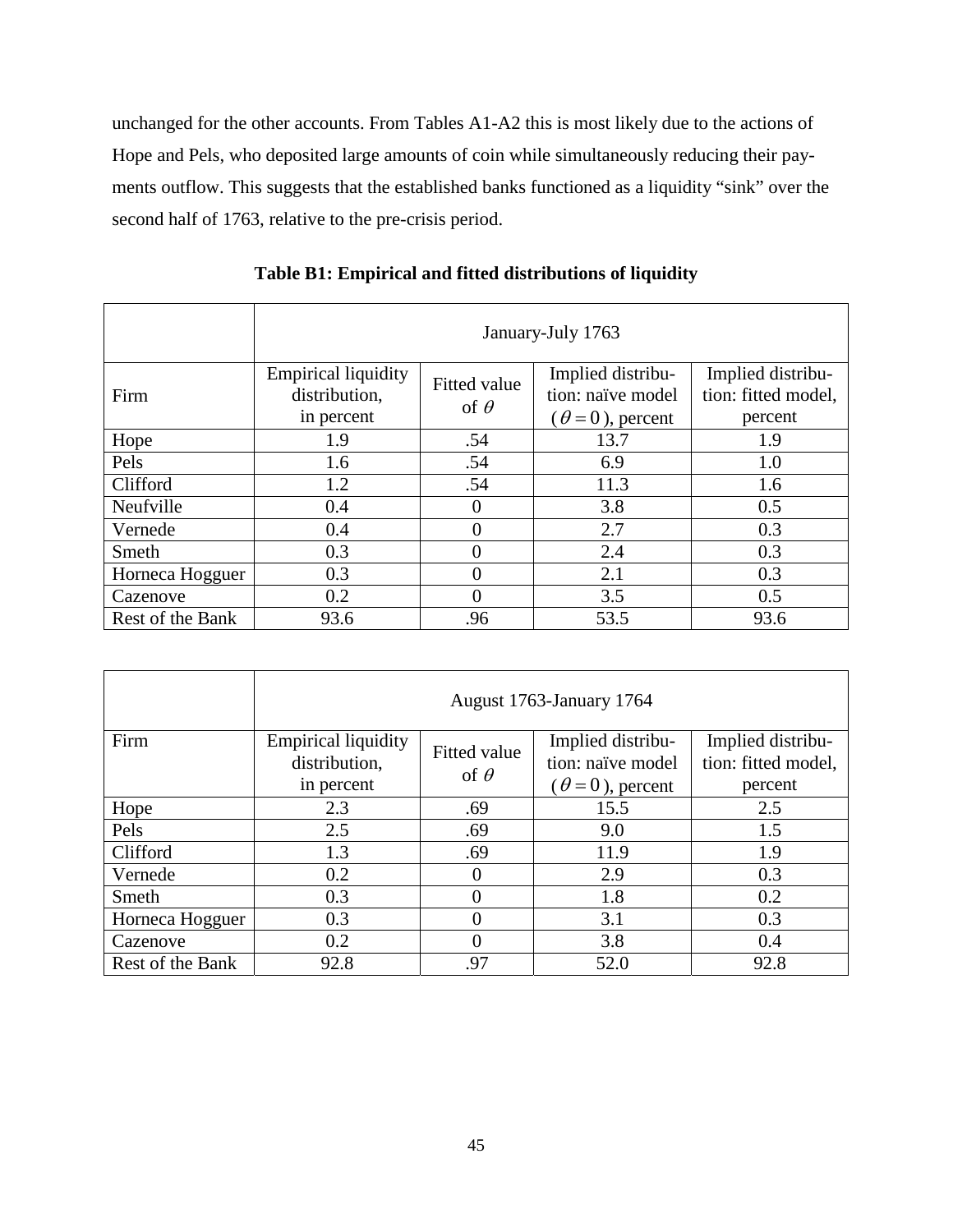unchanged for the other accounts. From Tables A1-A2 this is most likely due to the actions of Hope and Pels, who deposited large amounts of coin while simultaneously reducing their payments outflow. This suggests that the established banks functioned as a liquidity "sink" over the second half of 1763, relative to the pre-crisis period.

**Table B1: Empirical and fitted distributions of liquidity**

| | January-July 1763 | | | |
|---|---|---|---|---|
| Firm | Empirical liquidity distribution, in percent | Fitted value of $\theta$ | Implied distribution: naïve model ($\theta = 0$), percent | Implied distribution: fitted model, percent |
| Hope | 1.9 | .54 | 13.7 | 1.9 |
| Pels | 1.6 | .54 | 6.9 | 1.0 |
| Clifford | 1.2 | .54 | 11.3 | 1.6 |
| Neufville | 0.4 | 0 | 3.8 | 0.5 |
| Vernede | 0.4 | 0 | 2.7 | 0.3 |
| Smeth | 0.3 | 0 | 2.4 | 0.3 |
| Horneca Hogguer | 0.3 | 0 | 2.1 | 0.3 |
| Cazenove | 0.2 | 0 | 3.5 | 0.5 |
| Rest of the Bank | 93.6 | .96 | 53.5 | 93.6 |

| | August 1763-January 1764 | | | |
|---|---|---|---|---|
| Firm | Empirical liquidity distribution, in percent | Fitted value of $\theta$ | Implied distribution: naïve model ($\theta = 0$), percent | Implied distribution: fitted model, percent |
| Hope | 2.3 | .69 | 15.5 | 2.5 |
| Pels | 2.5 | .69 | 9.0 | 1.5 |
| Clifford | 1.3 | .69 | 11.9 | 1.9 |
| Vernede | 0.2 | 0 | 2.9 | 0.3 |
| Smeth | 0.3 | 0 | 1.8 | 0.2 |
| Horneca Hogguer | 0.3 | 0 | 3.1 | 0.3 |
| Cazenove | 0.2 | 0 | 3.8 | 0.4 |
| Rest of the Bank | 92.8 | .97 | 52.0 | 92.8 |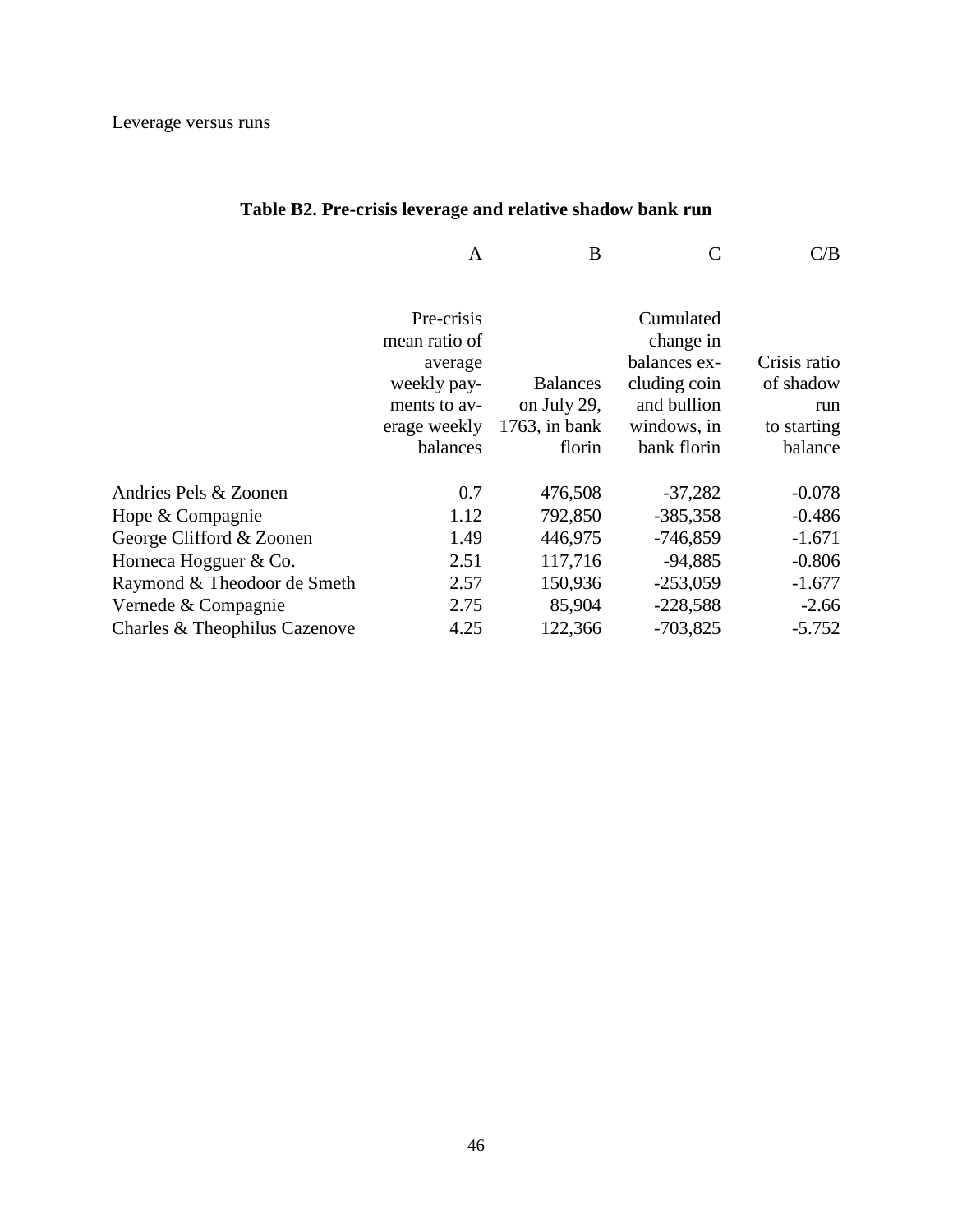Leverage versus runs

**Table B2. Pre-crisis leverage and relative shadow bank run**

| | A | B | C | C/B |
|---|---|---|---|---|
| | Pre-crisis mean ratio of average weekly payments to average weekly balances | Balances on July 29, 1763, in bank florin | Cumulated change in balances excluding coin and bullion windows, in bank florin | Crisis ratio of shadow run to starting balance |
| Andries Pels & Zoonen | 0.7 | 476,508 | -37,282 | -0.078 |
| Hope & Compagnie | 1.12 | 792,850 | -385,358 | -0.486 |
| George Clifford & Zoonen | 1.49 | 446,975 | -746,859 | -1.671 |
| Horneca Hogguer & Co. | 2.51 | 117,716 | -94,885 | -0.806 |
| Raymond & Theodoor de Smeth | 2.57 | 150,936 | -253,059 | -1.677 |
| Vernede & Compagnie | 2.75 | 85,904 | -228,588 | -2.66 |
| Charles & Theophilus Cazenove | 4.25 | 122,366 | -703,825 | -5.752 |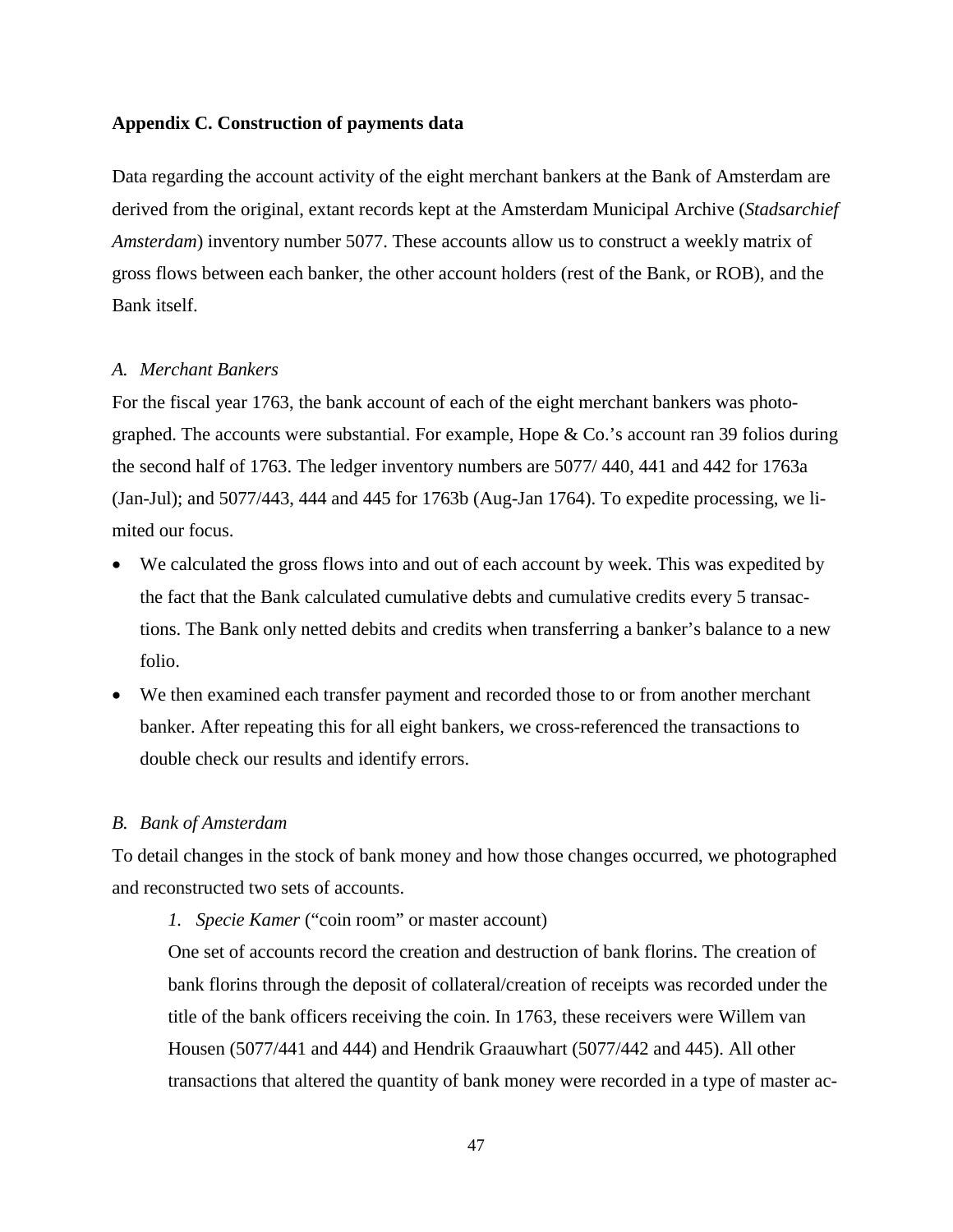## Appendix C. Construction of payments data

Data regarding the account activity of the eight merchant bankers at the Bank of Amsterdam are derived from the original, extant records kept at the Amsterdam Municipal Archive (*Stadsarchief Amsterdam*) inventory number 5077. These accounts allow us to construct a weekly matrix of gross flows between each banker, the other account holders (rest of the Bank, or ROB), and the Bank itself.

### *A. Merchant Bankers*

For the fiscal year 1763, the bank account of each of the eight merchant bankers was photographed. The accounts were substantial. For example, Hope & Co.'s account ran 39 folios during the second half of 1763. The ledger inventory numbers are 5077/ 440, 441 and 442 for 1763a (Jan-Jul); and 5077/443, 444 and 445 for 1763b (Aug-Jan 1764). To expedite processing, we limited our focus.

- We calculated the gross flows into and out of each account by week. This was expedited by the fact that the Bank calculated cumulative debts and cumulative credits every 5 transactions. The Bank only netted debits and credits when transferring a banker's balance to a new folio.
- We then examined each transfer payment and recorded those to or from another merchant banker. After repeating this for all eight bankers, we cross-referenced the transactions to double check our results and identify errors.

### *B. Bank of Amsterdam*

To detail changes in the stock of bank money and how those changes occurred, we photographed and reconstructed two sets of accounts.

*1. Specie Kamer* ("coin room" or master account)

One set of accounts record the creation and destruction of bank florins. The creation of bank florins through the deposit of collateral/creation of receipts was recorded under the title of the bank officers receiving the coin. In 1763, these receivers were Willem van Housen (5077/441 and 444) and Hendrik Graauwhart (5077/442 and 445). All other transactions that altered the quantity of bank money were recorded in a type of master ac-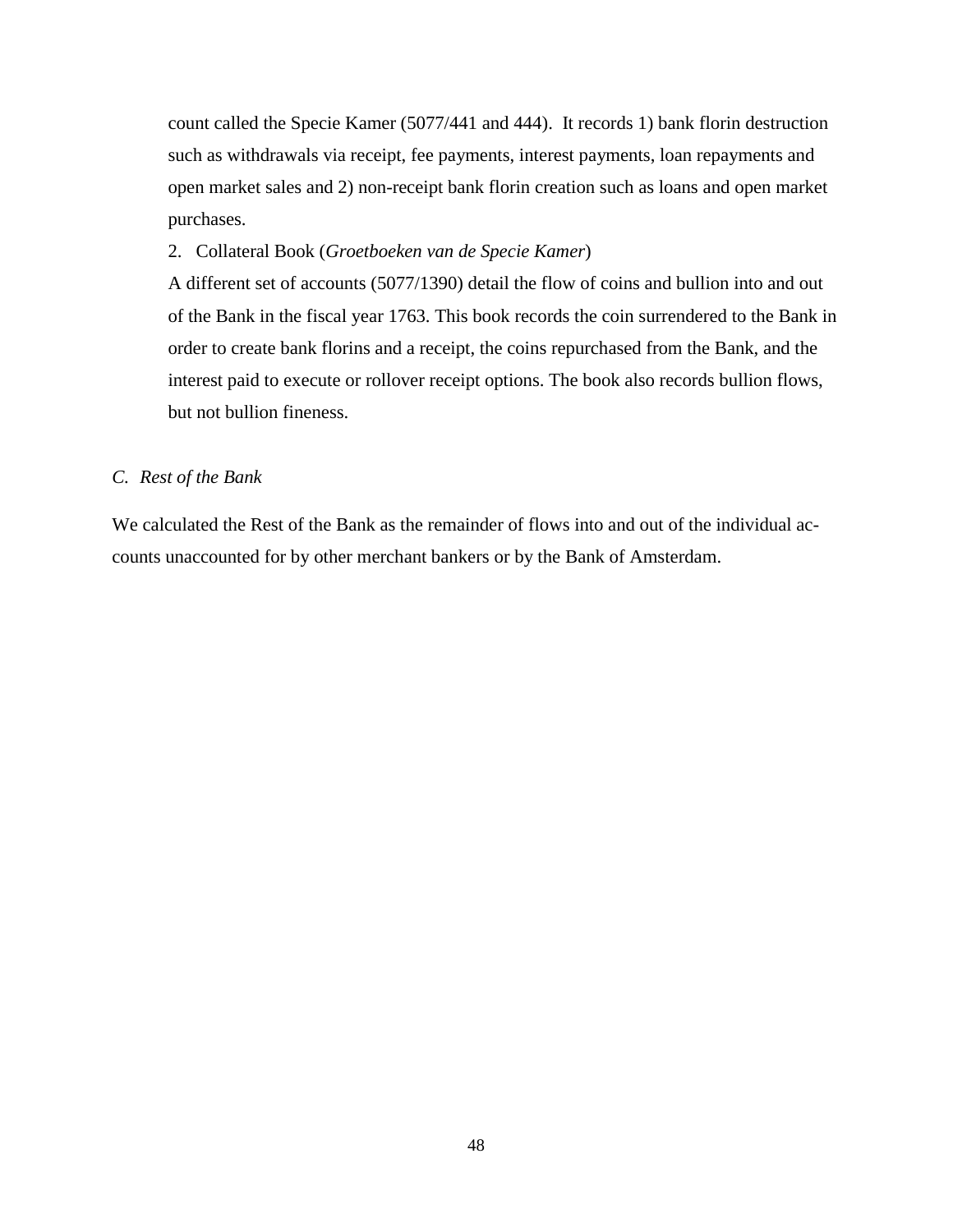count called the Specie Kamer (5077/441 and 444). It records 1) bank florin destruction such as withdrawals via receipt, fee payments, interest payments, loan repayments and open market sales and 2) non-receipt bank florin creation such as loans and open market purchases.

2. Collateral Book (*Groetboeken van de Specie Kamer*)

A different set of accounts (5077/1390) detail the flow of coins and bullion into and out of the Bank in the fiscal year 1763. This book records the coin surrendered to the Bank in order to create bank florins and a receipt, the coins repurchased from the Bank, and the interest paid to execute or rollover receipt options. The book also records bullion flows, but not bullion fineness.

### *C. Rest of the Bank*

We calculated the Rest of the Bank as the remainder of flows into and out of the individual accounts unaccounted for by other merchant bankers or by the Bank of Amsterdam.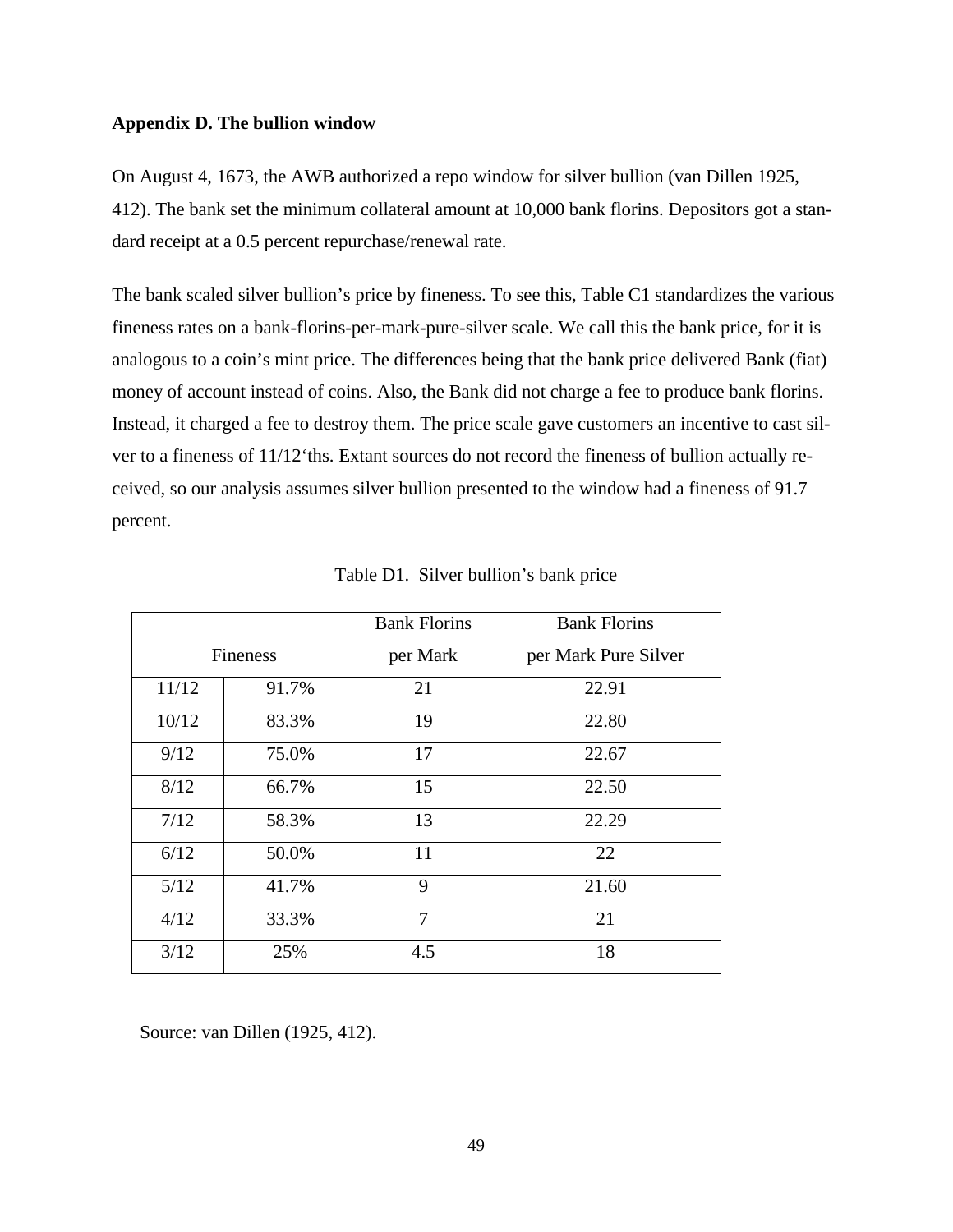### Appendix D. The bullion window

On August 4, 1673, the AWB authorized a repo window for silver bullion (van Dillen 1925, 412). The bank set the minimum collateral amount at 10,000 bank florins. Depositors got a standard receipt at a 0.5 percent repurchase/renewal rate.

The bank scaled silver bullion's price by fineness. To see this, Table C1 standardizes the various fineness rates on a bank-florins-per-mark-pure-silver scale. We call this the bank price, for it is analogous to a coin's mint price. The differences being that the bank price delivered Bank (fiat) money of account instead of coins. Also, the Bank did not charge a fee to produce bank florins. Instead, it charged a fee to destroy them. The price scale gave customers an incentive to cast silver to a fineness of 11/12'ths. Extant sources do not record the fineness of bullion actually received, so our analysis assumes silver bullion presented to the window had a fineness of 91.7 percent.

Table D1. Silver bullion's bank price

| Fineness | | Bank Florins per Mark | Bank Florins per Mark Pure Silver |
|---|---|---|---|
| 11/12 | 91.7% | 21 | 22.91 |
| 10/12 | 83.3% | 19 | 22.80 |
| 9/12 | 75.0% | 17 | 22.67 |
| 8/12 | 66.7% | 15 | 22.50 |
| 7/12 | 58.3% | 13 | 22.29 |
| 6/12 | 50.0% | 11 | 22 |
| 5/12 | 41.7% | 9 | 21.60 |
| 4/12 | 33.3% | 7 | 21 |
| 3/12 | 25% | 4.5 | 18 |

Source: van Dillen (1925, 412).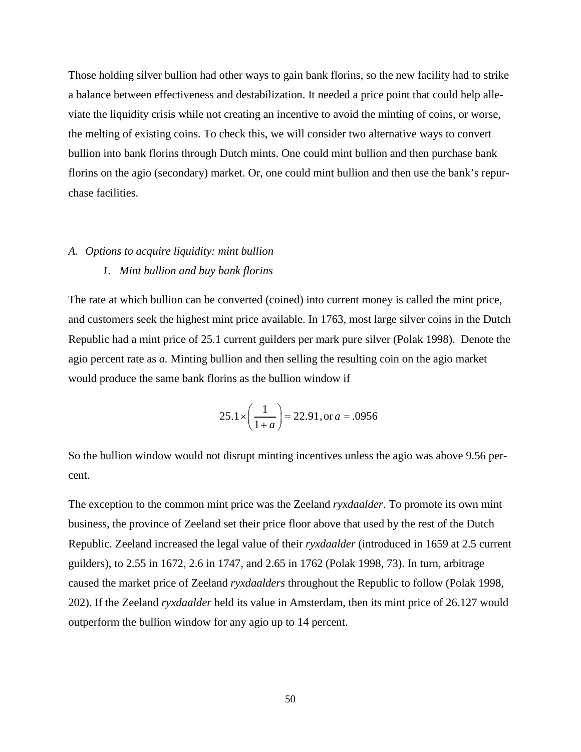Those holding silver bullion had other ways to gain bank florins, so the new facility had to strike a balance between effectiveness and destabilization. It needed a price point that could help alleviate the liquidity crisis while not creating an incentive to avoid the minting of coins, or worse, the melting of existing coins. To check this, we will consider two alternative ways to convert bullion into bank florins through Dutch mints. One could mint bullion and then purchase bank florins on the agio (secondary) market. Or, one could mint bullion and then use the bank's repurchase facilities.

### *A. Options to acquire liquidity: mint bullion*

#### *1. Mint bullion and buy bank florins*

The rate at which bullion can be converted (coined) into current money is called the mint price, and customers seek the highest mint price available. In 1763, most large silver coins in the Dutch Republic had a mint price of 25.1 current guilders per mark pure silver (Polak 1998). Denote the agio percent rate as *a*. Minting bullion and then selling the resulting coin on the agio market would produce the same bank florins as the bullion window if

$$25.1 \times \left( \frac{1}{1+a} \right) = 22.91, \text{or } a = .0956$$

So the bullion window would not disrupt minting incentives unless the agio was above 9.56 percent.

The exception to the common mint price was the Zeeland *ryxdaalder*. To promote its own mint business, the province of Zeeland set their price floor above that used by the rest of the Dutch Republic. Zeeland increased the legal value of their *ryxdaalder* (introduced in 1659 at 2.5 current guilders), to 2.55 in 1672, 2.6 in 1747, and 2.65 in 1762 (Polak 1998, 73). In turn, arbitrage caused the market price of Zeeland *ryxdaalders* throughout the Republic to follow (Polak 1998, 202). If the Zeeland *ryxdaalder* held its value in Amsterdam, then its mint price of 26.127 would outperform the bullion window for any agio up to 14 percent.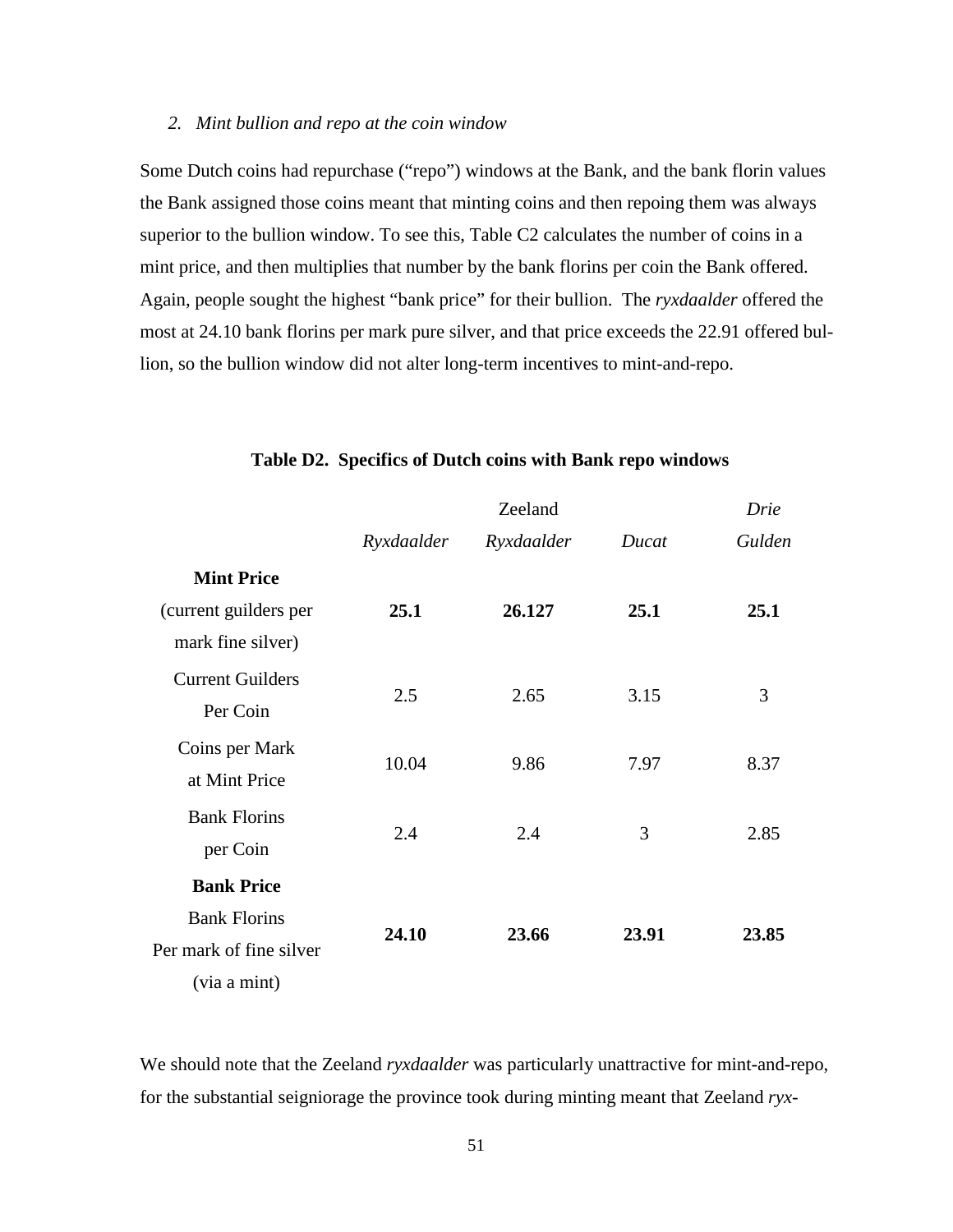*2. Mint bullion and repo at the coin window*

Some Dutch coins had repurchase ("repo") windows at the Bank, and the bank florin values the Bank assigned those coins meant that minting coins and then repoing them was always superior to the bullion window. To see this, Table C2 calculates the number of coins in a mint price, and then multiplies that number by the bank florins per coin the Bank offered. Again, people sought the highest "bank price" for their bullion. The *ryxdaalder* offered the most at 24.10 bank florins per mark pure silver, and that price exceeds the 22.91 offered bullion, so the bullion window did not alter long-term incentives to mint-and-repo.

**Table D2. Specifics of Dutch coins with Bank repo windows**

| | *Ryxdaalder* | Zeeland *Ryxdaalder* | *Ducat* | *Drie Gulden* |
|---|---|---|---|---|
| **Mint Price** (current guilders per mark fine silver) | **25.1** | **26.127** | **25.1** | **25.1** |
| Current Guilders Per Coin | 2.5 | 2.65 | 3.15 | 3 |
| Coins per Mark at Mint Price | 10.04 | 9.86 | 7.97 | 8.37 |
| Bank Florins per Coin | 2.4 | 2.4 | 3 | 2.85 |
| **Bank Price** Bank Florins Per mark of fine silver (via a mint) | **24.10** | **23.66** | **23.91** | **23.85** |

We should note that the Zeeland *ryxdaalder* was particularly unattractive for mint-and-repo, for the substantial seigniorage the province took during minting meant that Zeeland *ryx-*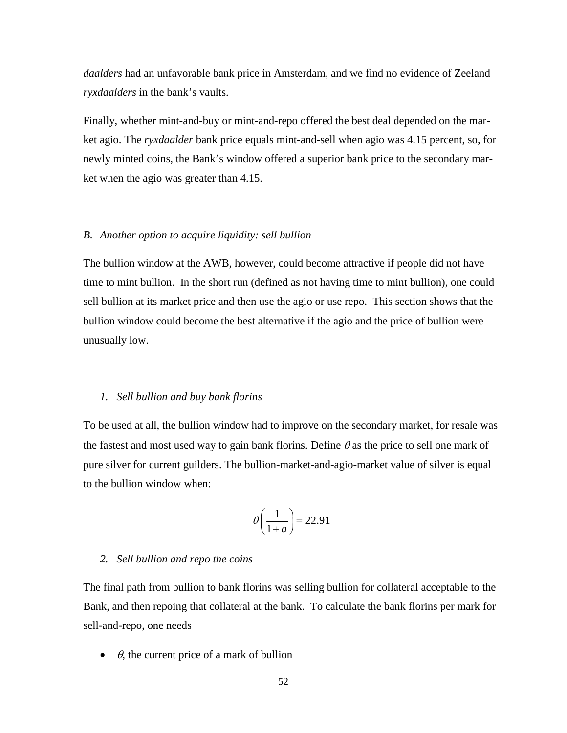*daalders* had an unfavorable bank price in Amsterdam, and we find no evidence of Zeeland *ryxdaalders* in the bank's vaults.

Finally, whether mint-and-buy or mint-and-repo offered the best deal depended on the market agio. The *ryxdaalder* bank price equals mint-and-sell when agio was 4.15 percent, so, for newly minted coins, the Bank's window offered a superior bank price to the secondary market when the agio was greater than 4.15.

### *B. Another option to acquire liquidity: sell bullion*

The bullion window at the AWB, however, could become attractive if people did not have time to mint bullion. In the short run (defined as not having time to mint bullion), one could sell bullion at its market price and then use the agio or use repo. This section shows that the bullion window could become the best alternative if the agio and the price of bullion were unusually low.

#### *1. Sell bullion and buy bank florins*

To be used at all, the bullion window had to improve on the secondary market, for resale was the fastest and most used way to gain bank florins. Define $\theta$ as the price to sell one mark of pure silver for current guilders. The bullion-market-and-agio-market value of silver is equal to the bullion window when:

$$\theta\left(\frac{1}{1+a}\right)=22.91$$

#### *2. Sell bullion and repo the coins*

The final path from bullion to bank florins was selling bullion for collateral acceptable to the Bank, and then repoing that collateral at the bank. To calculate the bank florins per mark for sell-and-repo, one needs

- $\theta$, the current price of a mark of bullion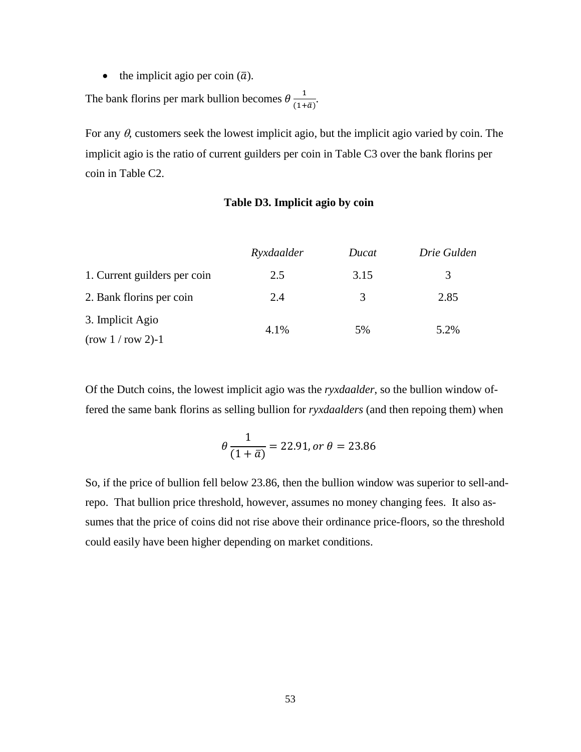- the implicit agio per coin ($\bar{a}$).

The bank florins per mark bullion becomes $\theta \frac{1}{(1+\bar{a})}$.

For any $\theta$, customers seek the lowest implicit agio, but the implicit agio varied by coin. The implicit agio is the ratio of current guilders per coin in Table C3 over the bank florins per coin in Table C2.

**Table D3. Implicit agio by coin**

| | *Ryxdaalder* | *Ducat* | *Drie Gulden* |
|---|---|---|---|
| 1. Current guilders per coin | 2.5 | 3.15 | 3 |
| 2. Bank florins per coin | 2.4 | 3 | 2.85 |
| 3. Implicit Agio (row 1 / row 2)-1 | 4.1% | 5% | 5.2% |

Of the Dutch coins, the lowest implicit agio was the *ryxdaalder*, so the bullion window offered the same bank florins as selling bullion for *ryxdaalders* (and then repoing them) when

$$\theta \frac{1}{(1+\bar{a})} = 22.91, \, or \; \theta = 23.86$$

So, if the price of bullion fell below 23.86, then the bullion window was superior to sell-and-repo. That bullion price threshold, however, assumes no money changing fees. It also assumes that the price of coins did not rise above their ordinance price-floors, so the threshold could easily have been higher depending on market conditions.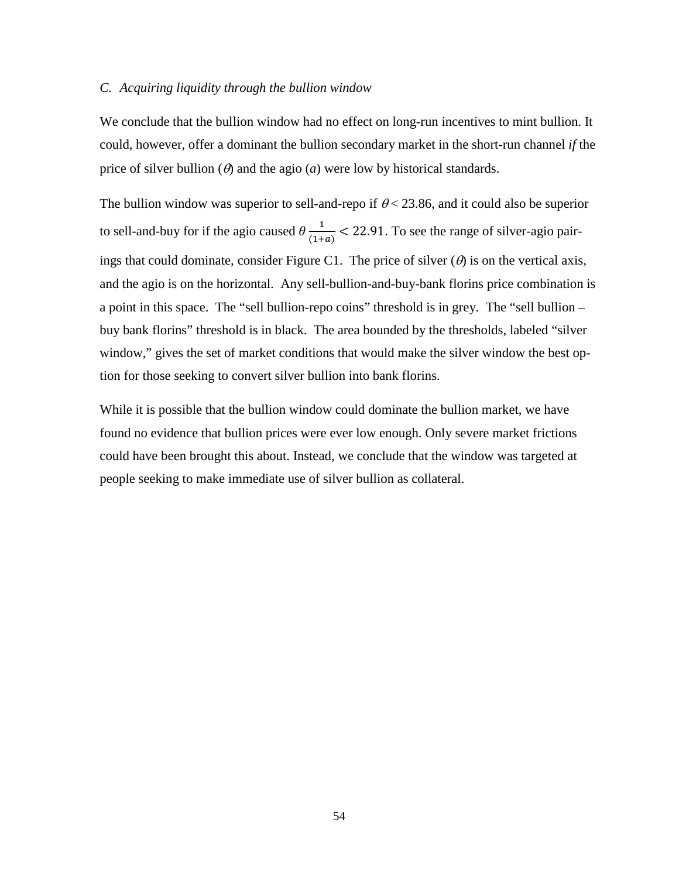*C. Acquiring liquidity through the bullion window*

We conclude that the bullion window had no effect on long-run incentives to mint bullion. It could, however, offer a dominant the bullion secondary market in the short-run channel *if* the price of silver bullion ($\theta$) and the agio ($a$) were low by historical standards.

The bullion window was superior to sell-and-repo if $\theta < 23.86$, and it could also be superior to sell-and-buy for if the agio caused $\theta \frac{1}{(1+a)} < 22.91$. To see the range of silver-agio pairings that could dominate, consider Figure C1. The price of silver ($\theta$) is on the vertical axis, and the agio is on the horizontal. Any sell-bullion-and-buy-bank florins price combination is a point in this space. The "sell bullion-repo coins" threshold is in grey. The "sell bullion – buy bank florins" threshold is in black. The area bounded by the thresholds, labeled "silver window," gives the set of market conditions that would make the silver window the best option for those seeking to convert silver bullion into bank florins.

While it is possible that the bullion window could dominate the bullion market, we have found no evidence that bullion prices were ever low enough. Only severe market frictions could have been brought this about. Instead, we conclude that the window was targeted at people seeking to make immediate use of silver bullion as collateral.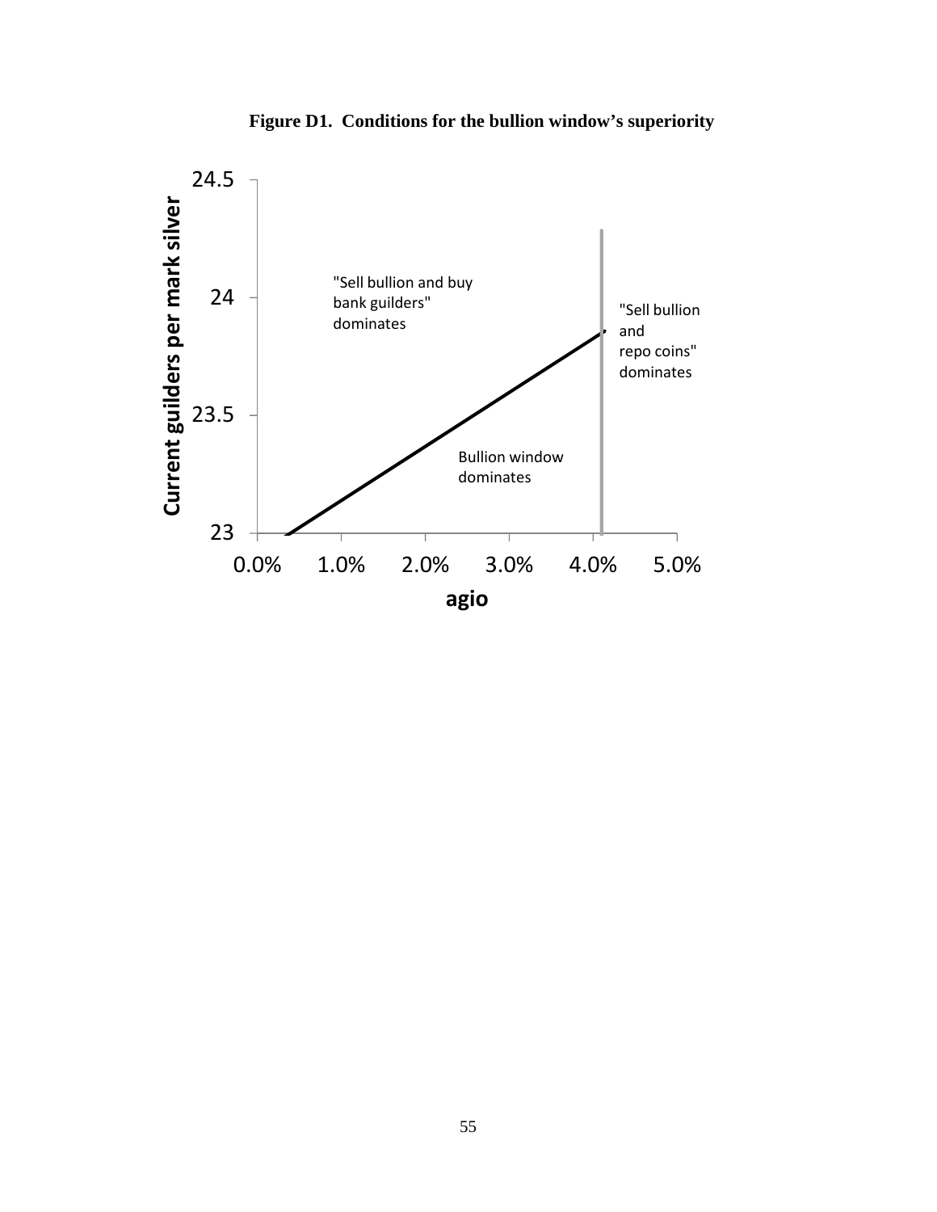**Figure D1. Conditions for the bullion window's superiority**

| | |
|---|---|
| Y-axis | Current guilders per mark silver (23 – 24.5) |
| X-axis | agio (0.0% – 5.0%) |

"Sell bullion and buy bank guilders" dominates

"Sell bullion and repo coins" dominates

Bullion window dominates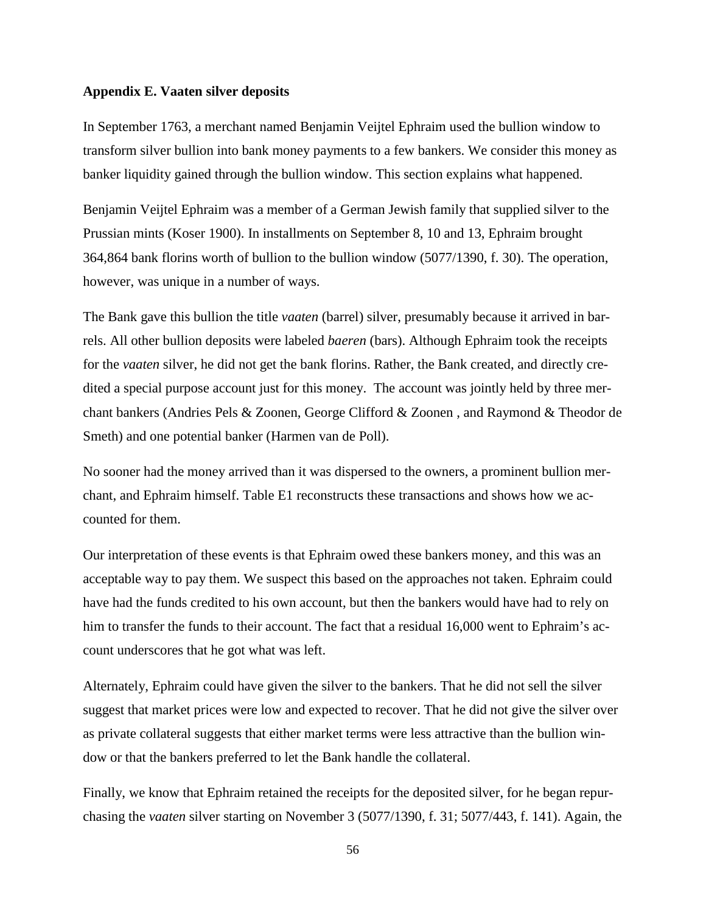### Appendix E. Vaaten silver deposits

In September 1763, a merchant named Benjamin Veijtel Ephraim used the bullion window to transform silver bullion into bank money payments to a few bankers. We consider this money as banker liquidity gained through the bullion window. This section explains what happened.

Benjamin Veijtel Ephraim was a member of a German Jewish family that supplied silver to the Prussian mints (Koser 1900). In installments on September 8, 10 and 13, Ephraim brought 364,864 bank florins worth of bullion to the bullion window (5077/1390, f. 30). The operation, however, was unique in a number of ways.

The Bank gave this bullion the title *vaaten* (barrel) silver, presumably because it arrived in barrels. All other bullion deposits were labeled *baeren* (bars). Although Ephraim took the receipts for the *vaaten* silver, he did not get the bank florins. Rather, the Bank created, and directly credited a special purpose account just for this money. The account was jointly held by three merchant bankers (Andries Pels & Zoonen, George Clifford & Zoonen , and Raymond & Theodor de Smeth) and one potential banker (Harmen van de Poll).

No sooner had the money arrived than it was dispersed to the owners, a prominent bullion merchant, and Ephraim himself. Table E1 reconstructs these transactions and shows how we accounted for them.

Our interpretation of these events is that Ephraim owed these bankers money, and this was an acceptable way to pay them. We suspect this based on the approaches not taken. Ephraim could have had the funds credited to his own account, but then the bankers would have had to rely on him to transfer the funds to their account. The fact that a residual 16,000 went to Ephraim's account underscores that he got what was left.

Alternately, Ephraim could have given the silver to the bankers. That he did not sell the silver suggest that market prices were low and expected to recover. That he did not give the silver over as private collateral suggests that either market terms were less attractive than the bullion window or that the bankers preferred to let the Bank handle the collateral.

Finally, we know that Ephraim retained the receipts for the deposited silver, for he began repurchasing the *vaaten* silver starting on November 3 (5077/1390, f. 31; 5077/443, f. 141). Again, the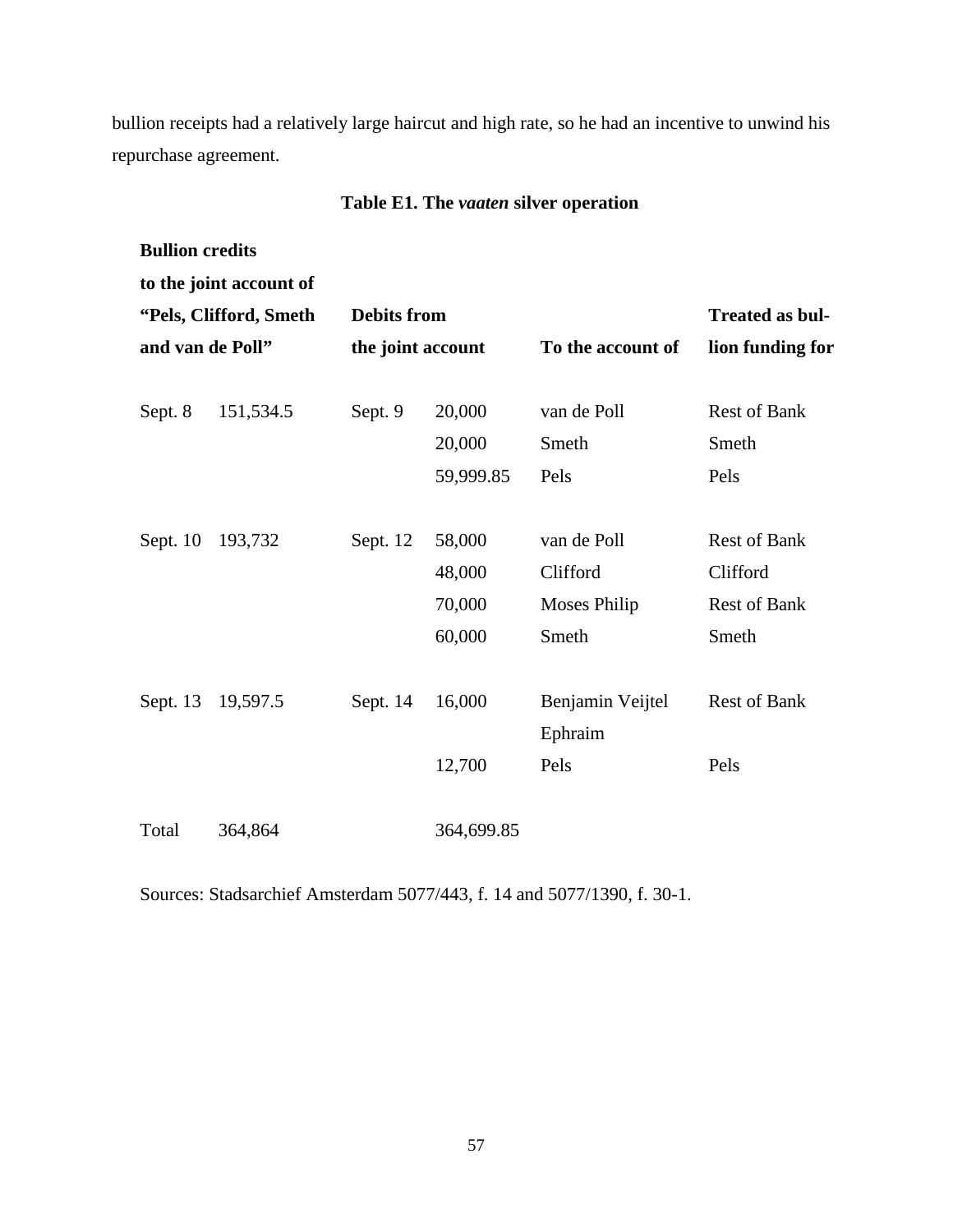bullion receipts had a relatively large haircut and high rate, so he had an incentive to unwind his repurchase agreement.

**Table E1. The *vaaten* silver operation**

| **Bullion credits to the joint account of "Pels, Clifford, Smeth and van de Poll"** | | **Debits from the joint account** | | **To the account of** | **Treated as bullion funding for** |
|---|---|---|---|---|---|
| Sept. 8 | 151,534.5 | Sept. 9 | 20,000 | van de Poll | Rest of Bank |
| | | | 20,000 | Smeth | Smeth |
| | | | 59,999.85 | Pels | Pels |
| Sept. 10 | 193,732 | Sept. 12 | 58,000 | van de Poll | Rest of Bank |
| | | | 48,000 | Clifford | Clifford |
| | | | 70,000 | Moses Philip | Rest of Bank |
| | | | 60,000 | Smeth | Smeth |
| Sept. 13 | 19,597.5 | Sept. 14 | 16,000 | Benjamin Veijtel Ephraim | Rest of Bank |
| | | | 12,700 | Pels | Pels |
| Total | 364,864 | | 364,699.85 | | |

Sources: Stadsarchief Amsterdam 5077/443, f. 14 and 5077/1390, f. 30-1.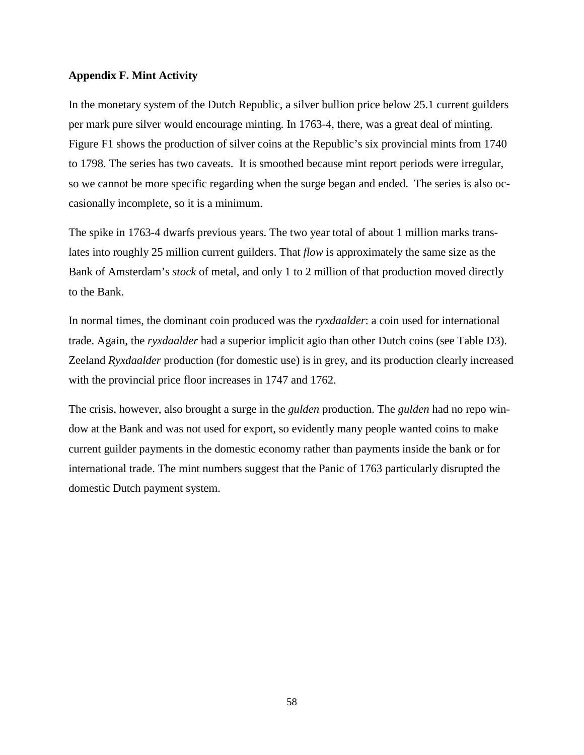**Appendix F. Mint Activity**

In the monetary system of the Dutch Republic, a silver bullion price below 25.1 current guilders per mark pure silver would encourage minting. In 1763-4, there, was a great deal of minting. Figure F1 shows the production of silver coins at the Republic's six provincial mints from 1740 to 1798. The series has two caveats. It is smoothed because mint report periods were irregular, so we cannot be more specific regarding when the surge began and ended. The series is also occasionally incomplete, so it is a minimum.

The spike in 1763-4 dwarfs previous years. The two year total of about 1 million marks translates into roughly 25 million current guilders. That *flow* is approximately the same size as the Bank of Amsterdam's *stock* of metal, and only 1 to 2 million of that production moved directly to the Bank.

In normal times, the dominant coin produced was the *ryxdaalder*: a coin used for international trade. Again, the *ryxdaalder* had a superior implicit agio than other Dutch coins (see Table D3). Zeeland *Ryxdaalder* production (for domestic use) is in grey, and its production clearly increased with the provincial price floor increases in 1747 and 1762.

The crisis, however, also brought a surge in the *gulden* production. The *gulden* had no repo window at the Bank and was not used for export, so evidently many people wanted coins to make current guilder payments in the domestic economy rather than payments inside the bank or for international trade. The mint numbers suggest that the Panic of 1763 particularly disrupted the domestic Dutch payment system.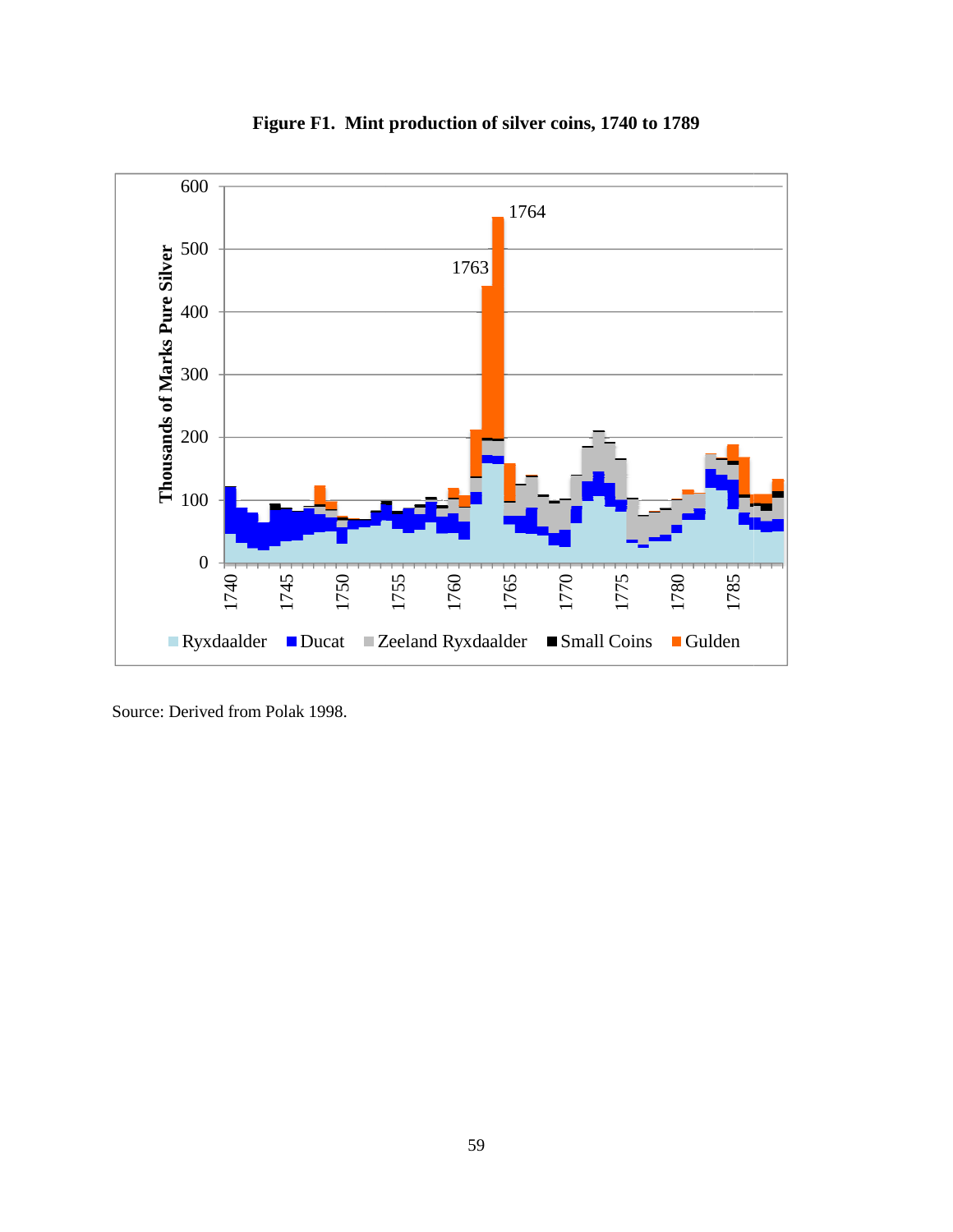**Figure F1. Mint production of silver coins, 1740 to 1789**

Source: Derived from Polak 1998.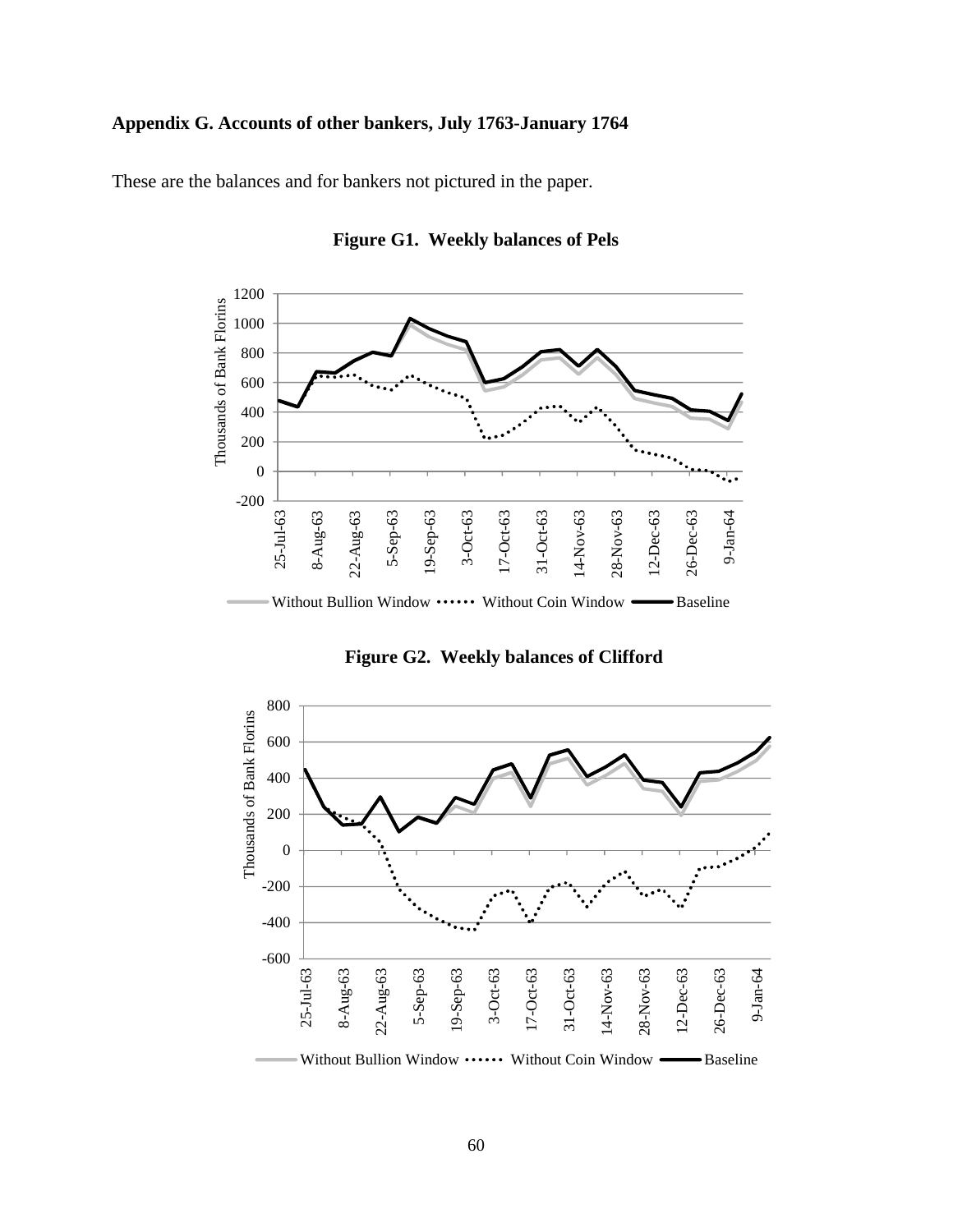## Appendix G. Accounts of other bankers, July 1763-January 1764

These are the balances and for bankers not pictured in the paper.

**Figure G1. Weekly balances of Pels**

**Figure G2. Weekly balances of Clifford**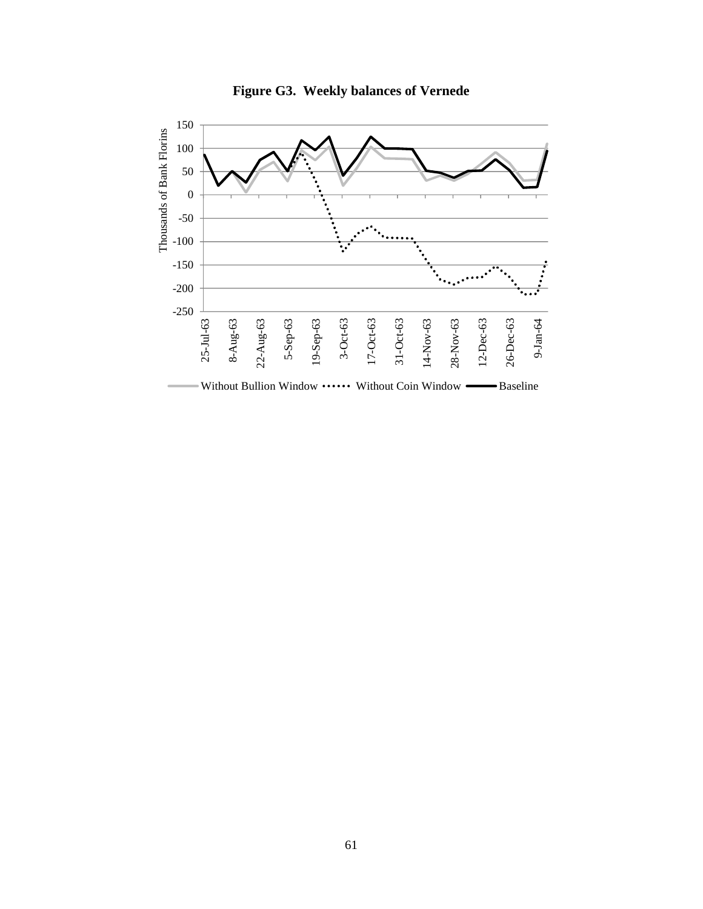**Figure G3. Weekly balances of Vernede**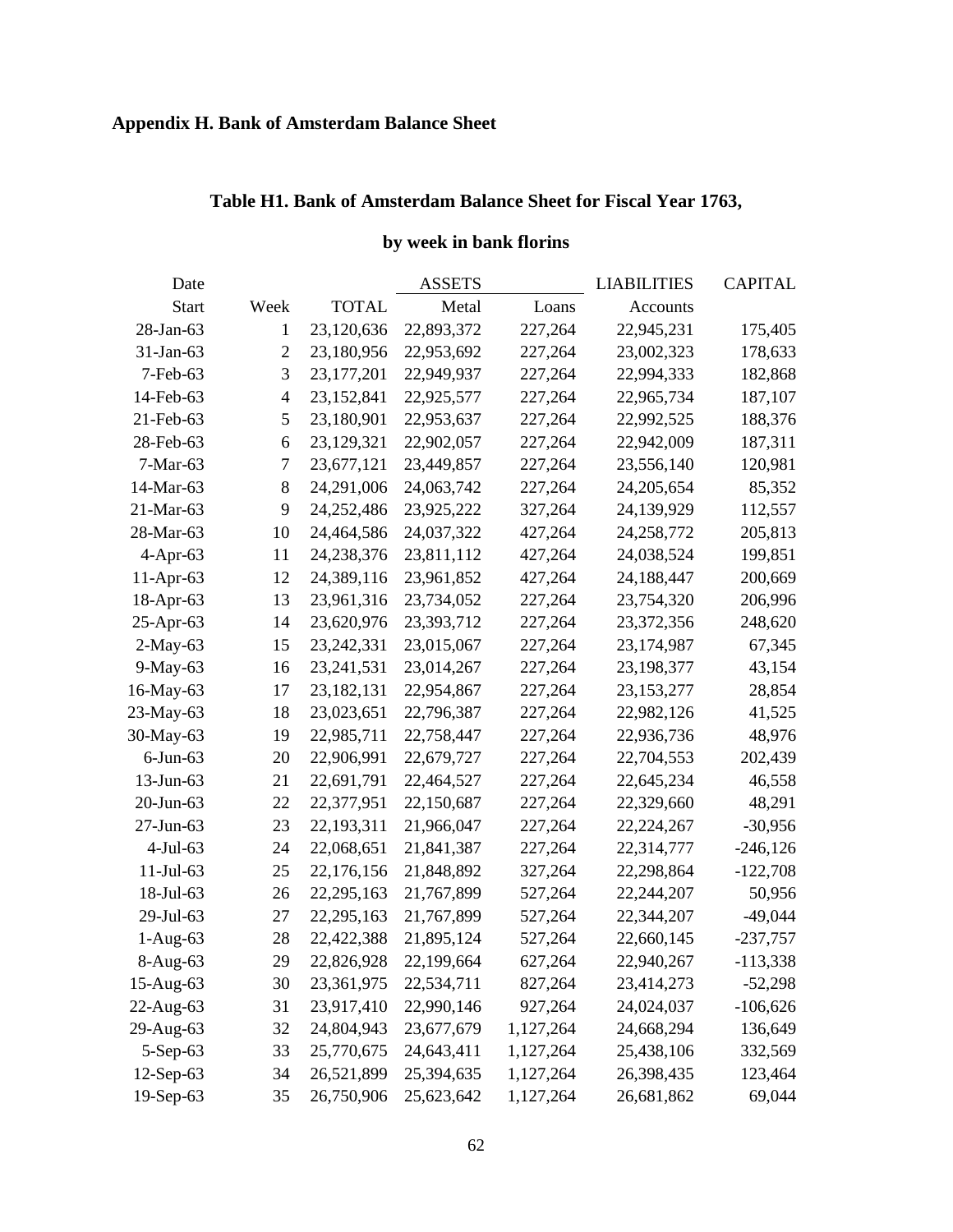## Appendix H. Bank of Amsterdam Balance Sheet

### Table H1. Bank of Amsterdam Balance Sheet for Fiscal Year 1763, by week in bank florins

| Date | | | ASSETS | | LIABILITIES | CAPITAL |
|---|---|---|---|---|---|---|
| Start | Week | TOTAL | Metal | Loans | Accounts | |
| 28-Jan-63 | 1 | 23,120,636 | 22,893,372 | 227,264 | 22,945,231 | 175,405 |
| 31-Jan-63 | 2 | 23,180,956 | 22,953,692 | 227,264 | 23,002,323 | 178,633 |
| 7-Feb-63 | 3 | 23,177,201 | 22,949,937 | 227,264 | 22,994,333 | 182,868 |
| 14-Feb-63 | 4 | 23,152,841 | 22,925,577 | 227,264 | 22,965,734 | 187,107 |
| 21-Feb-63 | 5 | 23,180,901 | 22,953,637 | 227,264 | 22,992,525 | 188,376 |
| 28-Feb-63 | 6 | 23,129,321 | 22,902,057 | 227,264 | 22,942,009 | 187,311 |
| 7-Mar-63 | 7 | 23,677,121 | 23,449,857 | 227,264 | 23,556,140 | 120,981 |
| 14-Mar-63 | 8 | 24,291,006 | 24,063,742 | 227,264 | 24,205,654 | 85,352 |
| 21-Mar-63 | 9 | 24,252,486 | 23,925,222 | 327,264 | 24,139,929 | 112,557 |
| 28-Mar-63 | 10 | 24,464,586 | 24,037,322 | 427,264 | 24,258,772 | 205,813 |
| 4-Apr-63 | 11 | 24,238,376 | 23,811,112 | 427,264 | 24,038,524 | 199,851 |
| 11-Apr-63 | 12 | 24,389,116 | 23,961,852 | 427,264 | 24,188,447 | 200,669 |
| 18-Apr-63 | 13 | 23,961,316 | 23,734,052 | 227,264 | 23,754,320 | 206,996 |
| 25-Apr-63 | 14 | 23,620,976 | 23,393,712 | 227,264 | 23,372,356 | 248,620 |
| 2-May-63 | 15 | 23,242,331 | 23,015,067 | 227,264 | 23,174,987 | 67,345 |
| 9-May-63 | 16 | 23,241,531 | 23,014,267 | 227,264 | 23,198,377 | 43,154 |
| 16-May-63 | 17 | 23,182,131 | 22,954,867 | 227,264 | 23,153,277 | 28,854 |
| 23-May-63 | 18 | 23,023,651 | 22,796,387 | 227,264 | 22,982,126 | 41,525 |
| 30-May-63 | 19 | 22,985,711 | 22,758,447 | 227,264 | 22,936,736 | 48,976 |
| 6-Jun-63 | 20 | 22,906,991 | 22,679,727 | 227,264 | 22,704,553 | 202,439 |
| 13-Jun-63 | 21 | 22,691,791 | 22,464,527 | 227,264 | 22,645,234 | 46,558 |
| 20-Jun-63 | 22 | 22,377,951 | 22,150,687 | 227,264 | 22,329,660 | 48,291 |
| 27-Jun-63 | 23 | 22,193,311 | 21,966,047 | 227,264 | 22,224,267 | -30,956 |
| 4-Jul-63 | 24 | 22,068,651 | 21,841,387 | 227,264 | 22,314,777 | -246,126 |
| 11-Jul-63 | 25 | 22,176,156 | 21,848,892 | 327,264 | 22,298,864 | -122,708 |
| 18-Jul-63 | 26 | 22,295,163 | 21,767,899 | 527,264 | 22,244,207 | 50,956 |
| 29-Jul-63 | 27 | 22,295,163 | 21,767,899 | 527,264 | 22,344,207 | -49,044 |
| 1-Aug-63 | 28 | 22,422,388 | 21,895,124 | 527,264 | 22,660,145 | -237,757 |
| 8-Aug-63 | 29 | 22,826,928 | 22,199,664 | 627,264 | 22,940,267 | -113,338 |
| 15-Aug-63 | 30 | 23,361,975 | 22,534,711 | 827,264 | 23,414,273 | -52,298 |
| 22-Aug-63 | 31 | 23,917,410 | 22,990,146 | 927,264 | 24,024,037 | -106,626 |
| 29-Aug-63 | 32 | 24,804,943 | 23,677,679 | 1,127,264 | 24,668,294 | 136,649 |
| 5-Sep-63 | 33 | 25,770,675 | 24,643,411 | 1,127,264 | 25,438,106 | 332,569 |
| 12-Sep-63 | 34 | 26,521,899 | 25,394,635 | 1,127,264 | 26,398,435 | 123,464 |
| 19-Sep-63 | 35 | 26,750,906 | 25,623,642 | 1,127,264 | 26,681,862 | 69,044 |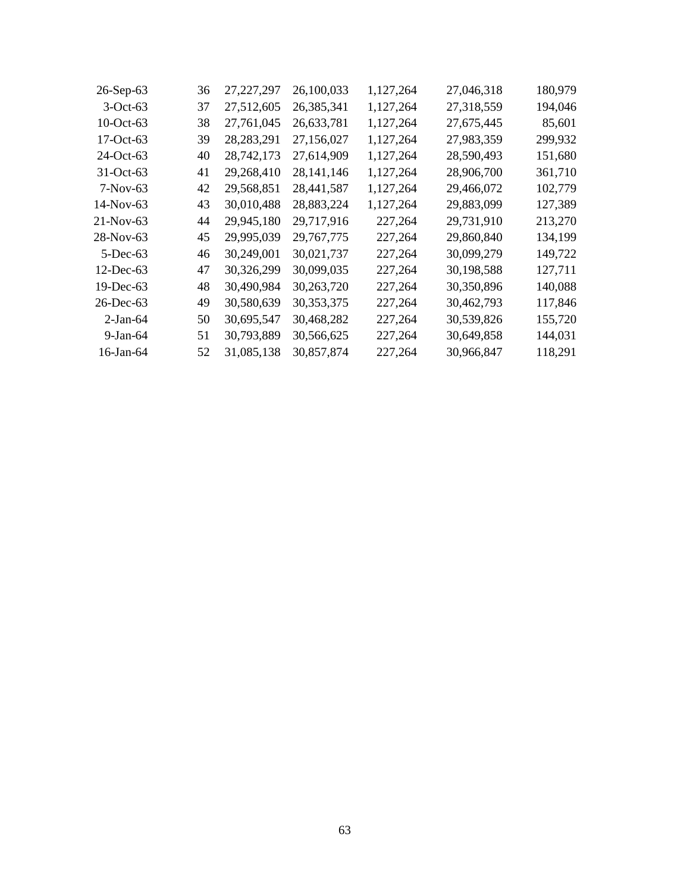| | | | | | | |
|---|---|---|---|---|---|---|
| 26-Sep-63 | 36 | 27,227,297 | 26,100,033 | 1,127,264 | 27,046,318 | 180,979 |
| 3-Oct-63 | 37 | 27,512,605 | 26,385,341 | 1,127,264 | 27,318,559 | 194,046 |
| 10-Oct-63 | 38 | 27,761,045 | 26,633,781 | 1,127,264 | 27,675,445 | 85,601 |
| 17-Oct-63 | 39 | 28,283,291 | 27,156,027 | 1,127,264 | 27,983,359 | 299,932 |
| 24-Oct-63 | 40 | 28,742,173 | 27,614,909 | 1,127,264 | 28,590,493 | 151,680 |
| 31-Oct-63 | 41 | 29,268,410 | 28,141,146 | 1,127,264 | 28,906,700 | 361,710 |
| 7-Nov-63 | 42 | 29,568,851 | 28,441,587 | 1,127,264 | 29,466,072 | 102,779 |
| 14-Nov-63 | 43 | 30,010,488 | 28,883,224 | 1,127,264 | 29,883,099 | 127,389 |
| 21-Nov-63 | 44 | 29,945,180 | 29,717,916 | 227,264 | 29,731,910 | 213,270 |
| 28-Nov-63 | 45 | 29,995,039 | 29,767,775 | 227,264 | 29,860,840 | 134,199 |
| 5-Dec-63 | 46 | 30,249,001 | 30,021,737 | 227,264 | 30,099,279 | 149,722 |
| 12-Dec-63 | 47 | 30,326,299 | 30,099,035 | 227,264 | 30,198,588 | 127,711 |
| 19-Dec-63 | 48 | 30,490,984 | 30,263,720 | 227,264 | 30,350,896 | 140,088 |
| 26-Dec-63 | 49 | 30,580,639 | 30,353,375 | 227,264 | 30,462,793 | 117,846 |
| 2-Jan-64 | 50 | 30,695,547 | 30,468,282 | 227,264 | 30,539,826 | 155,720 |
| 9-Jan-64 | 51 | 30,793,889 | 30,566,625 | 227,264 | 30,649,858 | 144,031 |
| 16-Jan-64 | 52 | 31,085,138 | 30,857,874 | 227,264 | 30,966,847 | 118,291 |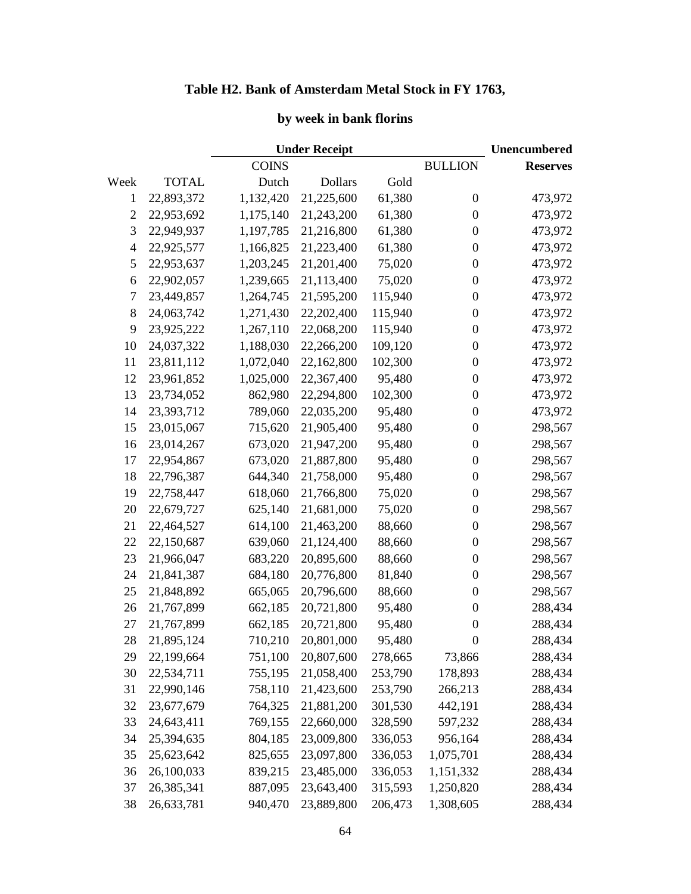# Table H2. Bank of Amsterdam Metal Stock in FY 1763,

## by week in bank florins

| | | Under Receipt | | | | Unencumbered |
|---|---|---|---|---|---|---|
| | | COINS | | | BULLION | Reserves |
| Week | TOTAL | Dutch | Dollars | Gold | | |
| 1 | 22,893,372 | 1,132,420 | 21,225,600 | 61,380 | 0 | 473,972 |
| 2 | 22,953,692 | 1,175,140 | 21,243,200 | 61,380 | 0 | 473,972 |
| 3 | 22,949,937 | 1,197,785 | 21,216,800 | 61,380 | 0 | 473,972 |
| 4 | 22,925,577 | 1,166,825 | 21,223,400 | 61,380 | 0 | 473,972 |
| 5 | 22,953,637 | 1,203,245 | 21,201,400 | 75,020 | 0 | 473,972 |
| 6 | 22,902,057 | 1,239,665 | 21,113,400 | 75,020 | 0 | 473,972 |
| 7 | 23,449,857 | 1,264,745 | 21,595,200 | 115,940 | 0 | 473,972 |
| 8 | 24,063,742 | 1,271,430 | 22,202,400 | 115,940 | 0 | 473,972 |
| 9 | 23,925,222 | 1,267,110 | 22,068,200 | 115,940 | 0 | 473,972 |
| 10 | 24,037,322 | 1,188,030 | 22,266,200 | 109,120 | 0 | 473,972 |
| 11 | 23,811,112 | 1,072,040 | 22,162,800 | 102,300 | 0 | 473,972 |
| 12 | 23,961,852 | 1,025,000 | 22,367,400 | 95,480 | 0 | 473,972 |
| 13 | 23,734,052 | 862,980 | 22,294,800 | 102,300 | 0 | 473,972 |
| 14 | 23,393,712 | 789,060 | 22,035,200 | 95,480 | 0 | 473,972 |
| 15 | 23,015,067 | 715,620 | 21,905,400 | 95,480 | 0 | 298,567 |
| 16 | 23,014,267 | 673,020 | 21,947,200 | 95,480 | 0 | 298,567 |
| 17 | 22,954,867 | 673,020 | 21,887,800 | 95,480 | 0 | 298,567 |
| 18 | 22,796,387 | 644,340 | 21,758,000 | 95,480 | 0 | 298,567 |
| 19 | 22,758,447 | 618,060 | 21,766,800 | 75,020 | 0 | 298,567 |
| 20 | 22,679,727 | 625,140 | 21,681,000 | 75,020 | 0 | 298,567 |
| 21 | 22,464,527 | 614,100 | 21,463,200 | 88,660 | 0 | 298,567 |
| 22 | 22,150,687 | 639,060 | 21,124,400 | 88,660 | 0 | 298,567 |
| 23 | 21,966,047 | 683,220 | 20,895,600 | 88,660 | 0 | 298,567 |
| 24 | 21,841,387 | 684,180 | 20,776,800 | 81,840 | 0 | 298,567 |
| 25 | 21,848,892 | 665,065 | 20,796,600 | 88,660 | 0 | 298,567 |
| 26 | 21,767,899 | 662,185 | 20,721,800 | 95,480 | 0 | 288,434 |
| 27 | 21,767,899 | 662,185 | 20,721,800 | 95,480 | 0 | 288,434 |
| 28 | 21,895,124 | 710,210 | 20,801,000 | 95,480 | 0 | 288,434 |
| 29 | 22,199,664 | 751,100 | 20,807,600 | 278,665 | 73,866 | 288,434 |
| 30 | 22,534,711 | 755,195 | 21,058,400 | 253,790 | 178,893 | 288,434 |
| 31 | 22,990,146 | 758,110 | 21,423,600 | 253,790 | 266,213 | 288,434 |
| 32 | 23,677,679 | 764,325 | 21,881,200 | 301,530 | 442,191 | 288,434 |
| 33 | 24,643,411 | 769,155 | 22,660,000 | 328,590 | 597,232 | 288,434 |
| 34 | 25,394,635 | 804,185 | 23,009,800 | 336,053 | 956,164 | 288,434 |
| 35 | 25,623,642 | 825,655 | 23,097,800 | 336,053 | 1,075,701 | 288,434 |
| 36 | 26,100,033 | 839,215 | 23,485,000 | 336,053 | 1,151,332 | 288,434 |
| 37 | 26,385,341 | 887,095 | 23,643,400 | 315,593 | 1,250,820 | 288,434 |
| 38 | 26,633,781 | 940,470 | 23,889,800 | 206,473 | 1,308,605 | 288,434 |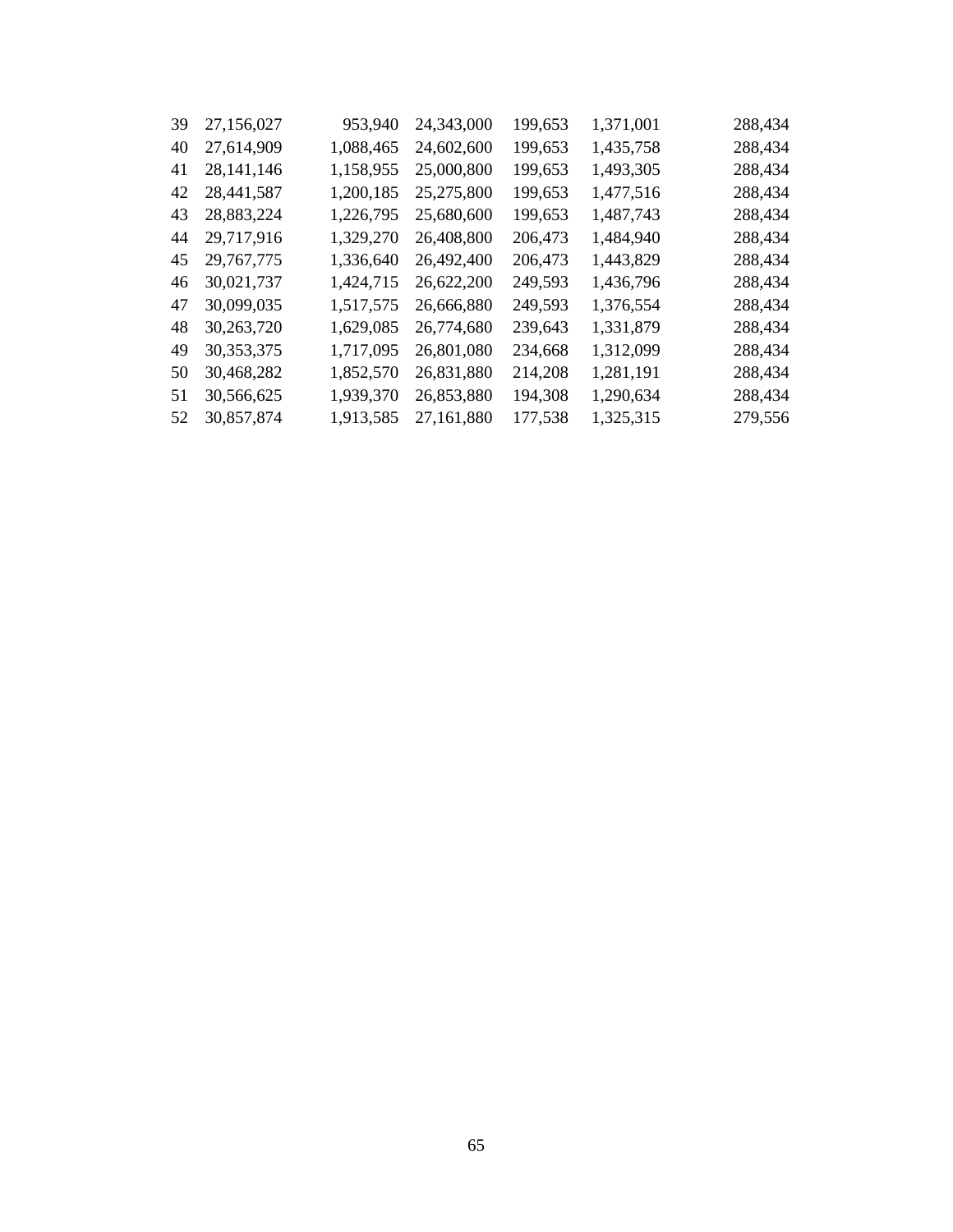| | | | | | | |
|---|---|---|---|---|---|---|
| 39 | 27,156,027 | 953,940 | 24,343,000 | 199,653 | 1,371,001 | 288,434 |
| 40 | 27,614,909 | 1,088,465 | 24,602,600 | 199,653 | 1,435,758 | 288,434 |
| 41 | 28,141,146 | 1,158,955 | 25,000,800 | 199,653 | 1,493,305 | 288,434 |
| 42 | 28,441,587 | 1,200,185 | 25,275,800 | 199,653 | 1,477,516 | 288,434 |
| 43 | 28,883,224 | 1,226,795 | 25,680,600 | 199,653 | 1,487,743 | 288,434 |
| 44 | 29,717,916 | 1,329,270 | 26,408,800 | 206,473 | 1,484,940 | 288,434 |
| 45 | 29,767,775 | 1,336,640 | 26,492,400 | 206,473 | 1,443,829 | 288,434 |
| 46 | 30,021,737 | 1,424,715 | 26,622,200 | 249,593 | 1,436,796 | 288,434 |
| 47 | 30,099,035 | 1,517,575 | 26,666,880 | 249,593 | 1,376,554 | 288,434 |
| 48 | 30,263,720 | 1,629,085 | 26,774,680 | 239,643 | 1,331,879 | 288,434 |
| 49 | 30,353,375 | 1,717,095 | 26,801,080 | 234,668 | 1,312,099 | 288,434 |
| 50 | 30,468,282 | 1,852,570 | 26,831,880 | 214,208 | 1,281,191 | 288,434 |
| 51 | 30,566,625 | 1,939,370 | 26,853,880 | 194,308 | 1,290,634 | 288,434 |
| 52 | 30,857,874 | 1,913,585 | 27,161,880 | 177,538 | 1,325,315 | 279,556 |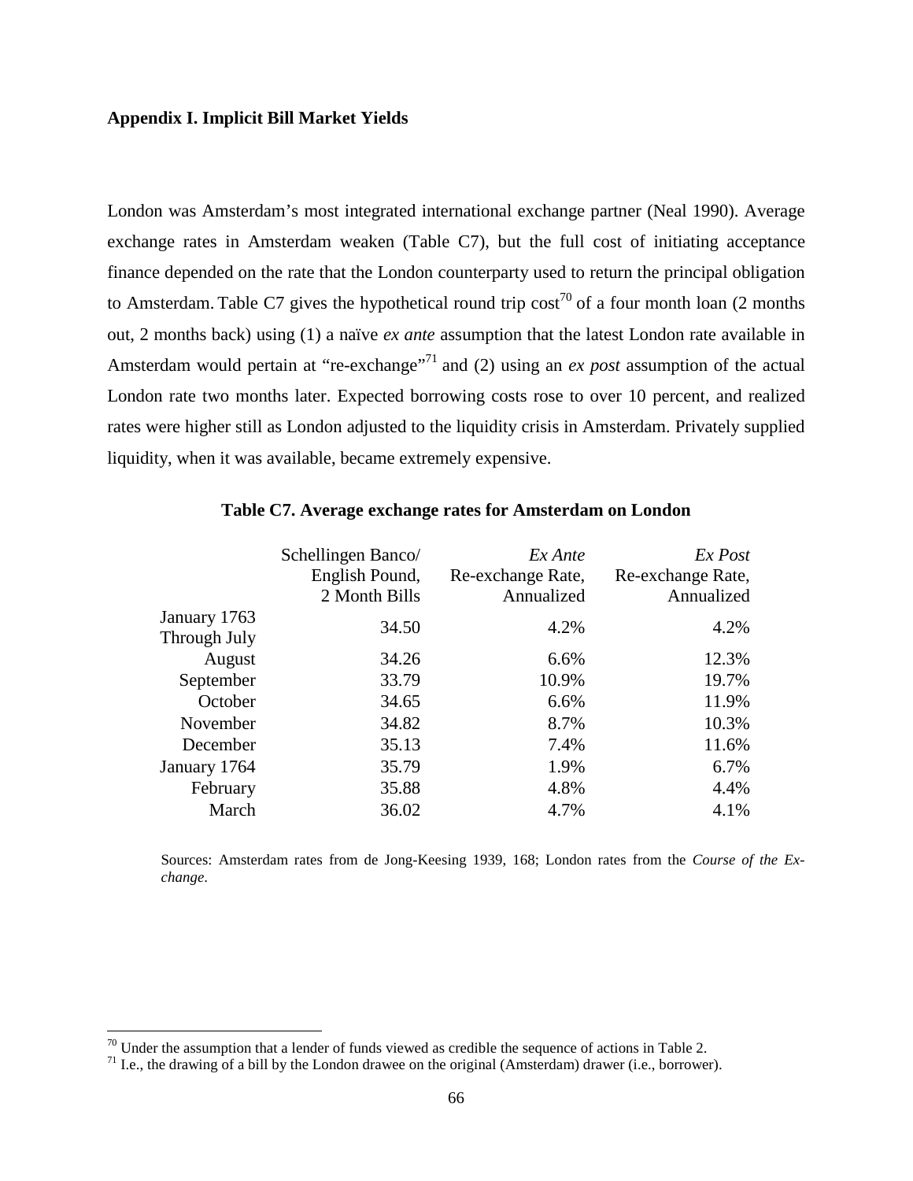**Appendix I. Implicit Bill Market Yields**

London was Amsterdam's most integrated international exchange partner (Neal 1990). Average exchange rates in Amsterdam weaken (Table C7), but the full cost of initiating acceptance finance depended on the rate that the London counterparty used to return the principal obligation to Amsterdam. Table C7 gives the hypothetical round trip cost[70] of a four month loan (2 months out, 2 months back) using (1) a naïve *ex ante* assumption that the latest London rate available in Amsterdam would pertain at "re-exchange"[71] and (2) using an *ex post* assumption of the actual London rate two months later. Expected borrowing costs rose to over 10 percent, and realized rates were higher still as London adjusted to the liquidity crisis in Amsterdam. Privately supplied liquidity, when it was available, became extremely expensive.

**Table C7. Average exchange rates for Amsterdam on London**

| | Schellingen Banco/ English Pound, 2 Month Bills | *Ex Ante* Re-exchange Rate, Annualized | *Ex Post* Re-exchange Rate, Annualized |
|---|---|---|---|
| January 1763 Through July | 34.50 | 4.2% | 4.2% |
| August | 34.26 | 6.6% | 12.3% |
| September | 33.79 | 10.9% | 19.7% |
| October | 34.65 | 6.6% | 11.9% |
| November | 34.82 | 8.7% | 10.3% |
| December | 35.13 | 7.4% | 11.6% |
| January 1764 | 35.79 | 1.9% | 6.7% |
| February | 35.88 | 4.8% | 4.4% |
| March | 36.02 | 4.7% | 4.1% |

Sources: Amsterdam rates from de Jong-Keesing 1939, 168; London rates from the *Course of the Ex-change*.

[70] Under the assumption that a lender of funds viewed as credible the sequence of actions in Table 2.

[71] I.e., the drawing of a bill by the London drawee on the original (Amsterdam) drawer (i.e., borrower).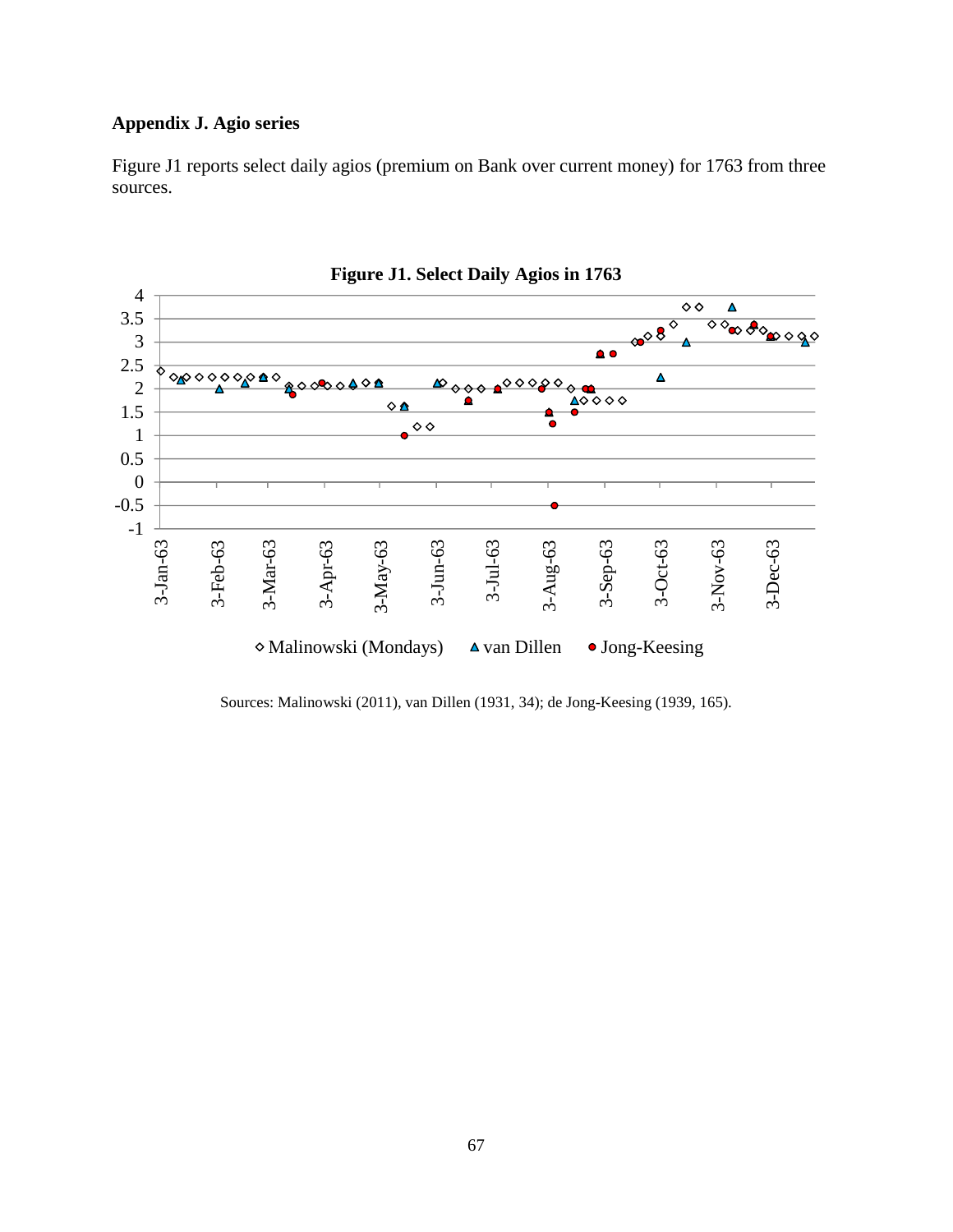## Appendix J. Agio series

Figure J1 reports select daily agios (premium on Bank over current money) for 1763 from three sources.

**Figure J1. Select Daily Agios in 1763**

4
3.5
3
2.5
2
1.5
1
0.5
0
-0.5
-1

3-Jan-63
3-Feb-63
3-Mar-63
3-Apr-63
3-May-63
3-Jun-63
3-Jul-63
3-Aug-63
3-Sep-63
3-Oct-63
3-Nov-63
3-Dec-63

◇ Malinowski (Mondays) ▲ van Dillen ● Jong-Keesing

Sources: Malinowski (2011), van Dillen (1931, 34); de Jong-Keesing (1939, 165).